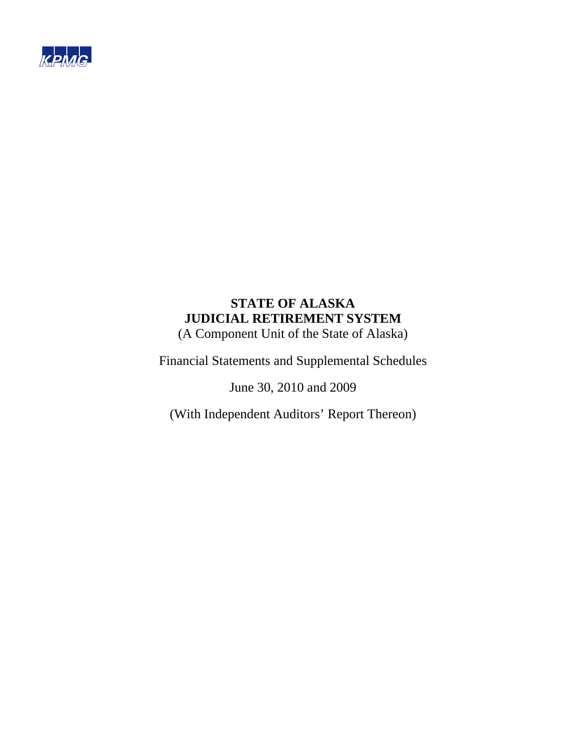KPMG

# STATE OF ALASKA
# JUDICIAL RETIREMENT SYSTEM

(A Component Unit of the State of Alaska)

Financial Statements and Supplemental Schedules

June 30, 2010 and 2009

(With Independent Auditors' Report Thereon)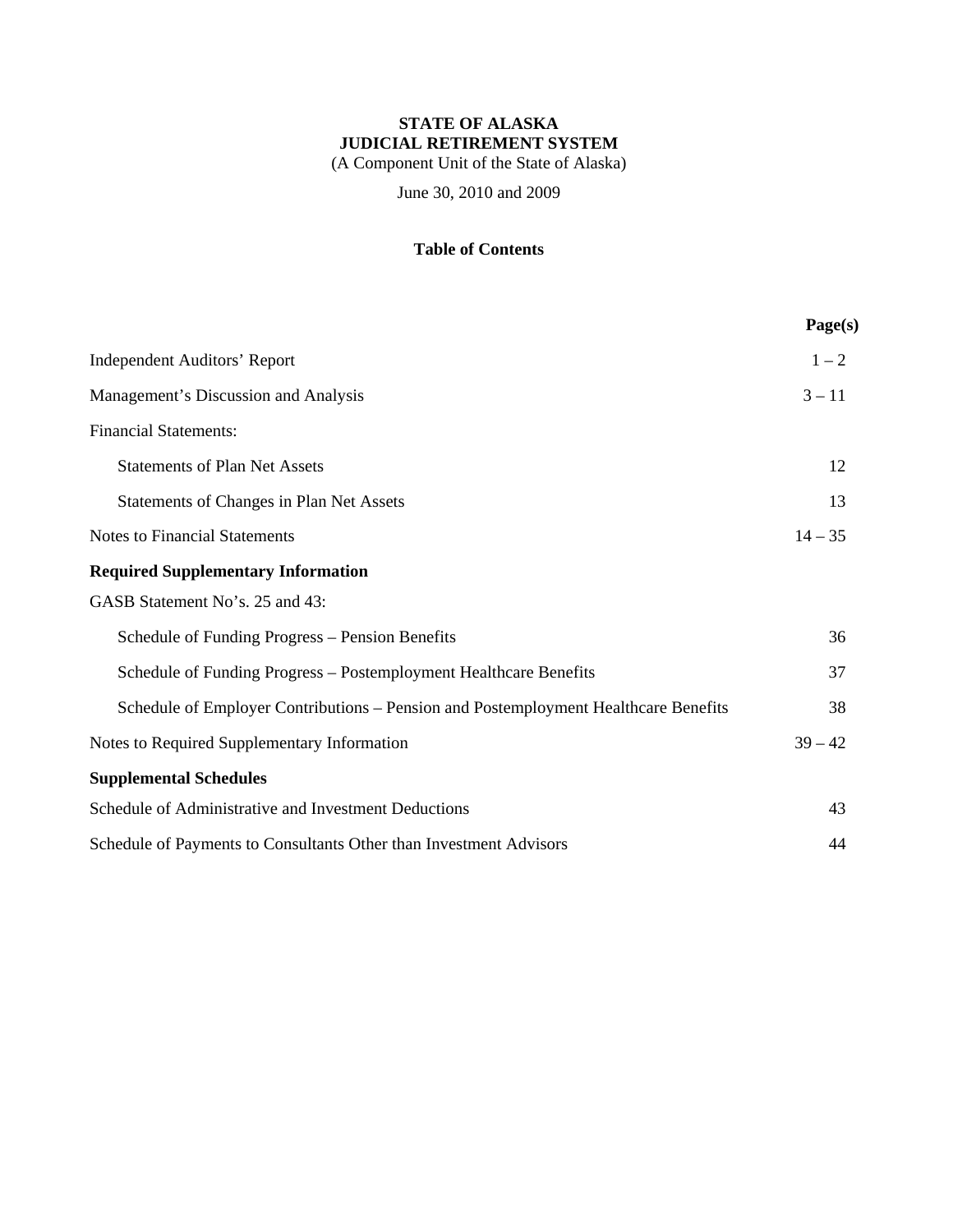**STATE OF ALASKA**
**JUDICIAL RETIREMENT SYSTEM**
(A Component Unit of the State of Alaska)

June 30, 2010 and 2009

**Table of Contents**

| | Page(s) |
|---|---|
| Independent Auditors' Report | 1 – 2 |
| Management's Discussion and Analysis | 3 – 11 |
| Financial Statements: | |
| Statements of Plan Net Assets | 12 |
| Statements of Changes in Plan Net Assets | 13 |
| Notes to Financial Statements | 14 – 35 |
| **Required Supplementary Information** | |
| GASB Statement No's. 25 and 43: | |
| Schedule of Funding Progress – Pension Benefits | 36 |
| Schedule of Funding Progress – Postemployment Healthcare Benefits | 37 |
| Schedule of Employer Contributions – Pension and Postemployment Healthcare Benefits | 38 |
| Notes to Required Supplementary Information | 39 – 42 |
| **Supplemental Schedules** | |
| Schedule of Administrative and Investment Deductions | 43 |
| Schedule of Payments to Consultants Other than Investment Advisors | 44 |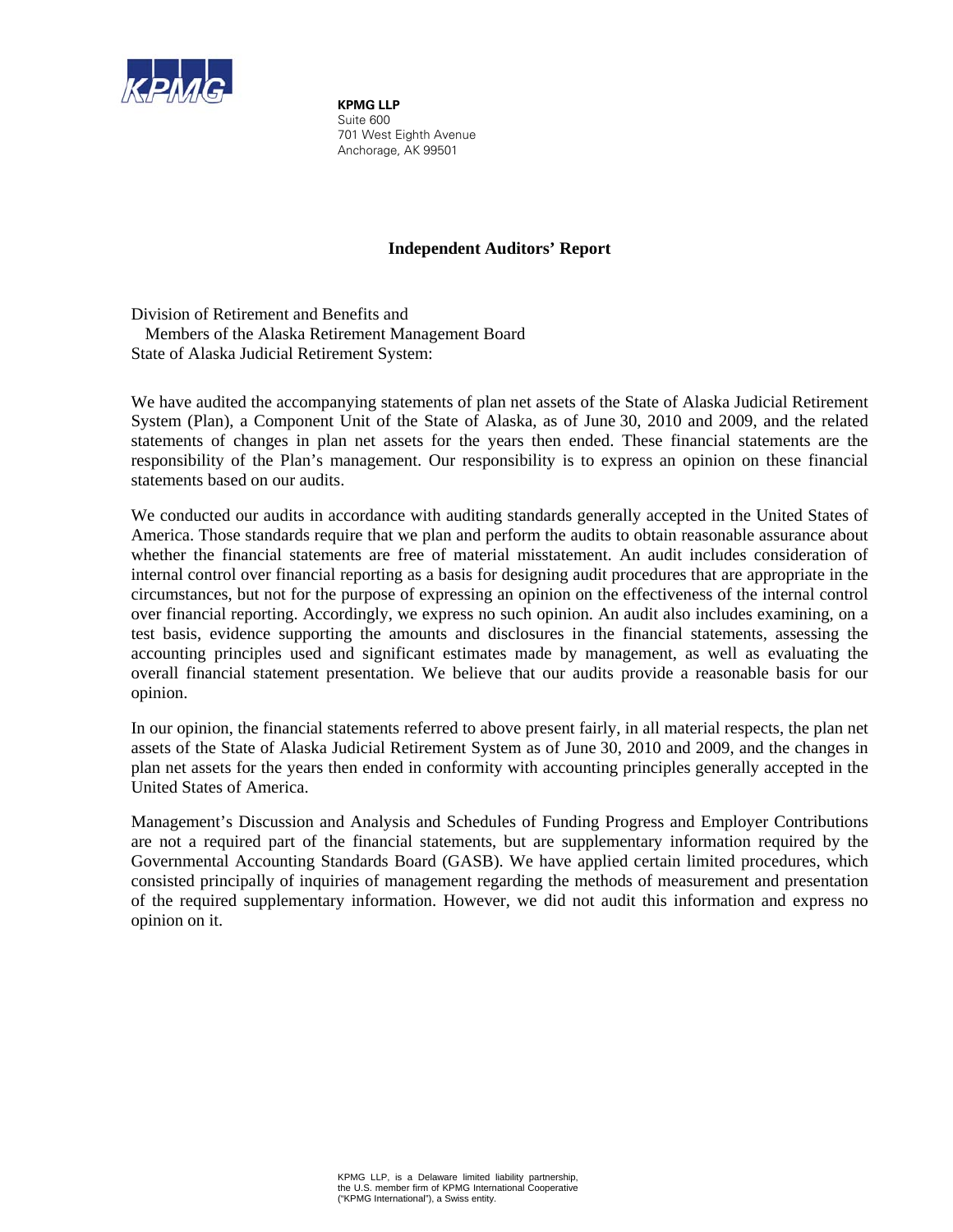**KPMG LLP**
Suite 600
701 West Eighth Avenue
Anchorage, AK 99501

## Independent Auditors' Report

Division of Retirement and Benefits and
Members of the Alaska Retirement Management Board
State of Alaska Judicial Retirement System:

We have audited the accompanying statements of plan net assets of the State of Alaska Judicial Retirement System (Plan), a Component Unit of the State of Alaska, as of June 30, 2010 and 2009, and the related statements of changes in plan net assets for the years then ended. These financial statements are the responsibility of the Plan's management. Our responsibility is to express an opinion on these financial statements based on our audits.

We conducted our audits in accordance with auditing standards generally accepted in the United States of America. Those standards require that we plan and perform the audits to obtain reasonable assurance about whether the financial statements are free of material misstatement. An audit includes consideration of internal control over financial reporting as a basis for designing audit procedures that are appropriate in the circumstances, but not for the purpose of expressing an opinion on the effectiveness of the internal control over financial reporting. Accordingly, we express no such opinion. An audit also includes examining, on a test basis, evidence supporting the amounts and disclosures in the financial statements, assessing the accounting principles used and significant estimates made by management, as well as evaluating the overall financial statement presentation. We believe that our audits provide a reasonable basis for our opinion.

In our opinion, the financial statements referred to above present fairly, in all material respects, the plan net assets of the State of Alaska Judicial Retirement System as of June 30, 2010 and 2009, and the changes in plan net assets for the years then ended in conformity with accounting principles generally accepted in the United States of America.

Management's Discussion and Analysis and Schedules of Funding Progress and Employer Contributions are not a required part of the financial statements, but are supplementary information required by the Governmental Accounting Standards Board (GASB). We have applied certain limited procedures, which consisted principally of inquiries of management regarding the methods of measurement and presentation of the required supplementary information. However, we did not audit this information and express no opinion on it.

KPMG LLP, is a Delaware limited liability partnership, the U.S. member firm of KPMG International Cooperative ("KPMG International"), a Swiss entity.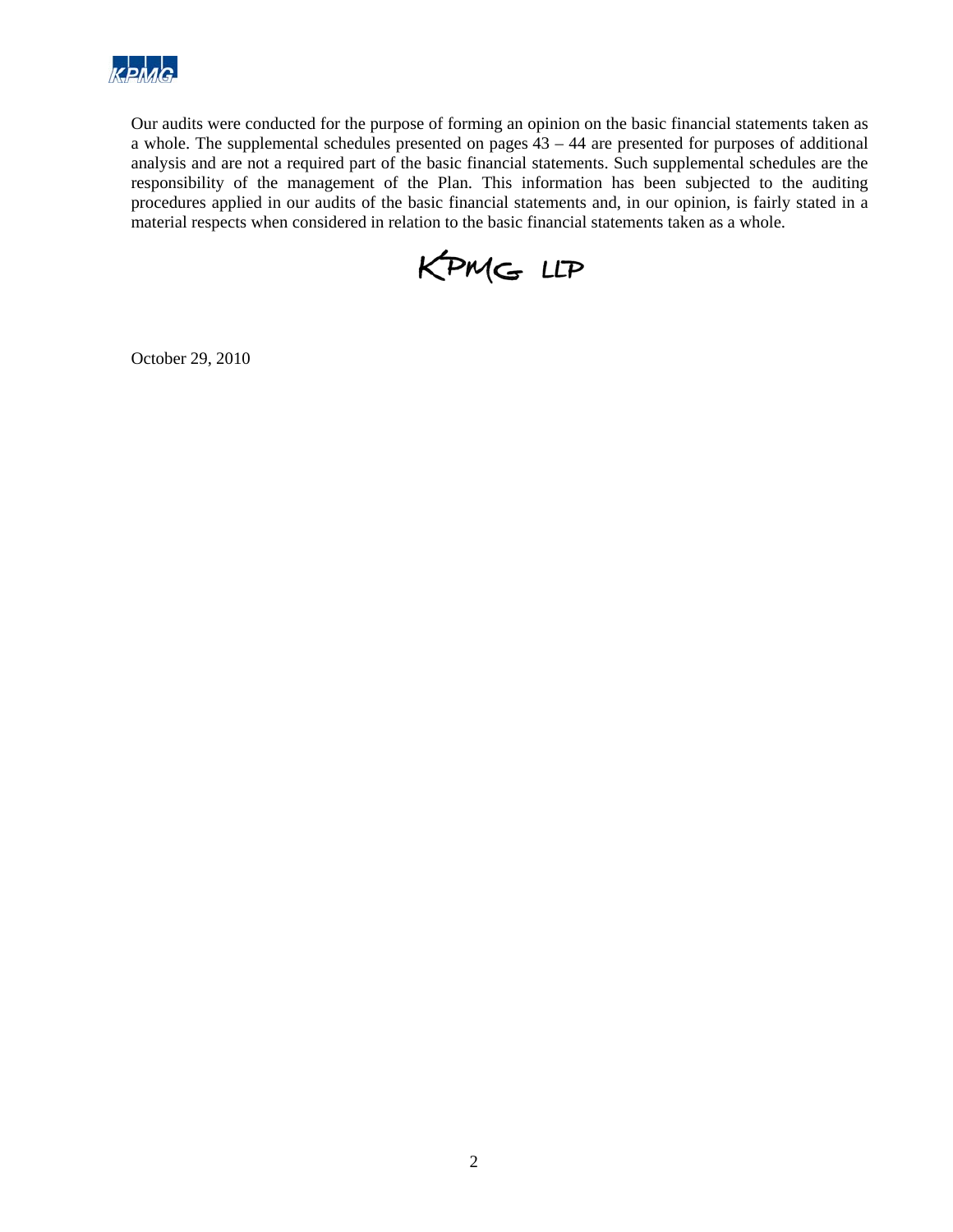Our audits were conducted for the purpose of forming an opinion on the basic financial statements taken as a whole. The supplemental schedules presented on pages 43 – 44 are presented for purposes of additional analysis and are not a required part of the basic financial statements. Such supplemental schedules are the responsibility of the management of the Plan. This information has been subjected to the auditing procedures applied in our audits of the basic financial statements and, in our opinion, is fairly stated in a material respects when considered in relation to the basic financial statements taken as a whole.

KPMG LLP

October 29, 2010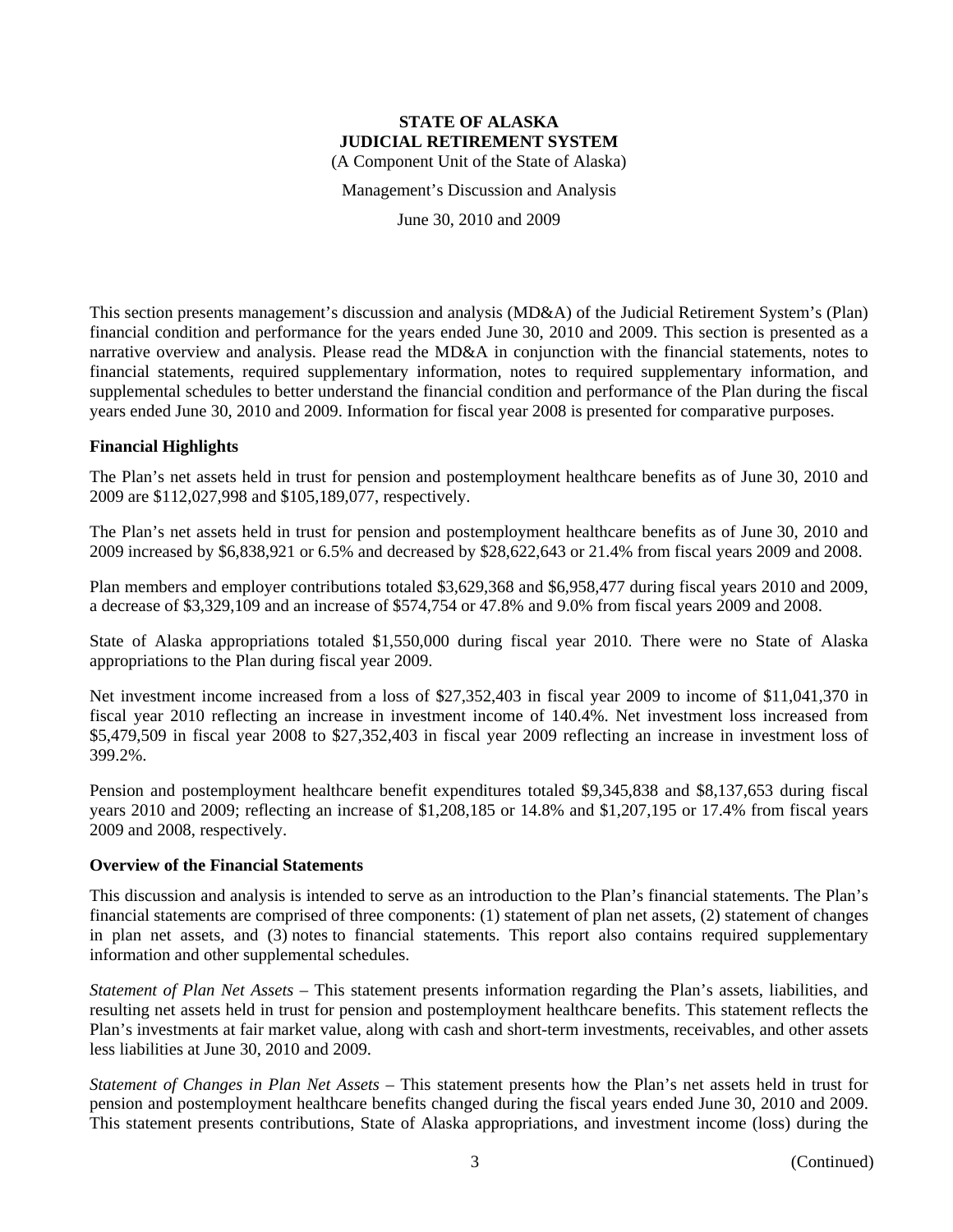# STATE OF ALASKA
# JUDICIAL RETIREMENT SYSTEM

(A Component Unit of the State of Alaska)

Management's Discussion and Analysis

June 30, 2010 and 2009

This section presents management's discussion and analysis (MD&A) of the Judicial Retirement System's (Plan) financial condition and performance for the years ended June 30, 2010 and 2009. This section is presented as a narrative overview and analysis. Please read the MD&A in conjunction with the financial statements, notes to financial statements, required supplementary information, notes to required supplementary information, and supplemental schedules to better understand the financial condition and performance of the Plan during the fiscal years ended June 30, 2010 and 2009. Information for fiscal year 2008 is presented for comparative purposes.

## Financial Highlights

The Plan's net assets held in trust for pension and postemployment healthcare benefits as of June 30, 2010 and 2009 are $112,027,998 and $105,189,077, respectively.

The Plan's net assets held in trust for pension and postemployment healthcare benefits as of June 30, 2010 and 2009 increased by $6,838,921 or 6.5% and decreased by $28,622,643 or 21.4% from fiscal years 2009 and 2008.

Plan members and employer contributions totaled $3,629,368 and $6,958,477 during fiscal years 2010 and 2009, a decrease of $3,329,109 and an increase of $574,754 or 47.8% and 9.0% from fiscal years 2009 and 2008.

State of Alaska appropriations totaled $1,550,000 during fiscal year 2010. There were no State of Alaska appropriations to the Plan during fiscal year 2009.

Net investment income increased from a loss of $27,352,403 in fiscal year 2009 to income of $11,041,370 in fiscal year 2010 reflecting an increase in investment income of 140.4%. Net investment loss increased from $5,479,509 in fiscal year 2008 to $27,352,403 in fiscal year 2009 reflecting an increase in investment loss of 399.2%.

Pension and postemployment healthcare benefit expenditures totaled $9,345,838 and $8,137,653 during fiscal years 2010 and 2009; reflecting an increase of $1,208,185 or 14.8% and $1,207,195 or 17.4% from fiscal years 2009 and 2008, respectively.

## Overview of the Financial Statements

This discussion and analysis is intended to serve as an introduction to the Plan's financial statements. The Plan's financial statements are comprised of three components: (1) statement of plan net assets, (2) statement of changes in plan net assets, and (3) notes to financial statements. This report also contains required supplementary information and other supplemental schedules.

*Statement of Plan Net Assets* – This statement presents information regarding the Plan's assets, liabilities, and resulting net assets held in trust for pension and postemployment healthcare benefits. This statement reflects the Plan's investments at fair market value, along with cash and short-term investments, receivables, and other assets less liabilities at June 30, 2010 and 2009.

*Statement of Changes in Plan Net Assets* – This statement presents how the Plan's net assets held in trust for pension and postemployment healthcare benefits changed during the fiscal years ended June 30, 2010 and 2009. This statement presents contributions, State of Alaska appropriations, and investment income (loss) during the

(Continued)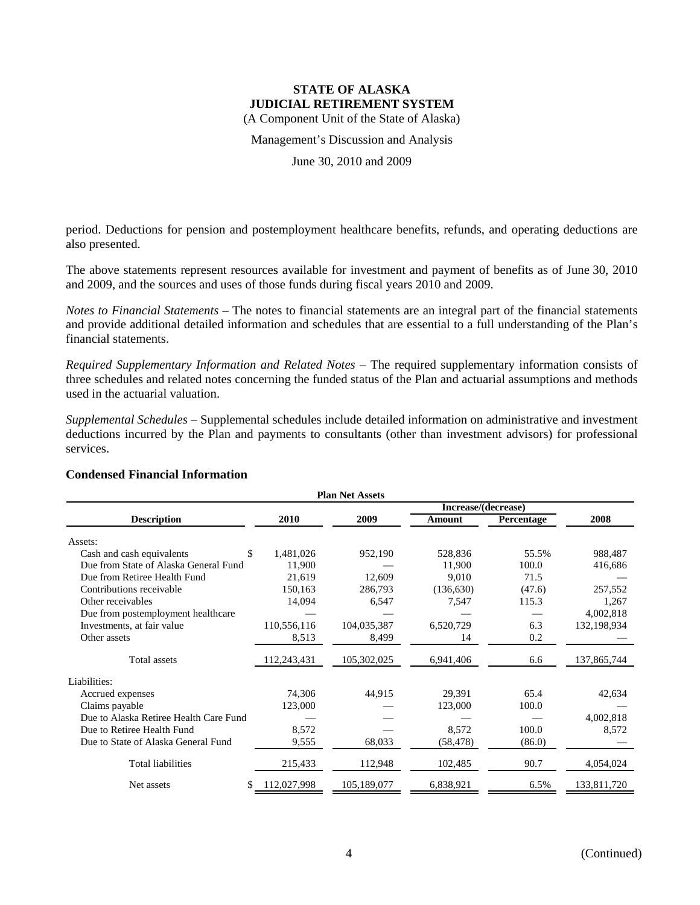period. Deductions for pension and postemployment healthcare benefits, refunds, and operating deductions are also presented.

The above statements represent resources available for investment and payment of benefits as of June 30, 2010 and 2009, and the sources and uses of those funds during fiscal years 2010 and 2009.

*Notes to Financial Statements* – The notes to financial statements are an integral part of the financial statements and provide additional detailed information and schedules that are essential to a full understanding of the Plan's financial statements.

*Required Supplementary Information and Related Notes* – The required supplementary information consists of three schedules and related notes concerning the funded status of the Plan and actuarial assumptions and methods used in the actuarial valuation.

*Supplemental Schedules* – Supplemental schedules include detailed information on administrative and investment deductions incurred by the Plan and payments to consultants (other than investment advisors) for professional services.

**Condensed Financial Information**

**Plan Net Assets**

| Description | 2010 | 2009 | Increase/(decrease) Amount | Increase/(decrease) Percentage | 2008 |
|---|---|---|---|---|---|
| Assets: | | | | | |
| Cash and cash equivalents | $ 1,481,026 | 952,190 | 528,836 | 55.5% | 988,487 |
| Due from State of Alaska General Fund | 11,900 | — | 11,900 | 100.0 | 416,686 |
| Due from Retiree Health Fund | 21,619 | 12,609 | 9,010 | 71.5 | — |
| Contributions receivable | 150,163 | 286,793 | (136,630) | (47.6) | 257,552 |
| Other receivables | 14,094 | 6,547 | 7,547 | 115.3 | 1,267 |
| Due from postemployment healthcare | — | — | — | — | 4,002,818 |
| Investments, at fair value | 110,556,116 | 104,035,387 | 6,520,729 | 6.3 | 132,198,934 |
| Other assets | 8,513 | 8,499 | 14 | 0.2 | — |
| Total assets | 112,243,431 | 105,302,025 | 6,941,406 | 6.6 | 137,865,744 |
| Liabilities: | | | | | |
| Accrued expenses | 74,306 | 44,915 | 29,391 | 65.4 | 42,634 |
| Claims payable | 123,000 | — | 123,000 | 100.0 | — |
| Due to Alaska Retiree Health Care Fund | — | — | — | — | 4,002,818 |
| Due to Retiree Health Fund | 8,572 | — | 8,572 | 100.0 | 8,572 |
| Due to State of Alaska General Fund | 9,555 | 68,033 | (58,478) | (86.0) | — |
| Total liabilities | 215,433 | 112,948 | 102,485 | 90.7 | 4,054,024 |
| Net assets | $ 112,027,998 | 105,189,077 | 6,838,921 | 6.5% | 133,811,720 |

(Continued)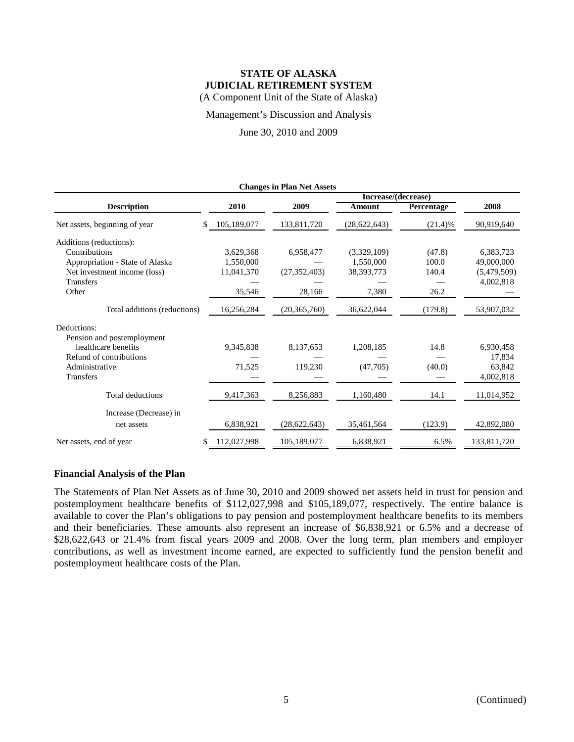**STATE OF ALASKA**
**JUDICIAL RETIREMENT SYSTEM**
(A Component Unit of the State of Alaska)

Management's Discussion and Analysis

June 30, 2010 and 2009

**Changes in Plan Net Assets**

| Description | 2010 | 2009 | Increase/(decrease) Amount | Percentage | 2008 |
|---|---|---|---|---|---|
| Net assets, beginning of year | $ 105,189,077 | 133,811,720 | (28,622,643) | (21.4)% | 90,919,640 |
| Additions (reductions): | | | | | |
| Contributions | 3,629,368 | 6,958,477 | (3,329,109) | (47.8) | 6,383,723 |
| Appropriation - State of Alaska | 1,550,000 | — | 1,550,000 | 100.0 | 49,000,000 |
| Net investment income (loss) | 11,041,370 | (27,352,403) | 38,393,773 | 140.4 | (5,479,509) |
| Transfers | — | — | — | — | 4,002,818 |
| Other | 35,546 | 28,166 | 7,380 | 26.2 | — |
| Total additions (reductions) | 16,256,284 | (20,365,760) | 36,622,044 | (179.8) | 53,907,032 |
| Deductions: | | | | | |
| Pension and postemployment healthcare benefits | 9,345,838 | 8,137,653 | 1,208,185 | 14.8 | 6,930,458 |
| Refund of contributions | — | — | — | — | 17,834 |
| Administrative | 71,525 | 119,230 | (47,705) | (40.0) | 63,842 |
| Transfers | — | — | — | — | 4,002,818 |
| Total deductions | 9,417,363 | 8,256,883 | 1,160,480 | 14.1 | 11,014,952 |
| Increase (Decrease) in net assets | 6,838,921 | (28,622,643) | 35,461,564 | (123.9) | 42,892,080 |
| Net assets, end of year | $ 112,027,998 | 105,189,077 | 6,838,921 | 6.5% | 133,811,720 |

## Financial Analysis of the Plan

The Statements of Plan Net Assets as of June 30, 2010 and 2009 showed net assets held in trust for pension and postemployment healthcare benefits of $112,027,998 and $105,189,077, respectively. The entire balance is available to cover the Plan's obligations to pay pension and postemployment healthcare benefits to its members and their beneficiaries. These amounts also represent an increase of $6,838,921 or 6.5% and a decrease of $28,622,643 or 21.4% from fiscal years 2009 and 2008. Over the long term, plan members and employer contributions, as well as investment income earned, are expected to sufficiently fund the pension benefit and postemployment healthcare costs of the Plan.

(Continued)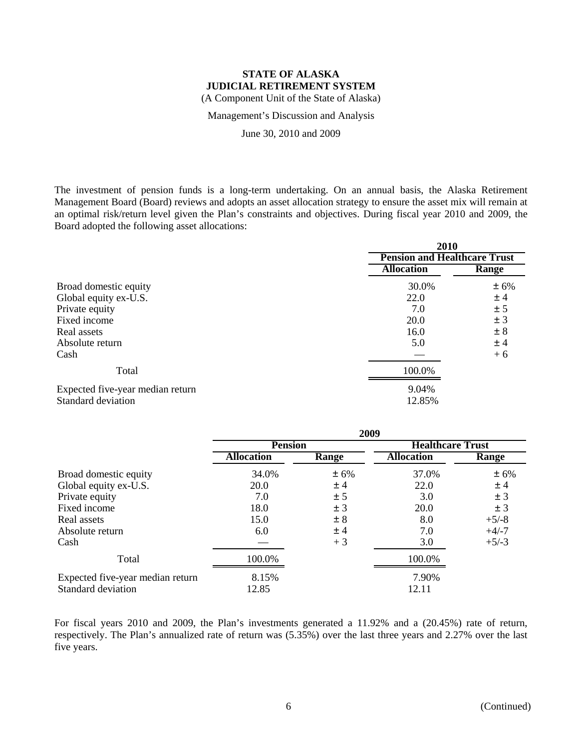# STATE OF ALASKA
## JUDICIAL RETIREMENT SYSTEM
(A Component Unit of the State of Alaska)

Management's Discussion and Analysis

June 30, 2010 and 2009

The investment of pension funds is a long-term undertaking. On an annual basis, the Alaska Retirement Management Board (Board) reviews and adopts an asset allocation strategy to ensure the asset mix will remain at an optimal risk/return level given the Plan's constraints and objectives. During fiscal year 2010 and 2009, the Board adopted the following asset allocations:

| | 2010 | |
|---|---|---|
| | Pension and Healthcare Trust | |
| | Allocation | Range |
| Broad domestic equity | 30.0% | ± 6% |
| Global equity ex-U.S. | 22.0 | ± 4 |
| Private equity | 7.0 | ± 5 |
| Fixed income | 20.0 | ± 3 |
| Real assets | 16.0 | ± 8 |
| Absolute return | 5.0 | ± 4 |
| Cash | — | + 6 |
| Total | 100.0% | |
| Expected five-year median return | 9.04% | |
| Standard deviation | 12.85% | |

| | 2009 | | | |
|---|---|---|---|---|
| | Pension | | Healthcare Trust | |
| | Allocation | Range | Allocation | Range |
| Broad domestic equity | 34.0% | ± 6% | 37.0% | ± 6% |
| Global equity ex-U.S. | 20.0 | ± 4 | 22.0 | ± 4 |
| Private equity | 7.0 | ± 5 | 3.0 | ± 3 |
| Fixed income | 18.0 | ± 3 | 20.0 | ± 3 |
| Real assets | 15.0 | ± 8 | 8.0 | +5/-8 |
| Absolute return | 6.0 | ± 4 | 7.0 | +4/-7 |
| Cash | — | + 3 | 3.0 | +5/-3 |
| Total | 100.0% | | 100.0% | |
| Expected five-year median return | 8.15% | | 7.90% | |
| Standard deviation | 12.85 | | 12.11 | |

For fiscal years 2010 and 2009, the Plan's investments generated a 11.92% and a (20.45%) rate of return, respectively. The Plan's annualized rate of return was (5.35%) over the last three years and 2.27% over the last five years.

(Continued)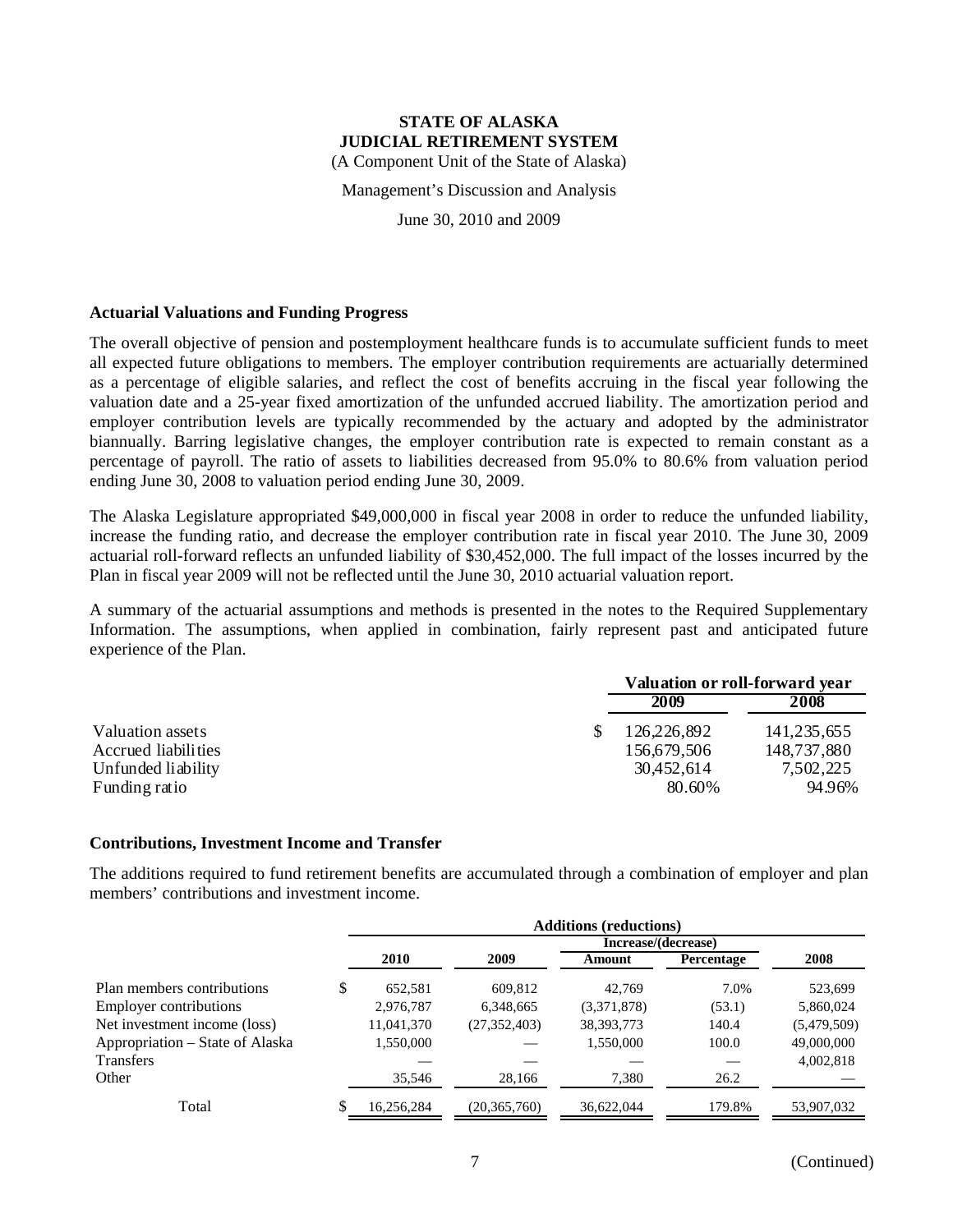# STATE OF ALASKA
# JUDICIAL RETIREMENT SYSTEM

(A Component Unit of the State of Alaska)

Management's Discussion and Analysis

June 30, 2010 and 2009

### Actuarial Valuations and Funding Progress

The overall objective of pension and postemployment healthcare funds is to accumulate sufficient funds to meet all expected future obligations to members. The employer contribution requirements are actuarially determined as a percentage of eligible salaries, and reflect the cost of benefits accruing in the fiscal year following the valuation date and a 25-year fixed amortization of the unfunded accrued liability. The amortization period and employer contribution levels are typically recommended by the actuary and adopted by the administrator biannually. Barring legislative changes, the employer contribution rate is expected to remain constant as a percentage of payroll. The ratio of assets to liabilities decreased from 95.0% to 80.6% from valuation period ending June 30, 2008 to valuation period ending June 30, 2009.

The Alaska Legislature appropriated $49,000,000 in fiscal year 2008 in order to reduce the unfunded liability, increase the funding ratio, and decrease the employer contribution rate in fiscal year 2010. The June 30, 2009 actuarial roll-forward reflects an unfunded liability of $30,452,000. The full impact of the losses incurred by the Plan in fiscal year 2009 will not be reflected until the June 30, 2010 actuarial valuation report.

A summary of the actuarial assumptions and methods is presented in the notes to the Required Supplementary Information. The assumptions, when applied in combination, fairly represent past and anticipated future experience of the Plan.

| | Valuation or roll-forward year | |
|---|---|---|
| | 2009 | 2008 |
| Valuation assets | $ 126,226,892 | 141,235,655 |
| Accrued liabilities | 156,679,506 | 148,737,880 |
| Unfunded liability | 30,452,614 | 7,502,225 |
| Funding ratio | 80.60% | 94.96% |

### Contributions, Investment Income and Transfer

The additions required to fund retirement benefits are accumulated through a combination of employer and plan members' contributions and investment income.

| | Additions (reductions) | | | | |
|---|---|---|---|---|---|
| | | | Increase/(decrease) | | |
| | 2010 | 2009 | Amount | Percentage | 2008 |
| Plan members contributions | $ 652,581 | 609,812 | 42,769 | 7.0% | 523,699 |
| Employer contributions | 2,976,787 | 6,348,665 | (3,371,878) | (53.1) | 5,860,024 |
| Net investment income (loss) | 11,041,370 | (27,352,403) | 38,393,773 | 140.4 | (5,479,509) |
| Appropriation – State of Alaska | 1,550,000 | — | 1,550,000 | 100.0 | 49,000,000 |
| Transfers | — | — | — | — | 4,002,818 |
| Other | 35,546 | 28,166 | 7,380 | 26.2 | — |
| Total | $ 16,256,284 | (20,365,760) | 36,622,044 | 179.8% | 53,907,032 |

(Continued)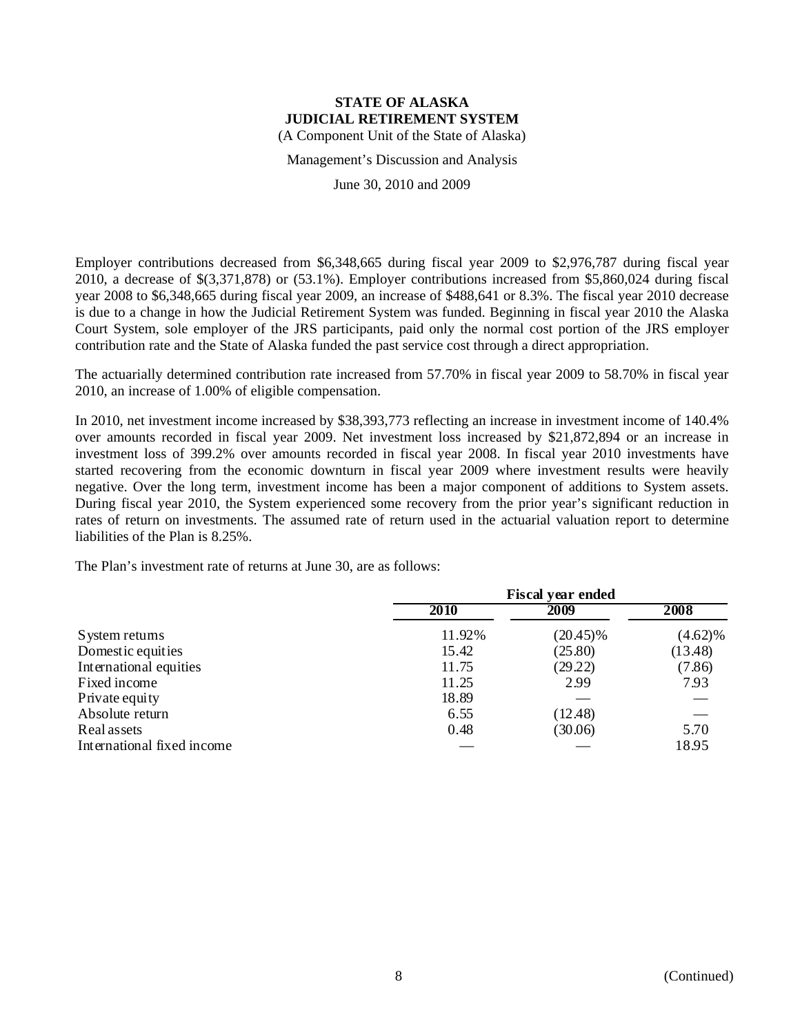**STATE OF ALASKA**
**JUDICIAL RETIREMENT SYSTEM**
(A Component Unit of the State of Alaska)

Management's Discussion and Analysis

June 30, 2010 and 2009

Employer contributions decreased from $6,348,665 during fiscal year 2009 to $2,976,787 during fiscal year 2010, a decrease of $(3,371,878) or (53.1%). Employer contributions increased from $5,860,024 during fiscal year 2008 to $6,348,665 during fiscal year 2009, an increase of $488,641 or 8.3%. The fiscal year 2010 decrease is due to a change in how the Judicial Retirement System was funded. Beginning in fiscal year 2010 the Alaska Court System, sole employer of the JRS participants, paid only the normal cost portion of the JRS employer contribution rate and the State of Alaska funded the past service cost through a direct appropriation.

The actuarially determined contribution rate increased from 57.70% in fiscal year 2009 to 58.70% in fiscal year 2010, an increase of 1.00% of eligible compensation.

In 2010, net investment income increased by $38,393,773 reflecting an increase in investment income of 140.4% over amounts recorded in fiscal year 2009. Net investment loss increased by $21,872,894 or an increase in investment loss of 399.2% over amounts recorded in fiscal year 2008. In fiscal year 2010 investments have started recovering from the economic downturn in fiscal year 2009 where investment results were heavily negative. Over the long term, investment income has been a major component of additions to System assets. During fiscal year 2010, the System experienced some recovery from the prior year's significant reduction in rates of return on investments. The assumed rate of return used in the actuarial valuation report to determine liabilities of the Plan is 8.25%.

The Plan's investment rate of returns at June 30, are as follows:

| | Fiscal year ended | | |
|---|---|---|---|
| | 2010 | 2009 | 2008 |
| System returns | 11.92% | (20.45)% | (4.62)% |
| Domestic equities | 15.42 | (25.80) | (13.48) |
| International equities | 11.75 | (29.22) | (7.86) |
| Fixed income | 11.25 | 2.99 | 7.93 |
| Private equity | 18.89 | — | — |
| Absolute return | 6.55 | (12.48) | — |
| Real assets | 0.48 | (30.06) | 5.70 |
| International fixed income | — | — | 18.95 |

(Continued)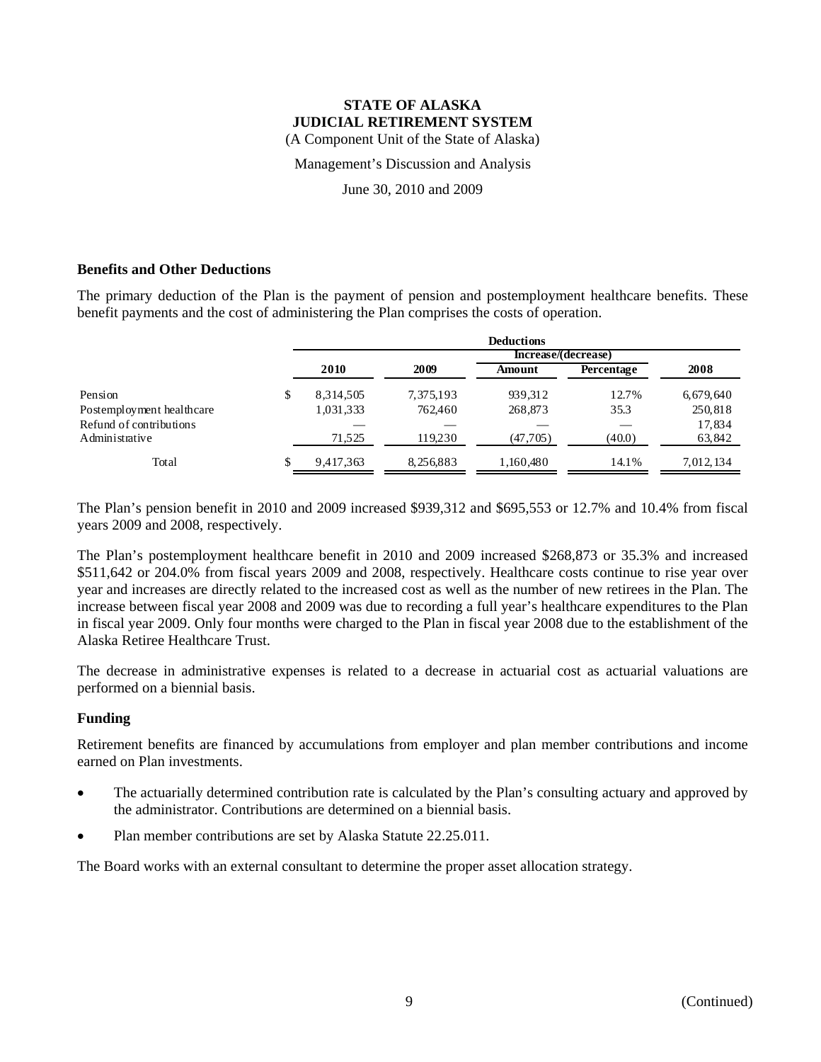# STATE OF ALASKA
## JUDICIAL RETIREMENT SYSTEM

(A Component Unit of the State of Alaska)

Management's Discussion and Analysis

June 30, 2010 and 2009

### Benefits and Other Deductions

The primary deduction of the Plan is the payment of pension and postemployment healthcare benefits. These benefit payments and the cost of administering the Plan comprises the costs of operation.

| | Deductions | | | | |
|---|---|---|---|---|---|
| | | | Increase/(decrease) | | |
| | 2010 | 2009 | Amount | Percentage | 2008 |
| Pension | $ 8,314,505 | 7,375,193 | 939,312 | 12.7% | 6,679,640 |
| Postemployment healthcare | 1,031,333 | 762,460 | 268,873 | 35.3 | 250,818 |
| Refund of contributions | — | — | — | — | 17,834 |
| Administrative | 71,525 | 119,230 | (47,705) | (40.0) | 63,842 |
| Total | $ 9,417,363 | 8,256,883 | 1,160,480 | 14.1% | 7,012,134 |

The Plan's pension benefit in 2010 and 2009 increased $939,312 and $695,553 or 12.7% and 10.4% from fiscal years 2009 and 2008, respectively.

The Plan's postemployment healthcare benefit in 2010 and 2009 increased $268,873 or 35.3% and increased $511,642 or 204.0% from fiscal years 2009 and 2008, respectively. Healthcare costs continue to rise year over year and increases are directly related to the increased cost as well as the number of new retirees in the Plan. The increase between fiscal year 2008 and 2009 was due to recording a full year's healthcare expenditures to the Plan in fiscal year 2009. Only four months were charged to the Plan in fiscal year 2008 due to the establishment of the Alaska Retiree Healthcare Trust.

The decrease in administrative expenses is related to a decrease in actuarial cost as actuarial valuations are performed on a biennial basis.

### Funding

Retirement benefits are financed by accumulations from employer and plan member contributions and income earned on Plan investments.

- The actuarially determined contribution rate is calculated by the Plan's consulting actuary and approved by the administrator. Contributions are determined on a biennial basis.
- Plan member contributions are set by Alaska Statute 22.25.011.

The Board works with an external consultant to determine the proper asset allocation strategy.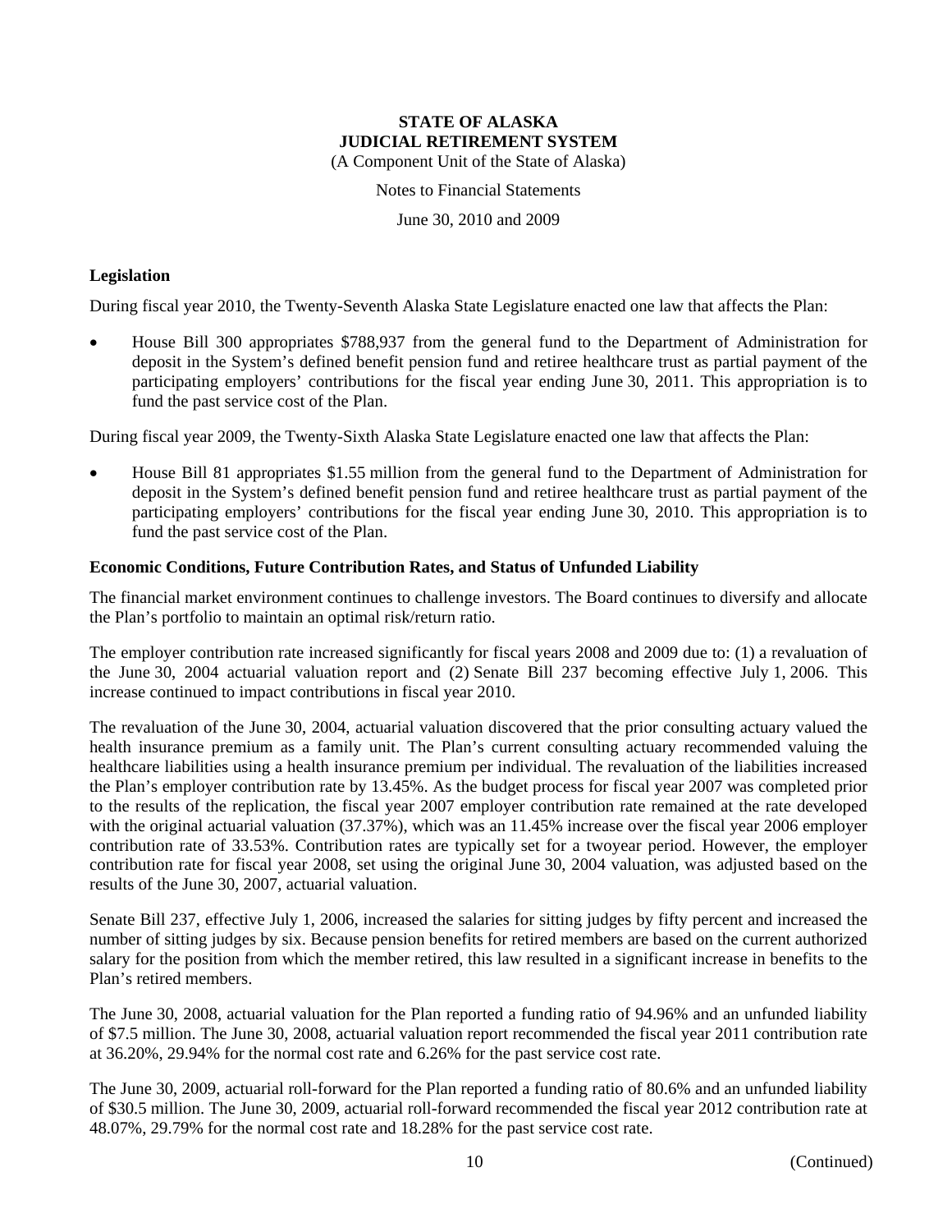**STATE OF ALASKA**
**JUDICIAL RETIREMENT SYSTEM**
(A Component Unit of the State of Alaska)

Notes to Financial Statements

June 30, 2010 and 2009

### Legislation

During fiscal year 2010, the Twenty-Seventh Alaska State Legislature enacted one law that affects the Plan:

- House Bill 300 appropriates $788,937 from the general fund to the Department of Administration for deposit in the System's defined benefit pension fund and retiree healthcare trust as partial payment of the participating employers' contributions for the fiscal year ending June 30, 2011. This appropriation is to fund the past service cost of the Plan.

During fiscal year 2009, the Twenty-Sixth Alaska State Legislature enacted one law that affects the Plan:

- House Bill 81 appropriates $1.55 million from the general fund to the Department of Administration for deposit in the System's defined benefit pension fund and retiree healthcare trust as partial payment of the participating employers' contributions for the fiscal year ending June 30, 2010. This appropriation is to fund the past service cost of the Plan.

### Economic Conditions, Future Contribution Rates, and Status of Unfunded Liability

The financial market environment continues to challenge investors. The Board continues to diversify and allocate the Plan's portfolio to maintain an optimal risk/return ratio.

The employer contribution rate increased significantly for fiscal years 2008 and 2009 due to: (1) a revaluation of the June 30, 2004 actuarial valuation report and (2) Senate Bill 237 becoming effective July 1, 2006. This increase continued to impact contributions in fiscal year 2010.

The revaluation of the June 30, 2004, actuarial valuation discovered that the prior consulting actuary valued the health insurance premium as a family unit. The Plan's current consulting actuary recommended valuing the healthcare liabilities using a health insurance premium per individual. The revaluation of the liabilities increased the Plan's employer contribution rate by 13.45%. As the budget process for fiscal year 2007 was completed prior to the results of the replication, the fiscal year 2007 employer contribution rate remained at the rate developed with the original actuarial valuation (37.37%), which was an 11.45% increase over the fiscal year 2006 employer contribution rate of 33.53%. Contribution rates are typically set for a twoyear period. However, the employer contribution rate for fiscal year 2008, set using the original June 30, 2004 valuation, was adjusted based on the results of the June 30, 2007, actuarial valuation.

Senate Bill 237, effective July 1, 2006, increased the salaries for sitting judges by fifty percent and increased the number of sitting judges by six. Because pension benefits for retired members are based on the current authorized salary for the position from which the member retired, this law resulted in a significant increase in benefits to the Plan's retired members.

The June 30, 2008, actuarial valuation for the Plan reported a funding ratio of 94.96% and an unfunded liability of $7.5 million. The June 30, 2008, actuarial valuation report recommended the fiscal year 2011 contribution rate at 36.20%, 29.94% for the normal cost rate and 6.26% for the past service cost rate.

The June 30, 2009, actuarial roll-forward for the Plan reported a funding ratio of 80.6% and an unfunded liability of $30.5 million. The June 30, 2009, actuarial roll-forward recommended the fiscal year 2012 contribution rate at 48.07%, 29.79% for the normal cost rate and 18.28% for the past service cost rate.

(Continued)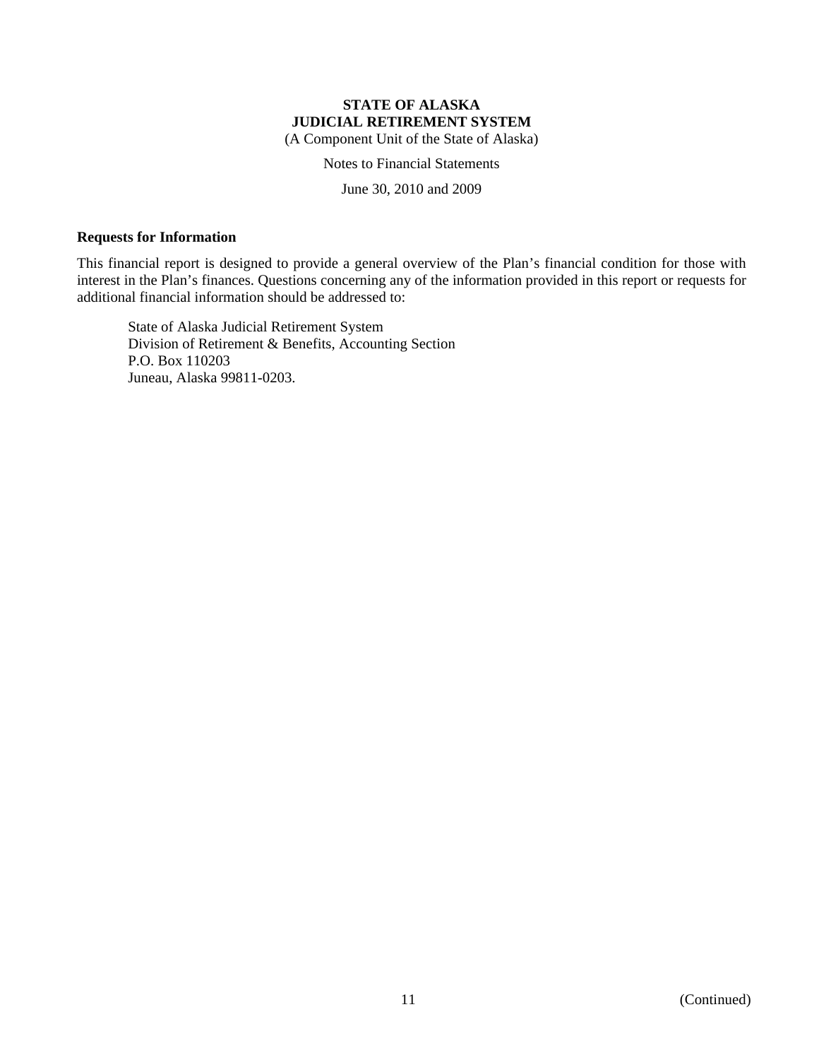## Requests for Information

This financial report is designed to provide a general overview of the Plan's financial condition for those with interest in the Plan's finances. Questions concerning any of the information provided in this report or requests for additional financial information should be addressed to:

State of Alaska Judicial Retirement System  
Division of Retirement & Benefits, Accounting Section  
P.O. Box 110203  
Juneau, Alaska 99811-0203.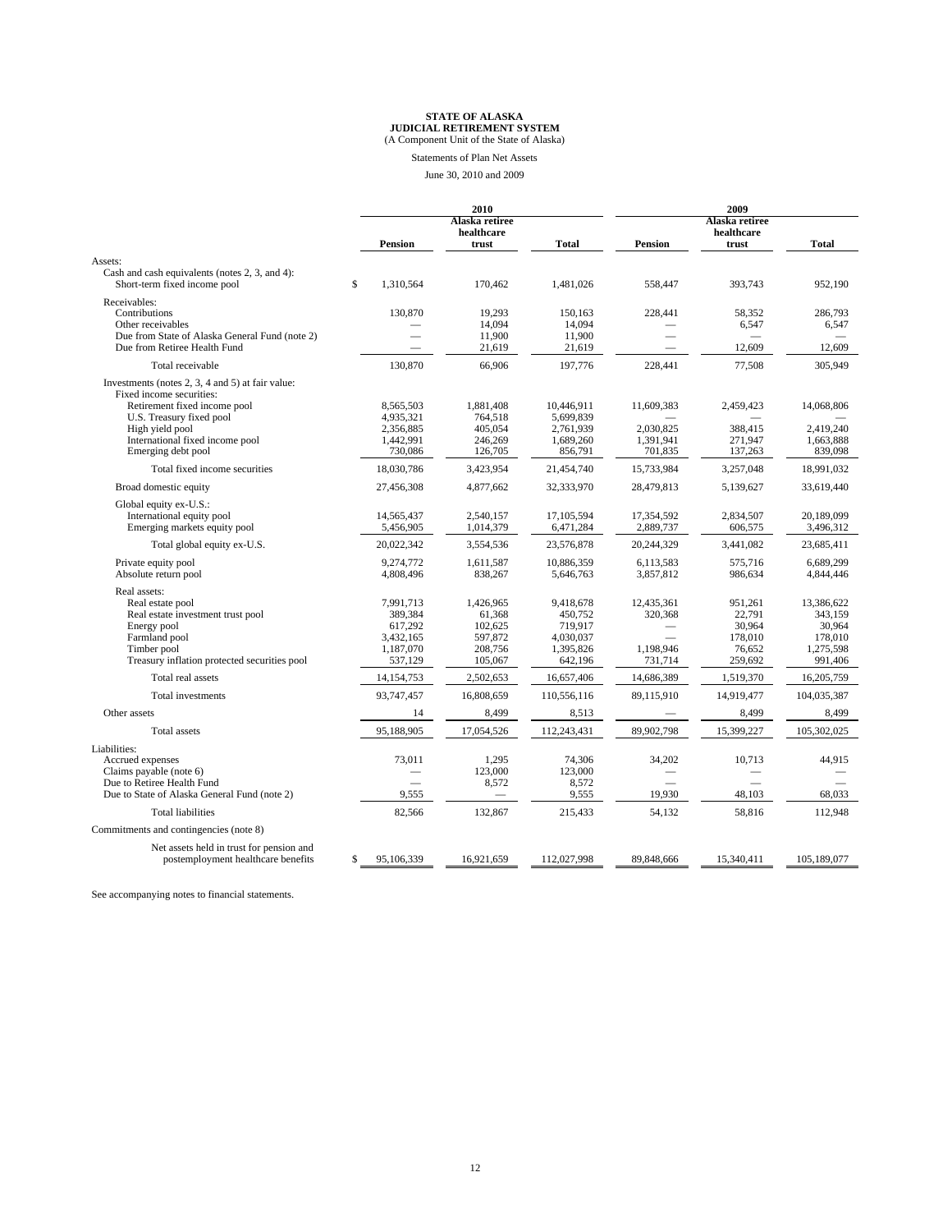**STATE OF ALASKA**
**JUDICIAL RETIREMENT SYSTEM**
(A Component Unit of the State of Alaska)

Statements of Plan Net Assets

June 30, 2010 and 2009

| | 2010 | | | 2009 | | |
|---|---|---|---|---|---|---|
| | Pension | Alaska retiree healthcare trust | Total | Pension | Alaska retiree healthcare trust | Total |
| Assets: | | | | | | |
| Cash and cash equivalents (notes 2, 3, and 4): | | | | | | |
| Short-term fixed income pool | $ 1,310,564 | 170,462 | 1,481,026 | 558,447 | 393,743 | 952,190 |
| Receivables: | | | | | | |
| Contributions | 130,870 | 19,293 | 150,163 | 228,441 | 58,352 | 286,793 |
| Other receivables | — | 14,094 | 14,094 | — | 6,547 | 6,547 |
| Due from State of Alaska General Fund (note 2) | — | 11,900 | 11,900 | — | — | — |
| Due from Retiree Health Fund | — | 21,619 | 21,619 | — | 12,609 | 12,609 |
| Total receivable | 130,870 | 66,906 | 197,776 | 228,441 | 77,508 | 305,949 |
| Investments (notes 2, 3, 4 and 5) at fair value: | | | | | | |
| Fixed income securities: | | | | | | |
| Retirement fixed income pool | 8,565,503 | 1,881,408 | 10,446,911 | 11,609,383 | 2,459,423 | 14,068,806 |
| U.S. Treasury fixed pool | 4,935,321 | 764,518 | 5,699,839 | — | — | — |
| High yield pool | 2,356,885 | 405,054 | 2,761,939 | 2,030,825 | 388,415 | 2,419,240 |
| International fixed income pool | 1,442,991 | 246,269 | 1,689,260 | 1,391,941 | 271,947 | 1,663,888 |
| Emerging debt pool | 730,086 | 126,705 | 856,791 | 701,835 | 137,263 | 839,098 |
| Total fixed income securities | 18,030,786 | 3,423,954 | 21,454,740 | 15,733,984 | 3,257,048 | 18,991,032 |
| Broad domestic equity | 27,456,308 | 4,877,662 | 32,333,970 | 28,479,813 | 5,139,627 | 33,619,440 |
| Global equity ex-U.S.: | | | | | | |
| International equity pool | 14,565,437 | 2,540,157 | 17,105,594 | 17,354,592 | 2,834,507 | 20,189,099 |
| Emerging markets equity pool | 5,456,905 | 1,014,379 | 6,471,284 | 2,889,737 | 606,575 | 3,496,312 |
| Total global equity ex-U.S. | 20,022,342 | 3,554,536 | 23,576,878 | 20,244,329 | 3,441,082 | 23,685,411 |
| Private equity pool | 9,274,772 | 1,611,587 | 10,886,359 | 6,113,583 | 575,716 | 6,689,299 |
| Absolute return pool | 4,808,496 | 838,267 | 5,646,763 | 3,857,812 | 986,634 | 4,844,446 |
| Real assets: | | | | | | |
| Real estate pool | 7,991,713 | 1,426,965 | 9,418,678 | 12,435,361 | 951,261 | 13,386,622 |
| Real estate investment trust pool | 389,384 | 61,368 | 450,752 | 320,368 | 22,791 | 343,159 |
| Energy pool | 617,292 | 102,625 | 719,917 | — | 30,964 | 30,964 |
| Farmland pool | 3,432,165 | 597,872 | 4,030,037 | — | 178,010 | 178,010 |
| Timber pool | 1,187,070 | 208,756 | 1,395,826 | 1,198,946 | 76,652 | 1,275,598 |
| Treasury inflation protected securities pool | 537,129 | 105,067 | 642,196 | 731,714 | 259,692 | 991,406 |
| Total real assets | 14,154,753 | 2,502,653 | 16,657,406 | 14,686,389 | 1,519,370 | 16,205,759 |
| Total investments | 93,747,457 | 16,808,659 | 110,556,116 | 89,115,910 | 14,919,477 | 104,035,387 |
| Other assets | 14 | 8,499 | 8,513 | — | 8,499 | 8,499 |
| Total assets | 95,188,905 | 17,054,526 | 112,243,431 | 89,902,798 | 15,399,227 | 105,302,025 |
| Liabilities: | | | | | | |
| Accrued expenses | 73,011 | 1,295 | 74,306 | 34,202 | 10,713 | 44,915 |
| Claims payable (note 6) | — | 123,000 | 123,000 | — | — | — |
| Due to Retiree Health Fund | — | 8,572 | 8,572 | — | — | — |
| Due to State of Alaska General Fund (note 2) | 9,555 | — | 9,555 | 19,930 | 48,103 | 68,033 |
| Total liabilities | 82,566 | 132,867 | 215,433 | 54,132 | 58,816 | 112,948 |
| Commitments and contingencies (note 8) | | | | | | |
| Net assets held in trust for pension and postemployment healthcare benefits | $ 95,106,339 | 16,921,659 | 112,027,998 | 89,848,666 | 15,340,411 | 105,189,077 |

See accompanying notes to financial statements.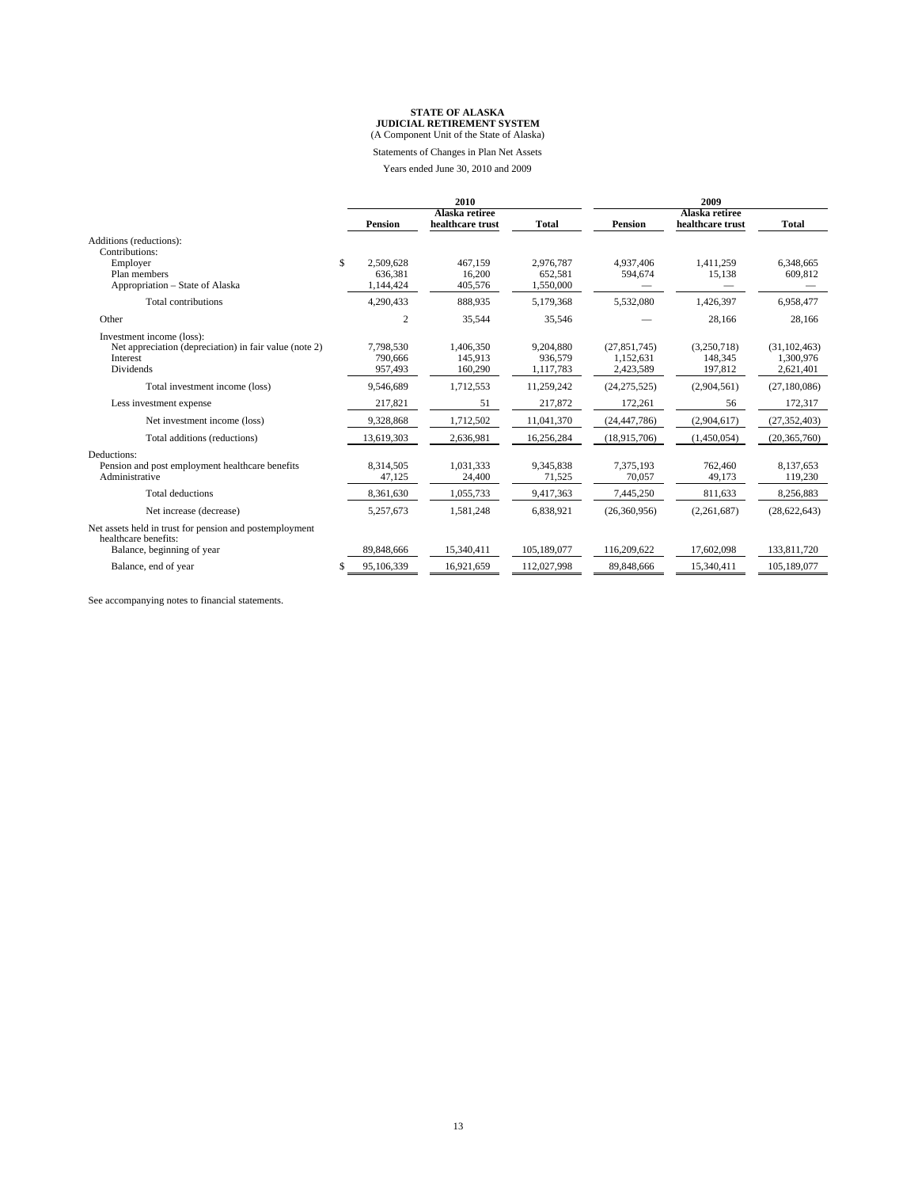**STATE OF ALASKA**
**JUDICIAL RETIREMENT SYSTEM**
(A Component Unit of the State of Alaska)

Statements of Changes in Plan Net Assets

Years ended June 30, 2010 and 2009

| | 2010 | | | 2009 | | |
|---|---|---|---|---|---|---|
| | **Pension** | **Alaska retiree healthcare trust** | **Total** | **Pension** | **Alaska retiree healthcare trust** | **Total** |
| Additions (reductions): | | | | | | |
| Contributions: | | | | | | |
| Employer | $ 2,509,628 | 467,159 | 2,976,787 | 4,937,406 | 1,411,259 | 6,348,665 |
| Plan members | 636,381 | 16,200 | 652,581 | 594,674 | 15,138 | 609,812 |
| Appropriation – State of Alaska | 1,144,424 | 405,576 | 1,550,000 | — | — | — |
| Total contributions | 4,290,433 | 888,935 | 5,179,368 | 5,532,080 | 1,426,397 | 6,958,477 |
| Other | 2 | 35,544 | 35,546 | — | 28,166 | 28,166 |
| Investment income (loss): | | | | | | |
| Net appreciation (depreciation) in fair value (note 2) | 7,798,530 | 1,406,350 | 9,204,880 | (27,851,745) | (3,250,718) | (31,102,463) |
| Interest | 790,666 | 145,913 | 936,579 | 1,152,631 | 148,345 | 1,300,976 |
| Dividends | 957,493 | 160,290 | 1,117,783 | 2,423,589 | 197,812 | 2,621,401 |
| Total investment income (loss) | 9,546,689 | 1,712,553 | 11,259,242 | (24,275,525) | (2,904,561) | (27,180,086) |
| Less investment expense | 217,821 | 51 | 217,872 | 172,261 | 56 | 172,317 |
| Net investment income (loss) | 9,328,868 | 1,712,502 | 11,041,370 | (24,447,786) | (2,904,617) | (27,352,403) |
| Total additions (reductions) | 13,619,303 | 2,636,981 | 16,256,284 | (18,915,706) | (1,450,054) | (20,365,760) |
| Deductions: | | | | | | |
| Pension and post employment healthcare benefits | 8,314,505 | 1,031,333 | 9,345,838 | 7,375,193 | 762,460 | 8,137,653 |
| Administrative | 47,125 | 24,400 | 71,525 | 70,057 | 49,173 | 119,230 |
| Total deductions | 8,361,630 | 1,055,733 | 9,417,363 | 7,445,250 | 811,633 | 8,256,883 |
| Net increase (decrease) | 5,257,673 | 1,581,248 | 6,838,921 | (26,360,956) | (2,261,687) | (28,622,643) |
| Net assets held in trust for pension and postemployment healthcare benefits: | | | | | | |
| Balance, beginning of year | 89,848,666 | 15,340,411 | 105,189,077 | 116,209,622 | 17,602,098 | 133,811,720 |
| Balance, end of year | $ 95,106,339 | 16,921,659 | 112,027,998 | 89,848,666 | 15,340,411 | 105,189,077 |

See accompanying notes to financial statements.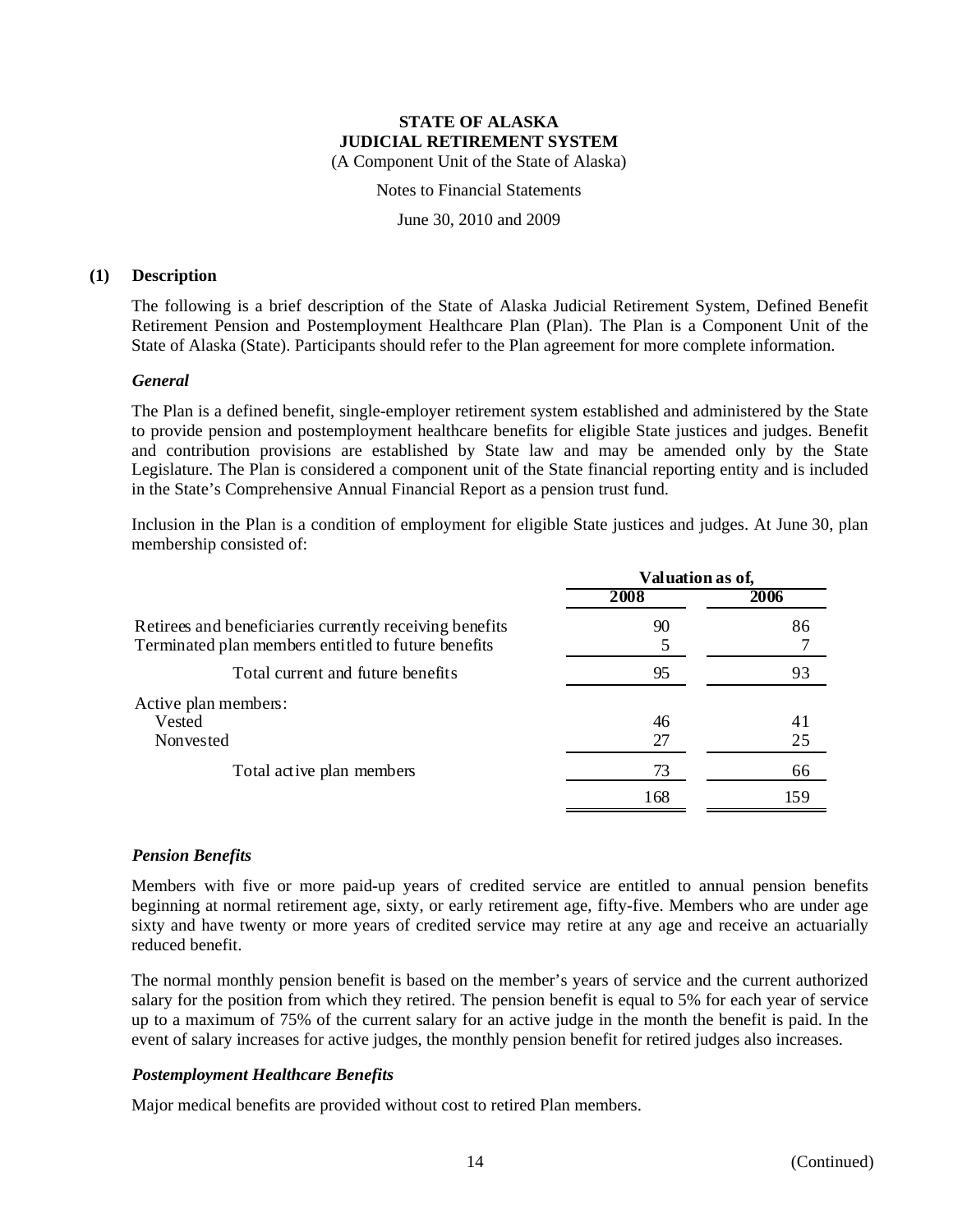**STATE OF ALASKA**
**JUDICIAL RETIREMENT SYSTEM**
(A Component Unit of the State of Alaska)

Notes to Financial Statements

June 30, 2010 and 2009

## (1) Description

The following is a brief description of the State of Alaska Judicial Retirement System, Defined Benefit Retirement Pension and Postemployment Healthcare Plan (Plan). The Plan is a Component Unit of the State of Alaska (State). Participants should refer to the Plan agreement for more complete information.

### *General*

The Plan is a defined benefit, single-employer retirement system established and administered by the State to provide pension and postemployment healthcare benefits for eligible State justices and judges. Benefit and contribution provisions are established by State law and may be amended only by the State Legislature. The Plan is considered a component unit of the State financial reporting entity and is included in the State's Comprehensive Annual Financial Report as a pension trust fund.

Inclusion in the Plan is a condition of employment for eligible State justices and judges. At June 30, plan membership consisted of:

| | Valuation as of, | |
|---|---|---|
| | **2008** | **2006** |
| Retirees and beneficiaries currently receiving benefits | 90 | 86 |
| Terminated plan members entitled to future benefits | 5 | 7 |
| Total current and future benefits | 95 | 93 |
| Active plan members: | | |
| Vested | 46 | 41 |
| Nonvested | 27 | 25 |
| Total active plan members | 73 | 66 |
| | 168 | 159 |

### *Pension Benefits*

Members with five or more paid-up years of credited service are entitled to annual pension benefits beginning at normal retirement age, sixty, or early retirement age, fifty-five. Members who are under age sixty and have twenty or more years of credited service may retire at any age and receive an actuarially reduced benefit.

The normal monthly pension benefit is based on the member's years of service and the current authorized salary for the position from which they retired. The pension benefit is equal to 5% for each year of service up to a maximum of 75% of the current salary for an active judge in the month the benefit is paid. In the event of salary increases for active judges, the monthly pension benefit for retired judges also increases.

### *Postemployment Healthcare Benefits*

Major medical benefits are provided without cost to retired Plan members.

(Continued)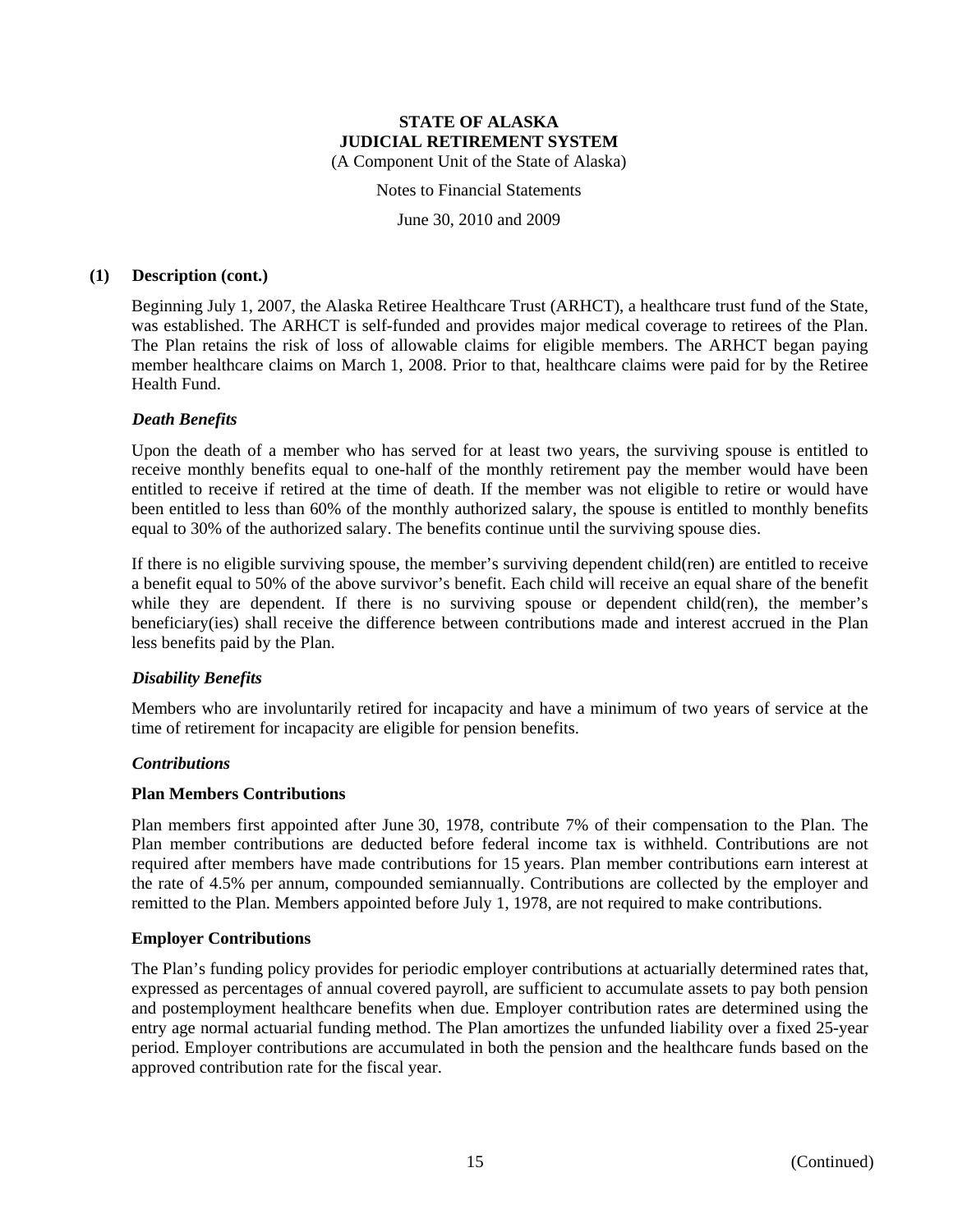## (1) Description (cont.)

Beginning July 1, 2007, the Alaska Retiree Healthcare Trust (ARHCT), a healthcare trust fund of the State, was established. The ARHCT is self-funded and provides major medical coverage to retirees of the Plan. The Plan retains the risk of loss of allowable claims for eligible members. The ARHCT began paying member healthcare claims on March 1, 2008. Prior to that, healthcare claims were paid for by the Retiree Health Fund.

### *Death Benefits*

Upon the death of a member who has served for at least two years, the surviving spouse is entitled to receive monthly benefits equal to one-half of the monthly retirement pay the member would have been entitled to receive if retired at the time of death. If the member was not eligible to retire or would have been entitled to less than 60% of the monthly authorized salary, the spouse is entitled to monthly benefits equal to 30% of the authorized salary. The benefits continue until the surviving spouse dies.

If there is no eligible surviving spouse, the member's surviving dependent child(ren) are entitled to receive a benefit equal to 50% of the above survivor's benefit. Each child will receive an equal share of the benefit while they are dependent. If there is no surviving spouse or dependent child(ren), the member's beneficiary(ies) shall receive the difference between contributions made and interest accrued in the Plan less benefits paid by the Plan.

### *Disability Benefits*

Members who are involuntarily retired for incapacity and have a minimum of two years of service at the time of retirement for incapacity are eligible for pension benefits.

### *Contributions*

#### Plan Members Contributions

Plan members first appointed after June 30, 1978, contribute 7% of their compensation to the Plan. The Plan member contributions are deducted before federal income tax is withheld. Contributions are not required after members have made contributions for 15 years. Plan member contributions earn interest at the rate of 4.5% per annum, compounded semiannually. Contributions are collected by the employer and remitted to the Plan. Members appointed before July 1, 1978, are not required to make contributions.

#### Employer Contributions

The Plan's funding policy provides for periodic employer contributions at actuarially determined rates that, expressed as percentages of annual covered payroll, are sufficient to accumulate assets to pay both pension and postemployment healthcare benefits when due. Employer contribution rates are determined using the entry age normal actuarial funding method. The Plan amortizes the unfunded liability over a fixed 25-year period. Employer contributions are accumulated in both the pension and the healthcare funds based on the approved contribution rate for the fiscal year.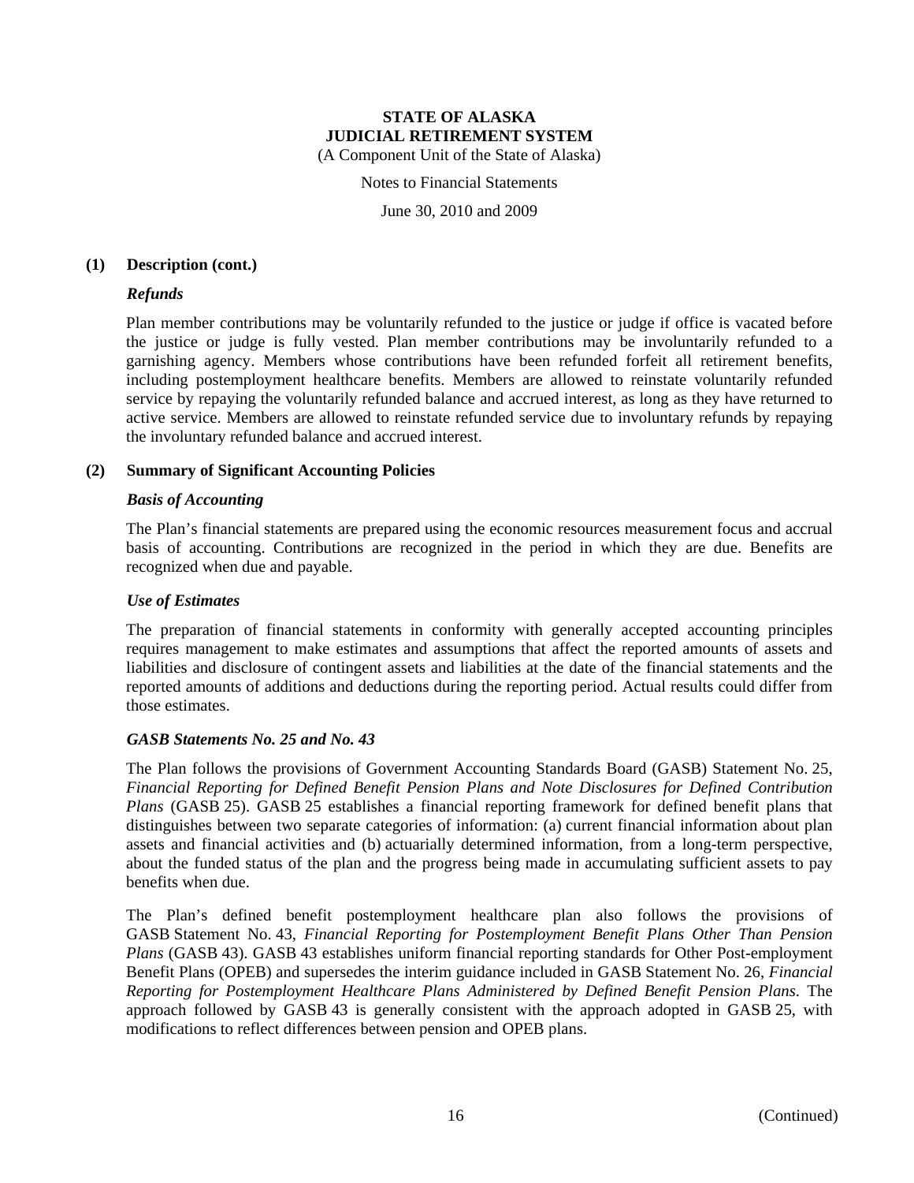**STATE OF ALASKA**
**JUDICIAL RETIREMENT SYSTEM**
(A Component Unit of the State of Alaska)

Notes to Financial Statements

June 30, 2010 and 2009

**(1) Description (cont.)**

***Refunds***

Plan member contributions may be voluntarily refunded to the justice or judge if office is vacated before the justice or judge is fully vested. Plan member contributions may be involuntarily refunded to a garnishing agency. Members whose contributions have been refunded forfeit all retirement benefits, including postemployment healthcare benefits. Members are allowed to reinstate voluntarily refunded service by repaying the voluntarily refunded balance and accrued interest, as long as they have returned to active service. Members are allowed to reinstate refunded service due to involuntary refunds by repaying the involuntary refunded balance and accrued interest.

**(2) Summary of Significant Accounting Policies**

***Basis of Accounting***

The Plan's financial statements are prepared using the economic resources measurement focus and accrual basis of accounting. Contributions are recognized in the period in which they are due. Benefits are recognized when due and payable.

***Use of Estimates***

The preparation of financial statements in conformity with generally accepted accounting principles requires management to make estimates and assumptions that affect the reported amounts of assets and liabilities and disclosure of contingent assets and liabilities at the date of the financial statements and the reported amounts of additions and deductions during the reporting period. Actual results could differ from those estimates.

***GASB Statements No. 25 and No. 43***

The Plan follows the provisions of Government Accounting Standards Board (GASB) Statement No. 25, *Financial Reporting for Defined Benefit Pension Plans and Note Disclosures for Defined Contribution Plans* (GASB 25). GASB 25 establishes a financial reporting framework for defined benefit plans that distinguishes between two separate categories of information: (a) current financial information about plan assets and financial activities and (b) actuarially determined information, from a long-term perspective, about the funded status of the plan and the progress being made in accumulating sufficient assets to pay benefits when due.

The Plan's defined benefit postemployment healthcare plan also follows the provisions of GASB Statement No. 43, *Financial Reporting for Postemployment Benefit Plans Other Than Pension Plans* (GASB 43). GASB 43 establishes uniform financial reporting standards for Other Post-employment Benefit Plans (OPEB) and supersedes the interim guidance included in GASB Statement No. 26, *Financial Reporting for Postemployment Healthcare Plans Administered by Defined Benefit Pension Plans*. The approach followed by GASB 43 is generally consistent with the approach adopted in GASB 25, with modifications to reflect differences between pension and OPEB plans.

(Continued)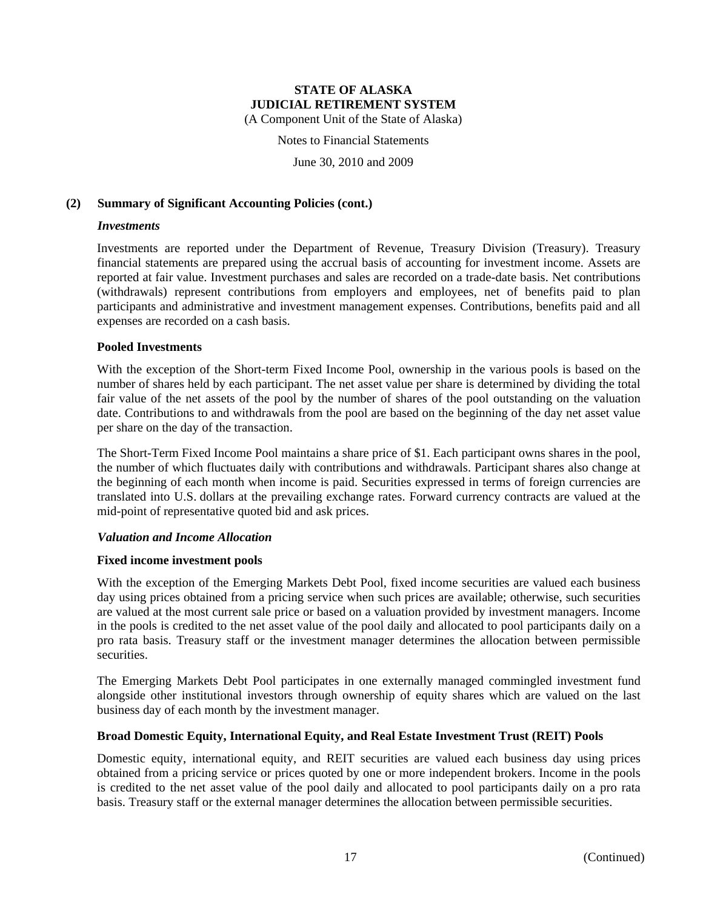## (2) Summary of Significant Accounting Policies (cont.)

### *Investments*

Investments are reported under the Department of Revenue, Treasury Division (Treasury). Treasury financial statements are prepared using the accrual basis of accounting for investment income. Assets are reported at fair value. Investment purchases and sales are recorded on a trade-date basis. Net contributions (withdrawals) represent contributions from employers and employees, net of benefits paid to plan participants and administrative and investment management expenses. Contributions, benefits paid and all expenses are recorded on a cash basis.

#### Pooled Investments

With the exception of the Short-term Fixed Income Pool, ownership in the various pools is based on the number of shares held by each participant. The net asset value per share is determined by dividing the total fair value of the net assets of the pool by the number of shares of the pool outstanding on the valuation date. Contributions to and withdrawals from the pool are based on the beginning of the day net asset value per share on the day of the transaction.

The Short-Term Fixed Income Pool maintains a share price of $1. Each participant owns shares in the pool, the number of which fluctuates daily with contributions and withdrawals. Participant shares also change at the beginning of each month when income is paid. Securities expressed in terms of foreign currencies are translated into U.S. dollars at the prevailing exchange rates. Forward currency contracts are valued at the mid-point of representative quoted bid and ask prices.

### *Valuation and Income Allocation*

#### Fixed income investment pools

With the exception of the Emerging Markets Debt Pool, fixed income securities are valued each business day using prices obtained from a pricing service when such prices are available; otherwise, such securities are valued at the most current sale price or based on a valuation provided by investment managers. Income in the pools is credited to the net asset value of the pool daily and allocated to pool participants daily on a pro rata basis. Treasury staff or the investment manager determines the allocation between permissible securities.

The Emerging Markets Debt Pool participates in one externally managed commingled investment fund alongside other institutional investors through ownership of equity shares which are valued on the last business day of each month by the investment manager.

#### Broad Domestic Equity, International Equity, and Real Estate Investment Trust (REIT) Pools

Domestic equity, international equity, and REIT securities are valued each business day using prices obtained from a pricing service or prices quoted by one or more independent brokers. Income in the pools is credited to the net asset value of the pool daily and allocated to pool participants daily on a pro rata basis. Treasury staff or the external manager determines the allocation between permissible securities.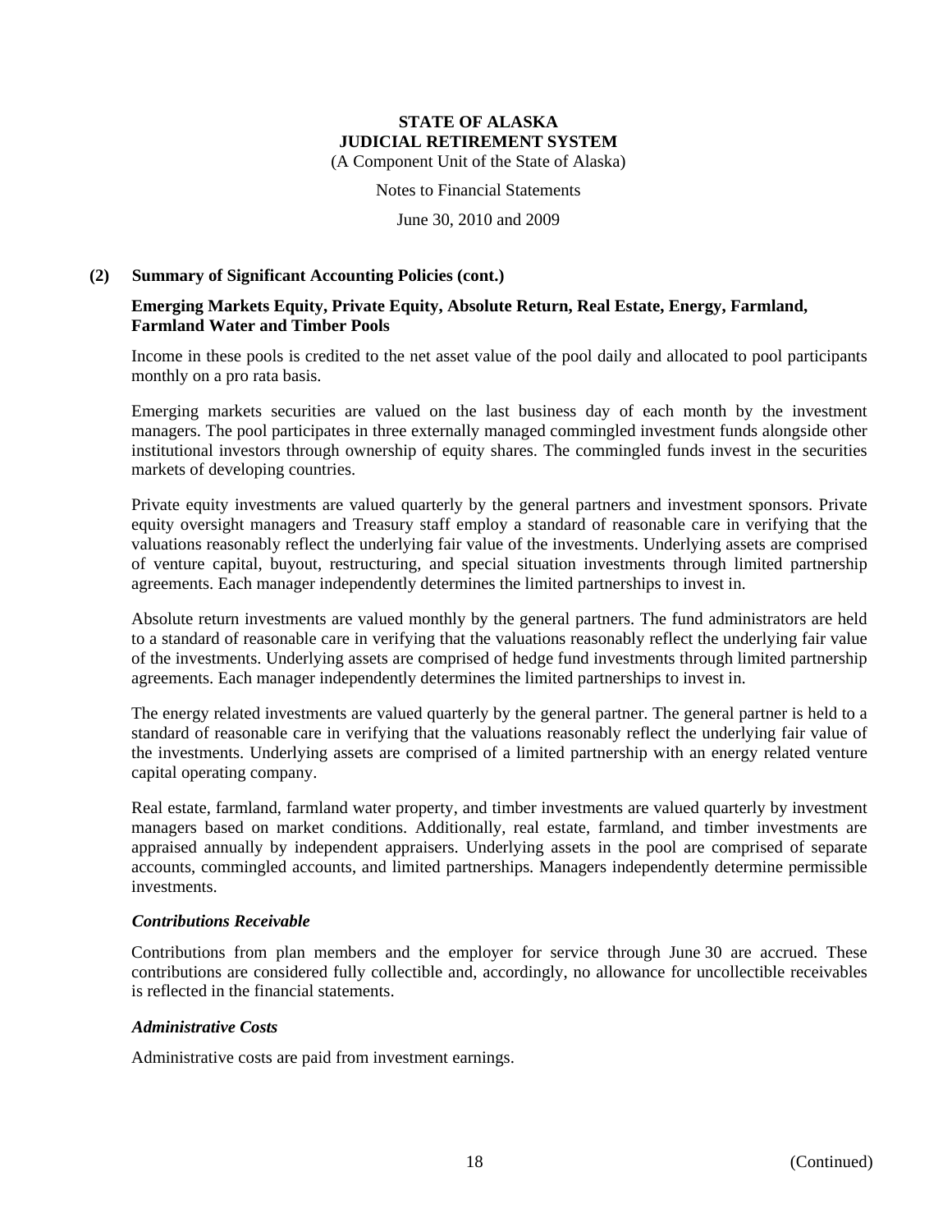**STATE OF ALASKA**
**JUDICIAL RETIREMENT SYSTEM**
(A Component Unit of the State of Alaska)

Notes to Financial Statements

June 30, 2010 and 2009

## (2) Summary of Significant Accounting Policies (cont.)

### Emerging Markets Equity, Private Equity, Absolute Return, Real Estate, Energy, Farmland, Farmland Water and Timber Pools

Income in these pools is credited to the net asset value of the pool daily and allocated to pool participants monthly on a pro rata basis.

Emerging markets securities are valued on the last business day of each month by the investment managers. The pool participates in three externally managed commingled investment funds alongside other institutional investors through ownership of equity shares. The commingled funds invest in the securities markets of developing countries.

Private equity investments are valued quarterly by the general partners and investment sponsors. Private equity oversight managers and Treasury staff employ a standard of reasonable care in verifying that the valuations reasonably reflect the underlying fair value of the investments. Underlying assets are comprised of venture capital, buyout, restructuring, and special situation investments through limited partnership agreements. Each manager independently determines the limited partnerships to invest in.

Absolute return investments are valued monthly by the general partners. The fund administrators are held to a standard of reasonable care in verifying that the valuations reasonably reflect the underlying fair value of the investments. Underlying assets are comprised of hedge fund investments through limited partnership agreements. Each manager independently determines the limited partnerships to invest in.

The energy related investments are valued quarterly by the general partner. The general partner is held to a standard of reasonable care in verifying that the valuations reasonably reflect the underlying fair value of the investments. Underlying assets are comprised of a limited partnership with an energy related venture capital operating company.

Real estate, farmland, farmland water property, and timber investments are valued quarterly by investment managers based on market conditions. Additionally, real estate, farmland, and timber investments are appraised annually by independent appraisers. Underlying assets in the pool are comprised of separate accounts, commingled accounts, and limited partnerships. Managers independently determine permissible investments.

### *Contributions Receivable*

Contributions from plan members and the employer for service through June 30 are accrued. These contributions are considered fully collectible and, accordingly, no allowance for uncollectible receivables is reflected in the financial statements.

### *Administrative Costs*

Administrative costs are paid from investment earnings.

(Continued)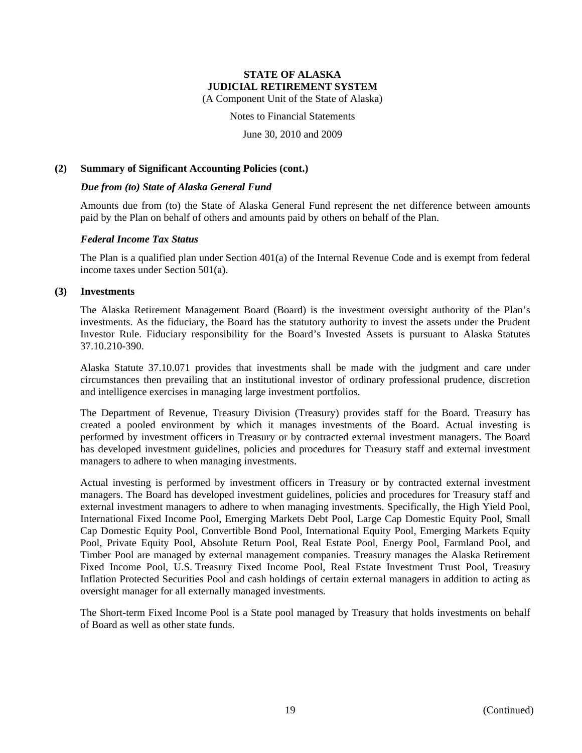### (2) Summary of Significant Accounting Policies (cont.)

***Due from (to) State of Alaska General Fund***

Amounts due from (to) the State of Alaska General Fund represent the net difference between amounts paid by the Plan on behalf of others and amounts paid by others on behalf of the Plan.

***Federal Income Tax Status***

The Plan is a qualified plan under Section 401(a) of the Internal Revenue Code and is exempt from federal income taxes under Section 501(a).

### (3) Investments

The Alaska Retirement Management Board (Board) is the investment oversight authority of the Plan's investments. As the fiduciary, the Board has the statutory authority to invest the assets under the Prudent Investor Rule. Fiduciary responsibility for the Board's Invested Assets is pursuant to Alaska Statutes 37.10.210-390.

Alaska Statute 37.10.071 provides that investments shall be made with the judgment and care under circumstances then prevailing that an institutional investor of ordinary professional prudence, discretion and intelligence exercises in managing large investment portfolios.

The Department of Revenue, Treasury Division (Treasury) provides staff for the Board. Treasury has created a pooled environment by which it manages investments of the Board. Actual investing is performed by investment officers in Treasury or by contracted external investment managers. The Board has developed investment guidelines, policies and procedures for Treasury staff and external investment managers to adhere to when managing investments.

Actual investing is performed by investment officers in Treasury or by contracted external investment managers. The Board has developed investment guidelines, policies and procedures for Treasury staff and external investment managers to adhere to when managing investments. Specifically, the High Yield Pool, International Fixed Income Pool, Emerging Markets Debt Pool, Large Cap Domestic Equity Pool, Small Cap Domestic Equity Pool, Convertible Bond Pool, International Equity Pool, Emerging Markets Equity Pool, Private Equity Pool, Absolute Return Pool, Real Estate Pool, Energy Pool, Farmland Pool, and Timber Pool are managed by external management companies. Treasury manages the Alaska Retirement Fixed Income Pool, U.S. Treasury Fixed Income Pool, Real Estate Investment Trust Pool, Treasury Inflation Protected Securities Pool and cash holdings of certain external managers in addition to acting as oversight manager for all externally managed investments.

The Short-term Fixed Income Pool is a State pool managed by Treasury that holds investments on behalf of Board as well as other state funds.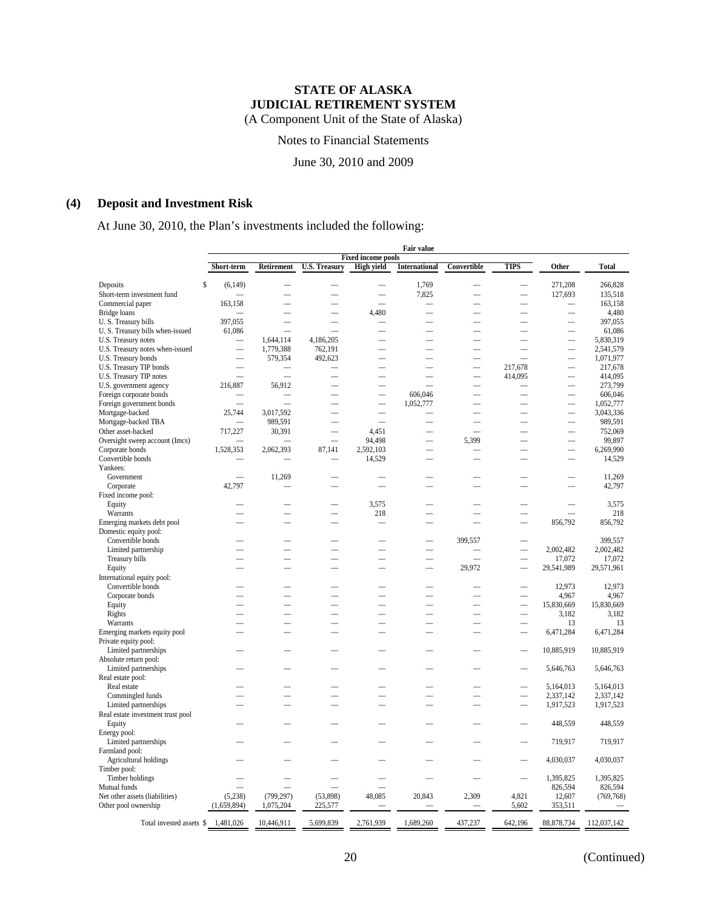# STATE OF ALASKA
# JUDICIAL RETIREMENT SYSTEM
(A Component Unit of the State of Alaska)

Notes to Financial Statements

June 30, 2010 and 2009

## (4) Deposit and Investment Risk

At June 30, 2010, the Plan's investments included the following:

| | Fair value | | | | | | | | |
|---|---|---|---|---|---|---|---|---|---|
| | Fixed income pools | | | | | | | | |
| | Short-term | Retirement | U.S. Treasury | High yield | International | Convertible | TIPS | Other | Total |
| Deposits | $ (6,149) | — | — | — | 1,769 | — | — | 271,208 | 266,828 |
| Short-term investment fund | — | — | — | — | 7,825 | — | — | 127,693 | 135,518 |
| Commercial paper | 163,158 | — | — | — | — | — | — | — | 163,158 |
| Bridge loans | — | — | — | 4,480 | — | — | — | — | 4,480 |
| U. S. Treasury bills | 397,055 | — | — | — | — | — | — | — | 397,055 |
| U. S. Treasury bills when-issued | 61,086 | — | — | — | — | — | — | — | 61,086 |
| U.S. Treasury notes | — | 1,644,114 | 4,186,205 | — | — | — | — | — | 5,830,319 |
| U.S. Treasury notes when-issued | — | 1,779,388 | 762,191 | — | — | — | — | — | 2,541,579 |
| U.S. Treasury bonds | — | 579,354 | 492,623 | — | — | — | — | — | 1,071,977 |
| U.S. Treasury TIP bonds | — | — | — | — | — | — | 217,678 | — | 217,678 |
| U.S. Treasury TIP notes | — | — | — | — | — | — | 414,095 | — | 414,095 |
| U.S. government agency | 216,887 | 56,912 | — | — | — | — | — | — | 273,799 |
| Foreign corporate bonds | — | — | — | — | 606,046 | — | — | — | 606,046 |
| Foreign government bonds | — | — | — | — | 1,052,777 | — | — | — | 1,052,777 |
| Mortgage-backed | 25,744 | 3,017,592 | — | — | — | — | — | — | 3,043,336 |
| Mortgage-backed TBA | — | 989,591 | — | — | — | — | — | — | 989,591 |
| Other asset-backed | 717,227 | 30,391 | — | 4,451 | — | — | — | — | 752,069 |
| Oversight sweep account (Imcs) | — | — | — | 94,498 | — | 5,399 | — | — | 99,897 |
| Corporate bonds | 1,528,353 | 2,062,393 | 87,141 | 2,592,103 | — | — | — | — | 6,269,990 |
| Convertible bonds | — | — | — | 14,529 | — | — | — | — | 14,529 |
| Yankees: | | | | | | | | | |
| Government | — | 11,269 | — | — | — | — | — | — | 11,269 |
| Corporate | 42,797 | — | — | — | — | — | — | — | 42,797 |
| Fixed income pool: | | | | | | | | | |
| Equity | — | — | — | 3,575 | — | — | — | — | 3,575 |
| Warrants | — | — | — | 218 | — | — | — | — | 218 |
| Emerging markets debt pool | — | — | — | — | — | — | — | 856,792 | 856,792 |
| Domestic equity pool: | | | | | | | | | |
| Convertible bonds | — | — | — | — | — | 399,557 | — | | 399,557 |
| Limited partnership | — | — | — | — | — | — | — | 2,002,482 | 2,002,482 |
| Treasury bills | — | — | — | — | — | — | — | 17,072 | 17,072 |
| Equity | — | — | — | — | — | 29,972 | — | 29,541,989 | 29,571,961 |
| International equity pool: | | | | | | | | | |
| Convertible bonds | — | — | — | — | — | — | — | 12,973 | 12,973 |
| Corporate bonds | — | — | — | — | — | — | — | 4,967 | 4,967 |
| Equity | — | — | — | — | — | — | — | 15,830,669 | 15,830,669 |
| Rights | — | — | — | — | — | — | — | 3,182 | 3,182 |
| Warrants | — | — | — | — | — | — | — | 13 | 13 |
| Emerging markets equity pool | — | — | — | — | — | — | — | 6,471,284 | 6,471,284 |
| Private equity pool: | | | | | | | | | |
| Limited partnerships | — | — | — | — | — | — | — | 10,885,919 | 10,885,919 |
| Absolute return pool: | | | | | | | | | |
| Limited partnerships | — | — | — | — | — | — | — | 5,646,763 | 5,646,763 |
| Real estate pool: | | | | | | | | | |
| Real estate | — | — | — | — | — | — | — | 5,164,013 | 5,164,013 |
| Commingled funds | — | — | — | — | — | — | — | 2,337,142 | 2,337,142 |
| Limited partnerships | — | — | — | — | — | — | — | 1,917,523 | 1,917,523 |
| Real estate investment trust pool | | | | | | | | | |
| Equity | — | — | — | — | — | — | — | 448,559 | 448,559 |
| Energy pool: | | | | | | | | | |
| Limited partnerships | — | — | — | — | — | — | — | 719,917 | 719,917 |
| Farmland pool: | | | | | | | | | |
| Agricultural holdings | — | — | — | — | — | — | — | 4,030,037 | 4,030,037 |
| Timber pool: | | | | | | | | | |
| Timber holdings | — | — | — | — | — | — | — | 1,395,825 | 1,395,825 |
| Mutual funds | — | — | — | — | | | | 826,594 | 826,594 |
| Net other assets (liabilities) | (5,238) | (799,297) | (53,898) | 48,085 | 20,843 | 2,309 | 4,821 | 12,607 | (769,768) |
| Other pool ownership | (1,659,894) | 1,075,204 | 225,577 | — | — | — | 5,602 | 353,511 | — |
| Total invested assets | $ 1,481,026 | 10,446,911 | 5,699,839 | 2,761,939 | 1,689,260 | 437,237 | 642,196 | 88,878,734 | 112,037,142 |

(Continued)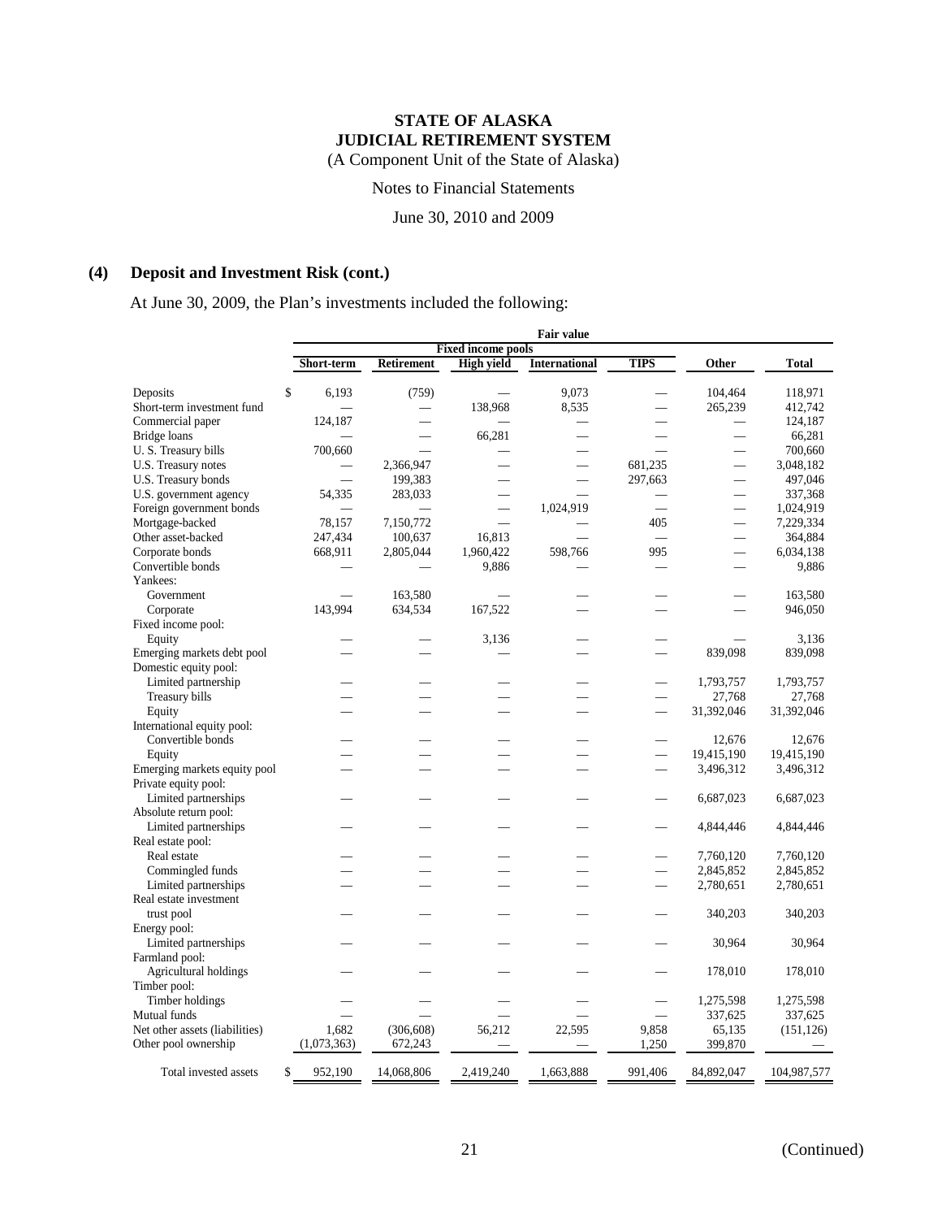**STATE OF ALASKA**
**JUDICIAL RETIREMENT SYSTEM**
(A Component Unit of the State of Alaska)

Notes to Financial Statements

June 30, 2010 and 2009

## (4) Deposit and Investment Risk (cont.)

At June 30, 2009, the Plan's investments included the following:

| | Fair value | | | | | | |
|---|---|---|---|---|---|---|---|
| | | | Fixed income pools | | | | |
| | Short-term | Retirement | High yield | International | TIPS | Other | Total |
| Deposits | $ 6,193 | (759) | — | 9,073 | — | 104,464 | 118,971 |
| Short-term investment fund | — | — | 138,968 | 8,535 | — | 265,239 | 412,742 |
| Commercial paper | 124,187 | — | — | — | — | — | 124,187 |
| Bridge loans | — | — | 66,281 | — | — | — | 66,281 |
| U. S. Treasury bills | 700,660 | — | — | — | — | — | 700,660 |
| U.S. Treasury notes | — | 2,366,947 | — | — | 681,235 | — | 3,048,182 |
| U.S. Treasury bonds | — | 199,383 | — | — | 297,663 | — | 497,046 |
| U.S. government agency | 54,335 | 283,033 | — | — | — | — | 337,368 |
| Foreign government bonds | — | — | — | 1,024,919 | — | — | 1,024,919 |
| Mortgage-backed | 78,157 | 7,150,772 | — | — | 405 | — | 7,229,334 |
| Other asset-backed | 247,434 | 100,637 | 16,813 | — | — | — | 364,884 |
| Corporate bonds | 668,911 | 2,805,044 | 1,960,422 | 598,766 | 995 | — | 6,034,138 |
| Convertible bonds | — | — | 9,886 | — | — | — | 9,886 |
| Yankees: | | | | | | | |
| Government | — | 163,580 | — | — | — | — | 163,580 |
| Corporate | 143,994 | 634,534 | 167,522 | — | — | — | 946,050 |
| Fixed income pool: | | | | | | | |
| Equity | — | — | 3,136 | — | — | — | 3,136 |
| Emerging markets debt pool | — | — | — | — | — | 839,098 | 839,098 |
| Domestic equity pool: | | | | | | | |
| Limited partnership | — | — | — | — | — | 1,793,757 | 1,793,757 |
| Treasury bills | — | — | — | — | — | 27,768 | 27,768 |
| Equity | — | — | — | — | — | 31,392,046 | 31,392,046 |
| International equity pool: | | | | | | | |
| Convertible bonds | — | — | — | — | — | 12,676 | 12,676 |
| Equity | — | — | — | — | — | 19,415,190 | 19,415,190 |
| Emerging markets equity pool | — | — | — | — | — | 3,496,312 | 3,496,312 |
| Private equity pool: | | | | | | | |
| Limited partnerships | — | — | — | — | — | 6,687,023 | 6,687,023 |
| Absolute return pool: | | | | | | | |
| Limited partnerships | — | — | — | — | — | 4,844,446 | 4,844,446 |
| Real estate pool: | | | | | | | |
| Real estate | — | — | — | — | — | 7,760,120 | 7,760,120 |
| Commingled funds | — | — | — | — | — | 2,845,852 | 2,845,852 |
| Limited partnerships | — | — | — | — | — | 2,780,651 | 2,780,651 |
| Real estate investment trust pool | — | — | — | — | — | 340,203 | 340,203 |
| Energy pool: | | | | | | | |
| Limited partnerships | — | — | — | — | — | 30,964 | 30,964 |
| Farmland pool: | | | | | | | |
| Agricultural holdings | — | — | — | — | — | 178,010 | 178,010 |
| Timber pool: | | | | | | | |
| Timber holdings | — | — | — | — | — | 1,275,598 | 1,275,598 |
| Mutual funds | — | — | — | — | — | 337,625 | 337,625 |
| Net other assets (liabilities) | 1,682 | (306,608) | 56,212 | 22,595 | 9,858 | 65,135 | (151,126) |
| Other pool ownership | (1,073,363) | 672,243 | — | — | 1,250 | 399,870 | — |
| Total invested assets | $ 952,190 | 14,068,806 | 2,419,240 | 1,663,888 | 991,406 | 84,892,047 | 104,987,577 |

(Continued)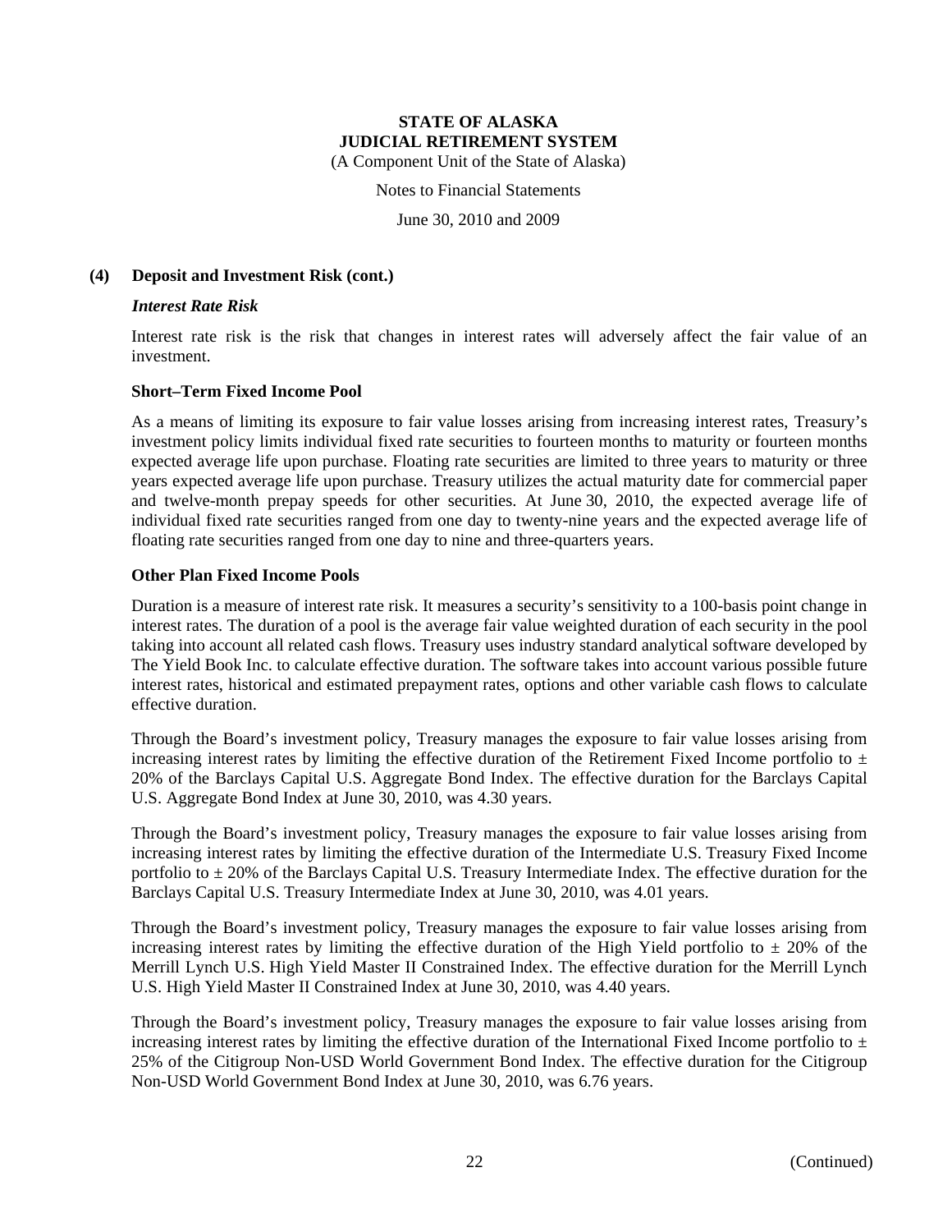## (4) Deposit and Investment Risk (cont.)

### *Interest Rate Risk*

Interest rate risk is the risk that changes in interest rates will adversely affect the fair value of an investment.

### Short–Term Fixed Income Pool

As a means of limiting its exposure to fair value losses arising from increasing interest rates, Treasury's investment policy limits individual fixed rate securities to fourteen months to maturity or fourteen months expected average life upon purchase. Floating rate securities are limited to three years to maturity or three years expected average life upon purchase. Treasury utilizes the actual maturity date for commercial paper and twelve-month prepay speeds for other securities. At June 30, 2010, the expected average life of individual fixed rate securities ranged from one day to twenty-nine years and the expected average life of floating rate securities ranged from one day to nine and three-quarters years.

### Other Plan Fixed Income Pools

Duration is a measure of interest rate risk. It measures a security's sensitivity to a 100-basis point change in interest rates. The duration of a pool is the average fair value weighted duration of each security in the pool taking into account all related cash flows. Treasury uses industry standard analytical software developed by The Yield Book Inc. to calculate effective duration. The software takes into account various possible future interest rates, historical and estimated prepayment rates, options and other variable cash flows to calculate effective duration.

Through the Board's investment policy, Treasury manages the exposure to fair value losses arising from increasing interest rates by limiting the effective duration of the Retirement Fixed Income portfolio to ± 20% of the Barclays Capital U.S. Aggregate Bond Index. The effective duration for the Barclays Capital U.S. Aggregate Bond Index at June 30, 2010, was 4.30 years.

Through the Board's investment policy, Treasury manages the exposure to fair value losses arising from increasing interest rates by limiting the effective duration of the Intermediate U.S. Treasury Fixed Income portfolio to ± 20% of the Barclays Capital U.S. Treasury Intermediate Index. The effective duration for the Barclays Capital U.S. Treasury Intermediate Index at June 30, 2010, was 4.01 years.

Through the Board's investment policy, Treasury manages the exposure to fair value losses arising from increasing interest rates by limiting the effective duration of the High Yield portfolio to ± 20% of the Merrill Lynch U.S. High Yield Master II Constrained Index. The effective duration for the Merrill Lynch U.S. High Yield Master II Constrained Index at June 30, 2010, was 4.40 years.

Through the Board's investment policy, Treasury manages the exposure to fair value losses arising from increasing interest rates by limiting the effective duration of the International Fixed Income portfolio to ± 25% of the Citigroup Non-USD World Government Bond Index. The effective duration for the Citigroup Non-USD World Government Bond Index at June 30, 2010, was 6.76 years.

(Continued)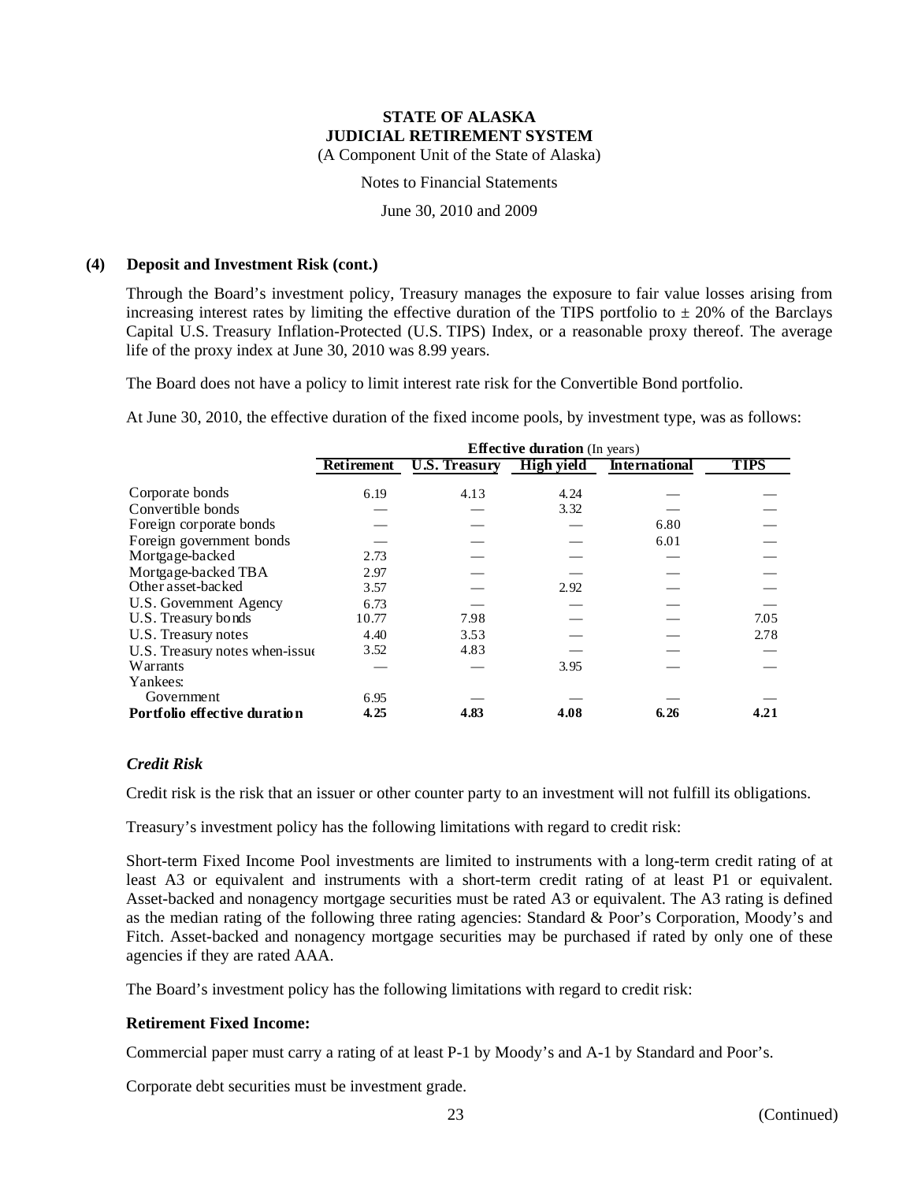#### (4) Deposit and Investment Risk (cont.)

Through the Board's investment policy, Treasury manages the exposure to fair value losses arising from increasing interest rates by limiting the effective duration of the TIPS portfolio to ± 20% of the Barclays Capital U.S. Treasury Inflation-Protected (U.S. TIPS) Index, or a reasonable proxy thereof. The average life of the proxy index at June 30, 2010 was 8.99 years.

The Board does not have a policy to limit interest rate risk for the Convertible Bond portfolio.

At June 30, 2010, the effective duration of the fixed income pools, by investment type, was as follows:

| | **Effective duration** (In years) | | | | |
|---|---|---|---|---|---|
| | **Retirement** | **U.S. Treasury** | **High yield** | **International** | **TIPS** |
| Corporate bonds | 6.19 | 4.13 | 4.24 | — | — |
| Convertible bonds | — | — | 3.32 | — | — |
| Foreign corporate bonds | — | — | — | 6.80 | — |
| Foreign government bonds | — | — | — | 6.01 | — |
| Mortgage-backed | 2.73 | — | — | — | — |
| Mortgage-backed TBA | 2.97 | — | — | — | — |
| Other asset-backed | 3.57 | — | 2.92 | — | — |
| U.S. Government Agency | 6.73 | — | — | — | — |
| U.S. Treasury bonds | 10.77 | 7.98 | — | — | 7.05 |
| U.S. Treasury notes | 4.40 | 3.53 | — | — | 2.78 |
| U.S. Treasury notes when-issue | 3.52 | 4.83 | — | — | — |
| Warrants | — | — | 3.95 | — | — |
| Yankees: | | | | | |
| Government | 6.95 | — | — | — | — |
| **Portfolio effective duration** | **4.25** | **4.83** | **4.08** | **6.26** | **4.21** |

### *Credit Risk*

Credit risk is the risk that an issuer or other counter party to an investment will not fulfill its obligations.

Treasury's investment policy has the following limitations with regard to credit risk:

Short-term Fixed Income Pool investments are limited to instruments with a long-term credit rating of at least A3 or equivalent and instruments with a short-term credit rating of at least P1 or equivalent. Asset-backed and nonagency mortgage securities must be rated A3 or equivalent. The A3 rating is defined as the median rating of the following three rating agencies: Standard & Poor's Corporation, Moody's and Fitch. Asset-backed and nonagency mortgage securities may be purchased if rated by only one of these agencies if they are rated AAA.

The Board's investment policy has the following limitations with regard to credit risk:

**Retirement Fixed Income:**

Commercial paper must carry a rating of at least P-1 by Moody's and A-1 by Standard and Poor's.

Corporate debt securities must be investment grade.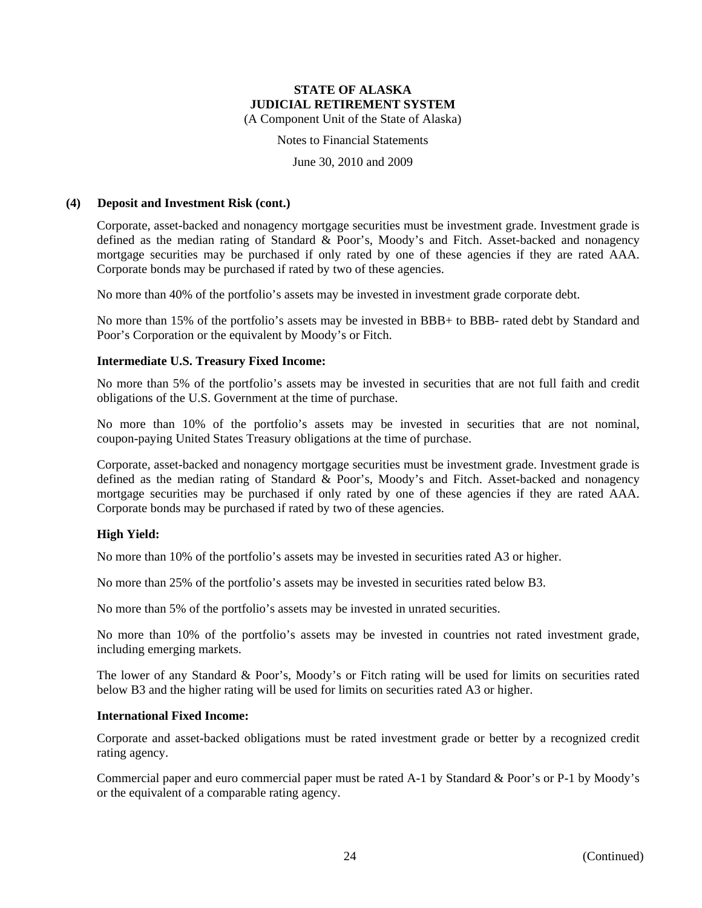### (4) Deposit and Investment Risk (cont.)

Corporate, asset-backed and nonagency mortgage securities must be investment grade. Investment grade is defined as the median rating of Standard & Poor's, Moody's and Fitch. Asset-backed and nonagency mortgage securities may be purchased if only rated by one of these agencies if they are rated AAA. Corporate bonds may be purchased if rated by two of these agencies.

No more than 40% of the portfolio's assets may be invested in investment grade corporate debt.

No more than 15% of the portfolio's assets may be invested in BBB+ to BBB- rated debt by Standard and Poor's Corporation or the equivalent by Moody's or Fitch.

**Intermediate U.S. Treasury Fixed Income:**

No more than 5% of the portfolio's assets may be invested in securities that are not full faith and credit obligations of the U.S. Government at the time of purchase.

No more than 10% of the portfolio's assets may be invested in securities that are not nominal, coupon-paying United States Treasury obligations at the time of purchase.

Corporate, asset-backed and nonagency mortgage securities must be investment grade. Investment grade is defined as the median rating of Standard & Poor's, Moody's and Fitch. Asset-backed and nonagency mortgage securities may be purchased if only rated by one of these agencies if they are rated AAA. Corporate bonds may be purchased if rated by two of these agencies.

**High Yield:**

No more than 10% of the portfolio's assets may be invested in securities rated A3 or higher.

No more than 25% of the portfolio's assets may be invested in securities rated below B3.

No more than 5% of the portfolio's assets may be invested in unrated securities.

No more than 10% of the portfolio's assets may be invested in countries not rated investment grade, including emerging markets.

The lower of any Standard & Poor's, Moody's or Fitch rating will be used for limits on securities rated below B3 and the higher rating will be used for limits on securities rated A3 or higher.

**International Fixed Income:**

Corporate and asset-backed obligations must be rated investment grade or better by a recognized credit rating agency.

Commercial paper and euro commercial paper must be rated A-1 by Standard & Poor's or P-1 by Moody's or the equivalent of a comparable rating agency.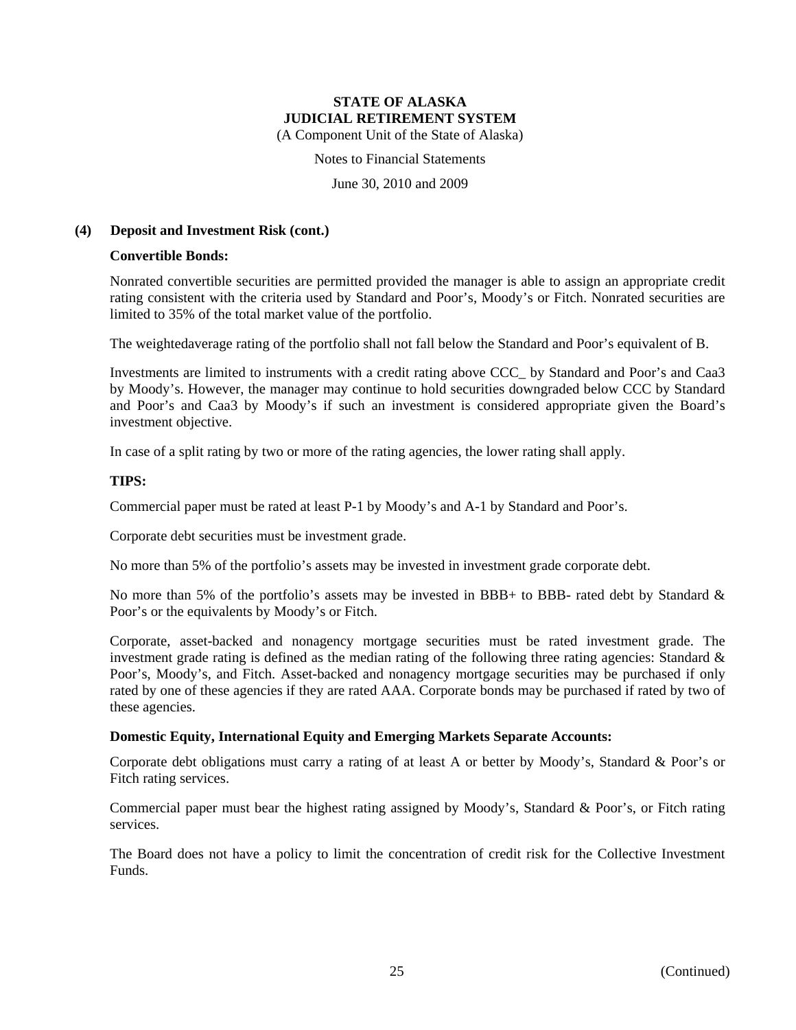## (4) Deposit and Investment Risk (cont.)

**Convertible Bonds:**

Nonrated convertible securities are permitted provided the manager is able to assign an appropriate credit rating consistent with the criteria used by Standard and Poor's, Moody's or Fitch. Nonrated securities are limited to 35% of the total market value of the portfolio.

The weightedaverage rating of the portfolio shall not fall below the Standard and Poor's equivalent of B.

Investments are limited to instruments with a credit rating above CCC_ by Standard and Poor's and Caa3 by Moody's. However, the manager may continue to hold securities downgraded below CCC by Standard and Poor's and Caa3 by Moody's if such an investment is considered appropriate given the Board's investment objective.

In case of a split rating by two or more of the rating agencies, the lower rating shall apply.

**TIPS:**

Commercial paper must be rated at least P-1 by Moody's and A-1 by Standard and Poor's.

Corporate debt securities must be investment grade.

No more than 5% of the portfolio's assets may be invested in investment grade corporate debt.

No more than 5% of the portfolio's assets may be invested in BBB+ to BBB- rated debt by Standard & Poor's or the equivalents by Moody's or Fitch.

Corporate, asset-backed and nonagency mortgage securities must be rated investment grade. The investment grade rating is defined as the median rating of the following three rating agencies: Standard & Poor's, Moody's, and Fitch. Asset-backed and nonagency mortgage securities may be purchased if only rated by one of these agencies if they are rated AAA. Corporate bonds may be purchased if rated by two of these agencies.

**Domestic Equity, International Equity and Emerging Markets Separate Accounts:**

Corporate debt obligations must carry a rating of at least A or better by Moody's, Standard & Poor's or Fitch rating services.

Commercial paper must bear the highest rating assigned by Moody's, Standard & Poor's, or Fitch rating services.

The Board does not have a policy to limit the concentration of credit risk for the Collective Investment Funds.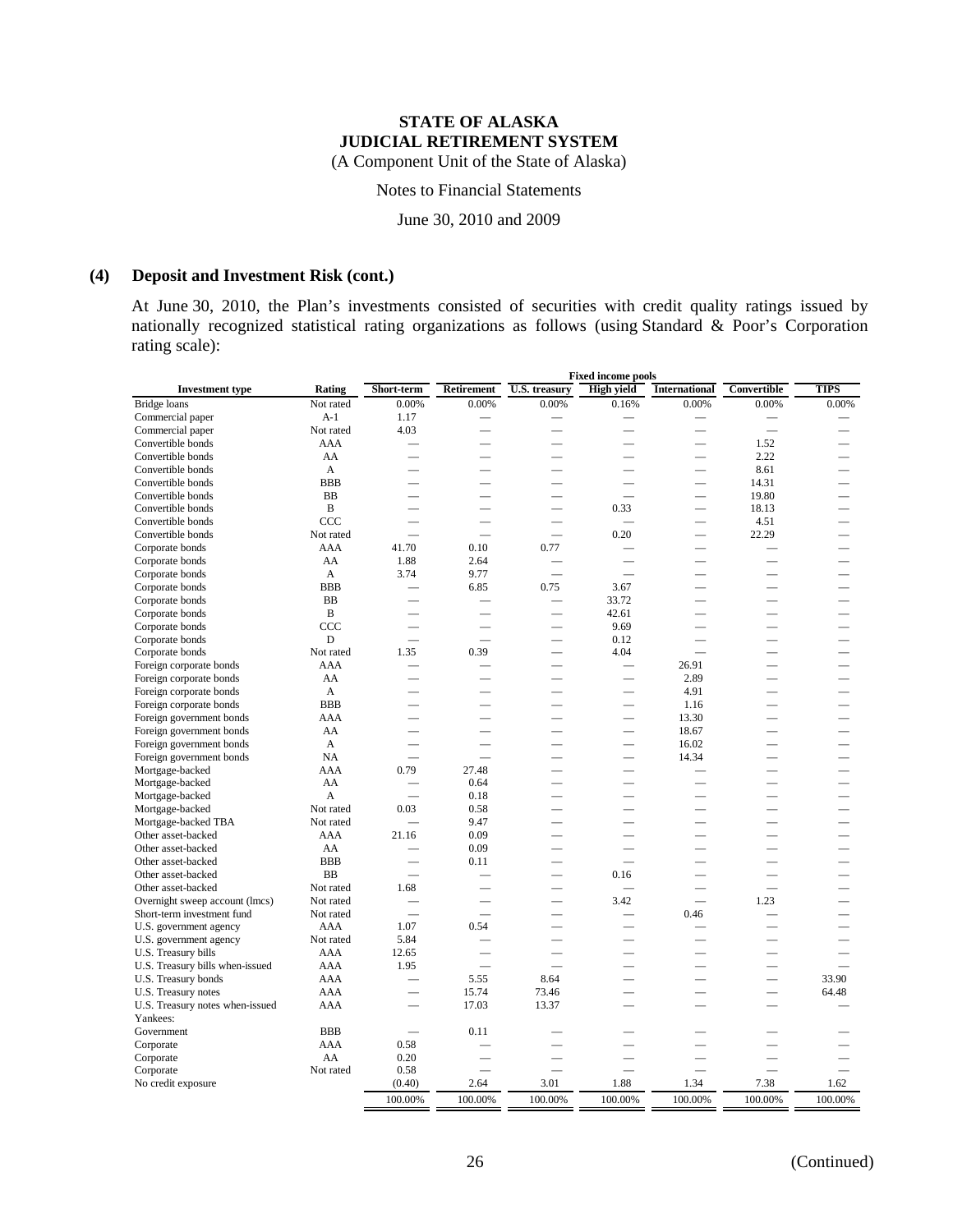**STATE OF ALASKA**
**JUDICIAL RETIREMENT SYSTEM**
(A Component Unit of the State of Alaska)

Notes to Financial Statements

June 30, 2010 and 2009

## (4) Deposit and Investment Risk (cont.)

At June 30, 2010, the Plan's investments consisted of securities with credit quality ratings issued by nationally recognized statistical rating organizations as follows (using Standard & Poor's Corporation rating scale):

| | | Fixed income pools | | | | | | |
|---|---|---|---|---|---|---|---|---|
| **Investment type** | **Rating** | **Short-term** | **Retirement** | **U.S. treasury** | **High yield** | **International** | **Convertible** | **TIPS** |
| Bridge loans | Not rated | 0.00% | 0.00% | 0.00% | 0.16% | 0.00% | 0.00% | 0.00% |
| Commercial paper | A-1 | 1.17 | — | — | — | — | — | — |
| Commercial paper | Not rated | 4.03 | — | — | — | — | — | — |
| Convertible bonds | AAA | — | — | — | — | — | 1.52 | — |
| Convertible bonds | AA | — | — | — | — | — | 2.22 | — |
| Convertible bonds | A | — | — | — | — | — | 8.61 | — |
| Convertible bonds | BBB | — | — | — | — | — | 14.31 | — |
| Convertible bonds | BB | — | — | — | — | — | 19.80 | — |
| Convertible bonds | B | — | — | — | 0.33 | — | 18.13 | — |
| Convertible bonds | CCC | — | — | — | — | — | 4.51 | — |
| Convertible bonds | Not rated | — | — | — | 0.20 | — | 22.29 | — |
| Corporate bonds | AAA | 41.70 | 0.10 | 0.77 | — | — | — | — |
| Corporate bonds | AA | 1.88 | 2.64 | — | — | — | — | — |
| Corporate bonds | A | 3.74 | 9.77 | — | — | — | — | — |
| Corporate bonds | BBB | — | 6.85 | 0.75 | 3.67 | — | — | — |
| Corporate bonds | BB | — | — | — | 33.72 | — | — | — |
| Corporate bonds | B | — | — | — | 42.61 | — | — | — |
| Corporate bonds | CCC | — | — | — | 9.69 | — | — | — |
| Corporate bonds | D | — | — | — | 0.12 | — | — | — |
| Corporate bonds | Not rated | 1.35 | 0.39 | — | 4.04 | — | — | — |
| Foreign corporate bonds | AAA | — | — | — | — | 26.91 | — | — |
| Foreign corporate bonds | AA | — | — | — | — | 2.89 | — | — |
| Foreign corporate bonds | A | — | — | — | — | 4.91 | — | — |
| Foreign corporate bonds | BBB | — | — | — | — | 1.16 | — | — |
| Foreign government bonds | AAA | — | — | — | — | 13.30 | — | — |
| Foreign government bonds | AA | — | — | — | — | 18.67 | — | — |
| Foreign government bonds | A | — | — | — | — | 16.02 | — | — |
| Foreign government bonds | NA | — | — | — | — | 14.34 | — | — |
| Mortgage-backed | AAA | 0.79 | 27.48 | — | — | — | — | — |
| Mortgage-backed | AA | — | 0.64 | — | — | — | — | — |
| Mortgage-backed | A | — | 0.18 | — | — | — | — | — |
| Mortgage-backed | Not rated | 0.03 | 0.58 | — | — | — | — | — |
| Mortgage-backed TBA | Not rated | — | 9.47 | — | — | — | — | — |
| Other asset-backed | AAA | 21.16 | 0.09 | — | — | — | — | — |
| Other asset-backed | AA | — | 0.09 | — | — | — | — | — |
| Other asset-backed | BBB | — | 0.11 | — | — | — | — | — |
| Other asset-backed | BB | — | — | — | 0.16 | — | — | — |
| Other asset-backed | Not rated | 1.68 | — | — | — | — | — | — |
| Overnight sweep account (lmcs) | Not rated | — | — | — | 3.42 | — | 1.23 | — |
| Short-term investment fund | Not rated | — | — | — | — | 0.46 | — | — |
| U.S. government agency | AAA | 1.07 | 0.54 | — | — | — | — | — |
| U.S. government agency | Not rated | 5.84 | — | — | — | — | — | — |
| U.S. Treasury bills | AAA | 12.65 | — | — | — | — | — | — |
| U.S. Treasury bills when-issued | AAA | 1.95 | — | — | — | — | — | — |
| U.S. Treasury bonds | AAA | — | 5.55 | 8.64 | — | — | — | 33.90 |
| U.S. Treasury notes | AAA | — | 15.74 | 73.46 | — | — | — | 64.48 |
| U.S. Treasury notes when-issued | AAA | — | 17.03 | 13.37 | — | — | — | — |
| Yankees: | | | | | | | | |
| Government | BBB | — | 0.11 | — | — | — | — | — |
| Corporate | AAA | 0.58 | — | — | — | — | — | — |
| Corporate | AA | 0.20 | — | — | — | — | — | — |
| Corporate | Not rated | 0.58 | — | — | — | — | — | — |
| No credit exposure | | (0.40) | 2.64 | 3.01 | 1.88 | 1.34 | 7.38 | 1.62 |
| | | 100.00% | 100.00% | 100.00% | 100.00% | 100.00% | 100.00% | 100.00% |

(Continued)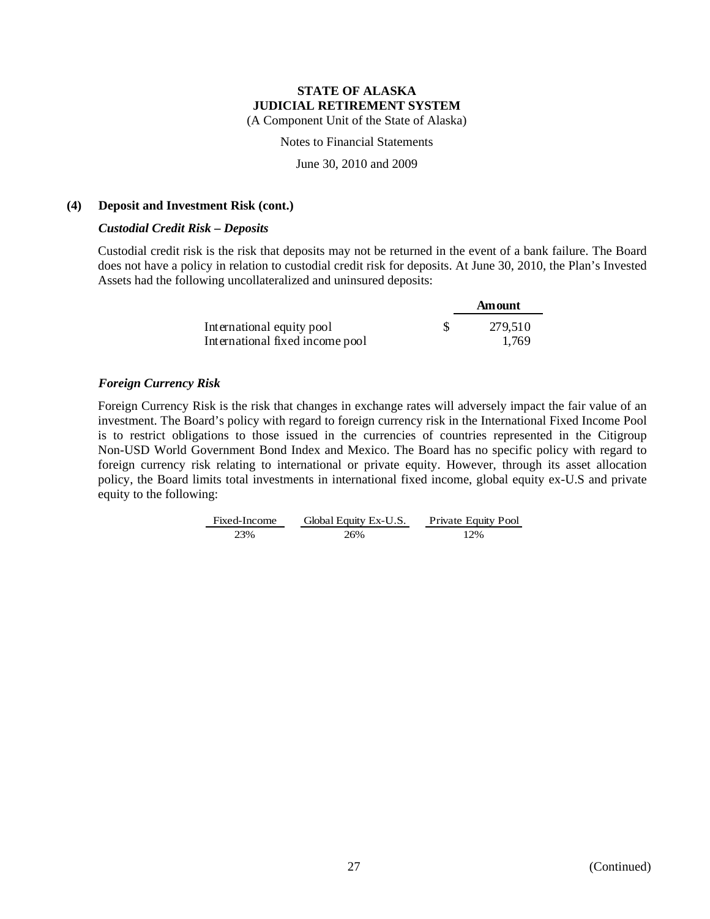**STATE OF ALASKA**
**JUDICIAL RETIREMENT SYSTEM**
(A Component Unit of the State of Alaska)

Notes to Financial Statements

June 30, 2010 and 2009

**(4) Deposit and Investment Risk (cont.)**

***Custodial Credit Risk – Deposits***

Custodial credit risk is the risk that deposits may not be returned in the event of a bank failure. The Board does not have a policy in relation to custodial credit risk for deposits. At June 30, 2010, the Plan's Invested Assets had the following uncollateralized and uninsured deposits:

| | | Amount |
|---|---|---|
| International equity pool | $ | 279,510 |
| International fixed income pool | | 1,769 |

***Foreign Currency Risk***

Foreign Currency Risk is the risk that changes in exchange rates will adversely impact the fair value of an investment. The Board's policy with regard to foreign currency risk in the International Fixed Income Pool is to restrict obligations to those issued in the currencies of countries represented in the Citigroup Non-USD World Government Bond Index and Mexico. The Board has no specific policy with regard to foreign currency risk relating to international or private equity. However, through its asset allocation policy, the Board limits total investments in international fixed income, global equity ex-U.S and private equity to the following:

| Fixed-Income | Global Equity Ex-U.S. | Private Equity Pool |
|---|---|---|
| 23% | 26% | 12% |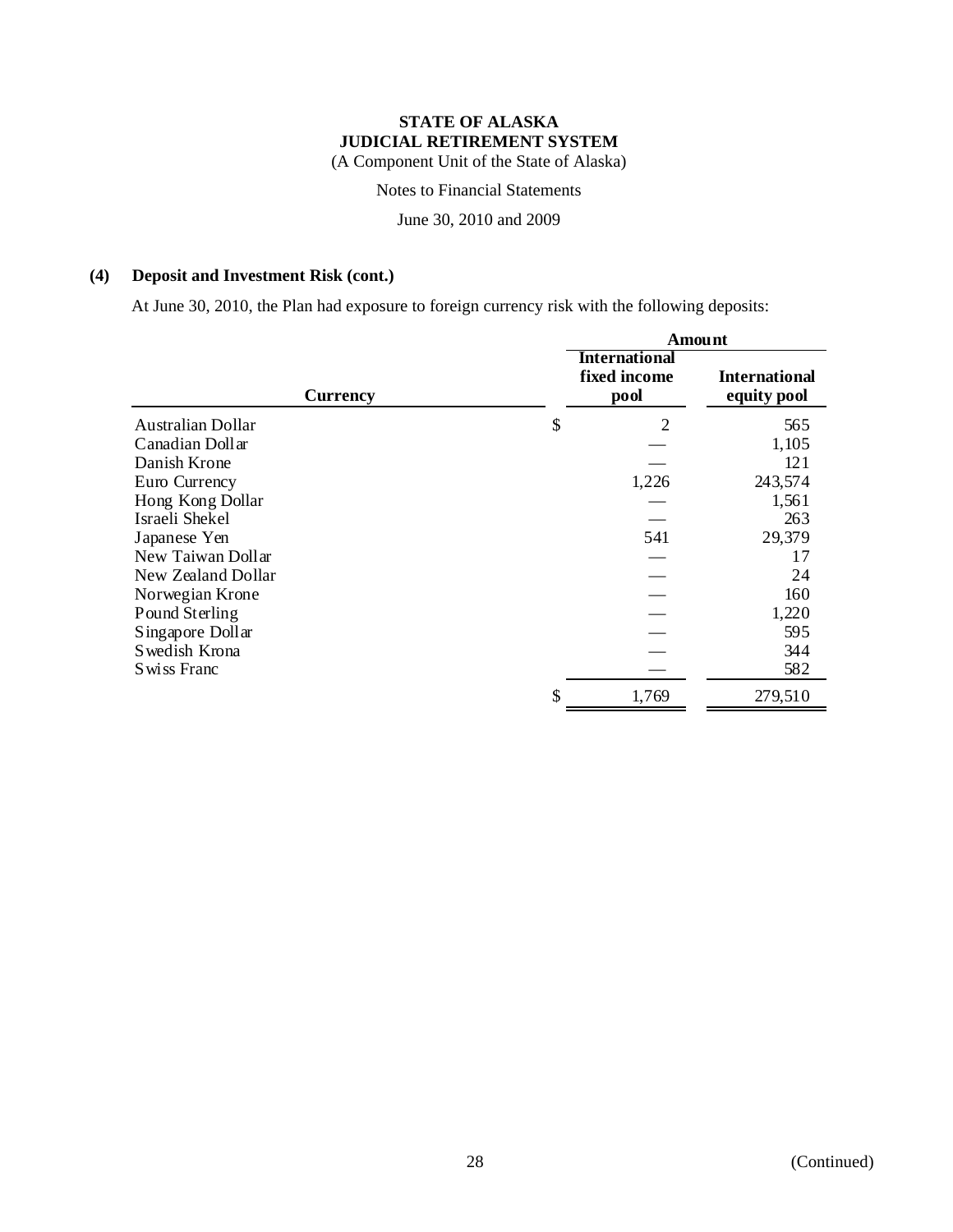**STATE OF ALASKA**
**JUDICIAL RETIREMENT SYSTEM**
(A Component Unit of the State of Alaska)

Notes to Financial Statements

June 30, 2010 and 2009

## (4) Deposit and Investment Risk (cont.)

At June 30, 2010, the Plan had exposure to foreign currency risk with the following deposits:

| | Amount | |
|---|---|---|
| **Currency** | **International fixed income pool** | **International equity pool** |
| Australian Dollar | $ 2 | 565 |
| Canadian Dollar | — | 1,105 |
| Danish Krone | — | 121 |
| Euro Currency | 1,226 | 243,574 |
| Hong Kong Dollar | — | 1,561 |
| Israeli Shekel | — | 263 |
| Japanese Yen | 541 | 29,379 |
| New Taiwan Dollar | — | 17 |
| New Zealand Dollar | — | 24 |
| Norwegian Krone | — | 160 |
| Pound Sterling | — | 1,220 |
| Singapore Dollar | — | 595 |
| Swedish Krona | — | 344 |
| Swiss Franc | — | 582 |
| | $ 1,769 | 279,510 |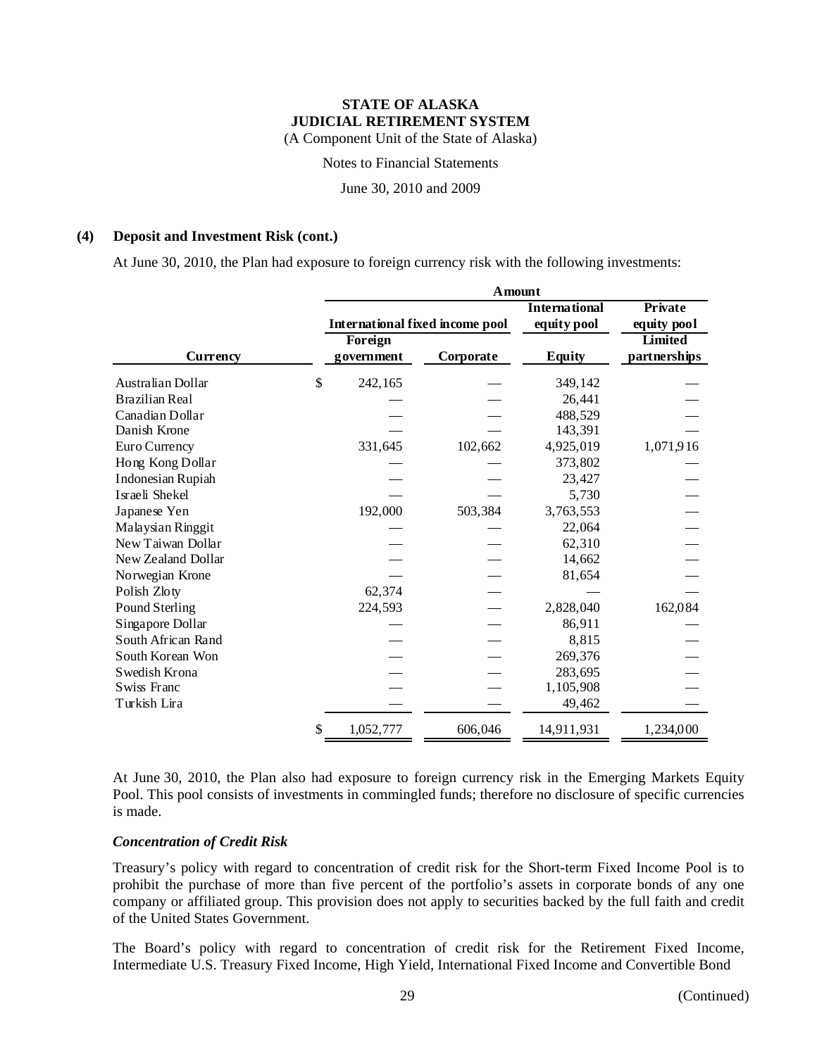**STATE OF ALASKA**
**JUDICIAL RETIREMENT SYSTEM**
(A Component Unit of the State of Alaska)

Notes to Financial Statements

June 30, 2010 and 2009

**(4) Deposit and Investment Risk (cont.)**

At June 30, 2010, the Plan had exposure to foreign currency risk with the following investments:

| | Amount | | | |
|---|---|---|---|---|
| | International fixed income pool | | International equity pool | Private equity pool |
| **Currency** | Foreign government | Corporate | Equity | Limited partnerships |
| Australian Dollar | $ 242,165 | — | 349,142 | — |
| Brazilian Real | — | — | 26,441 | — |
| Canadian Dollar | — | — | 488,529 | — |
| Danish Krone | — | — | 143,391 | — |
| Euro Currency | 331,645 | 102,662 | 4,925,019 | 1,071,916 |
| Hong Kong Dollar | — | — | 373,802 | — |
| Indonesian Rupiah | — | — | 23,427 | — |
| Israeli Shekel | — | — | 5,730 | — |
| Japanese Yen | 192,000 | 503,384 | 3,763,553 | — |
| Malaysian Ringgit | — | — | 22,064 | — |
| New Taiwan Dollar | — | — | 62,310 | — |
| New Zealand Dollar | — | — | 14,662 | — |
| Norwegian Krone | — | — | 81,654 | — |
| Polish Zloty | 62,374 | — | — | — |
| Pound Sterling | 224,593 | — | 2,828,040 | 162,084 |
| Singapore Dollar | — | — | 86,911 | — |
| South African Rand | — | — | 8,815 | — |
| South Korean Won | — | — | 269,376 | — |
| Swedish Krona | — | — | 283,695 | — |
| Swiss Franc | — | — | 1,105,908 | — |
| Turkish Lira | — | — | 49,462 | — |
| | $ 1,052,777 | 606,046 | 14,911,931 | 1,234,000 |

At June 30, 2010, the Plan also had exposure to foreign currency risk in the Emerging Markets Equity Pool. This pool consists of investments in commingled funds; therefore no disclosure of specific currencies is made.

***Concentration of Credit Risk***

Treasury's policy with regard to concentration of credit risk for the Short-term Fixed Income Pool is to prohibit the purchase of more than five percent of the portfolio's assets in corporate bonds of any one company or affiliated group. This provision does not apply to securities backed by the full faith and credit of the United States Government.

The Board's policy with regard to concentration of credit risk for the Retirement Fixed Income, Intermediate U.S. Treasury Fixed Income, High Yield, International Fixed Income and Convertible Bond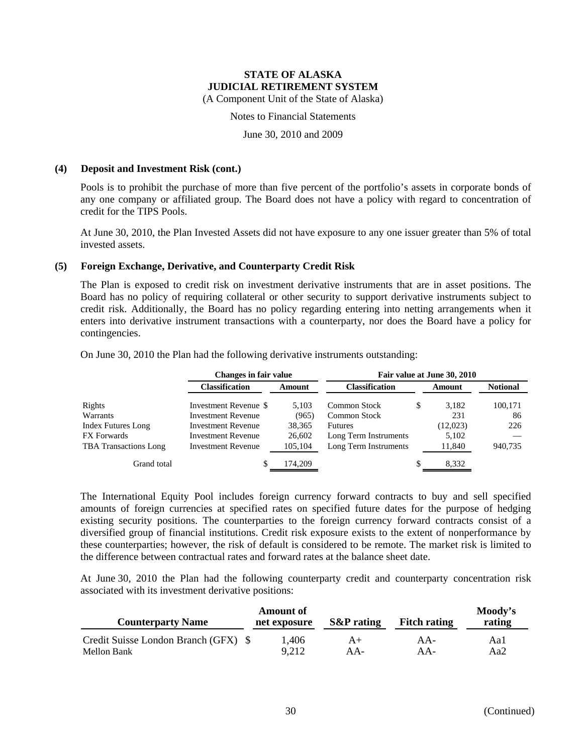## (4) Deposit and Investment Risk (cont.)

Pools is to prohibit the purchase of more than five percent of the portfolio's assets in corporate bonds of any one company or affiliated group. The Board does not have a policy with regard to concentration of credit for the TIPS Pools.

At June 30, 2010, the Plan Invested Assets did not have exposure to any one issuer greater than 5% of total invested assets.

## (5) Foreign Exchange, Derivative, and Counterparty Credit Risk

The Plan is exposed to credit risk on investment derivative instruments that are in asset positions. The Board has no policy of requiring collateral or other security to support derivative instruments subject to credit risk. Additionally, the Board has no policy regarding entering into netting arrangements when it enters into derivative instrument transactions with a counterparty, nor does the Board have a policy for contingencies.

On June 30, 2010 the Plan had the following derivative instruments outstanding:

| | Changes in fair value | | Fair value at June 30, 2010 | | |
|---|---|---|---|---|---|
| | Classification | Amount | Classification | Amount | Notional |
| Rights | Investment Revenue | $ 5,103 | Common Stock | $ 3,182 | 100,171 |
| Warrants | Investment Revenue | (965) | Common Stock | 231 | 86 |
| Index Futures Long | Investment Revenue | 38,365 | Futures | (12,023) | 226 |
| FX Forwards | Investment Revenue | 26,602 | Long Term Instruments | 5,102 | — |
| TBA Transactions Long | Investment Revenue | 105,104 | Long Term Instruments | 11,840 | 940,735 |
| Grand total | | $ 174,209 | | $ 8,332 | |

The International Equity Pool includes foreign currency forward contracts to buy and sell specified amounts of foreign currencies at specified rates on specified future dates for the purpose of hedging existing security positions. The counterparties to the foreign currency forward contracts consist of a diversified group of financial institutions. Credit risk exposure exists to the extent of nonperformance by these counterparties; however, the risk of default is considered to be remote. The market risk is limited to the difference between contractual rates and forward rates at the balance sheet date.

At June 30, 2010 the Plan had the following counterparty credit and counterparty concentration risk associated with its investment derivative positions:

| Counterparty Name | Amount of net exposure | S&P rating | Fitch rating | Moody's rating |
|---|---|---|---|---|
| Credit Suisse London Branch (GFX) | $ 1,406 | A+ | AA- | Aa1 |
| Mellon Bank | 9,212 | AA- | AA- | Aa2 |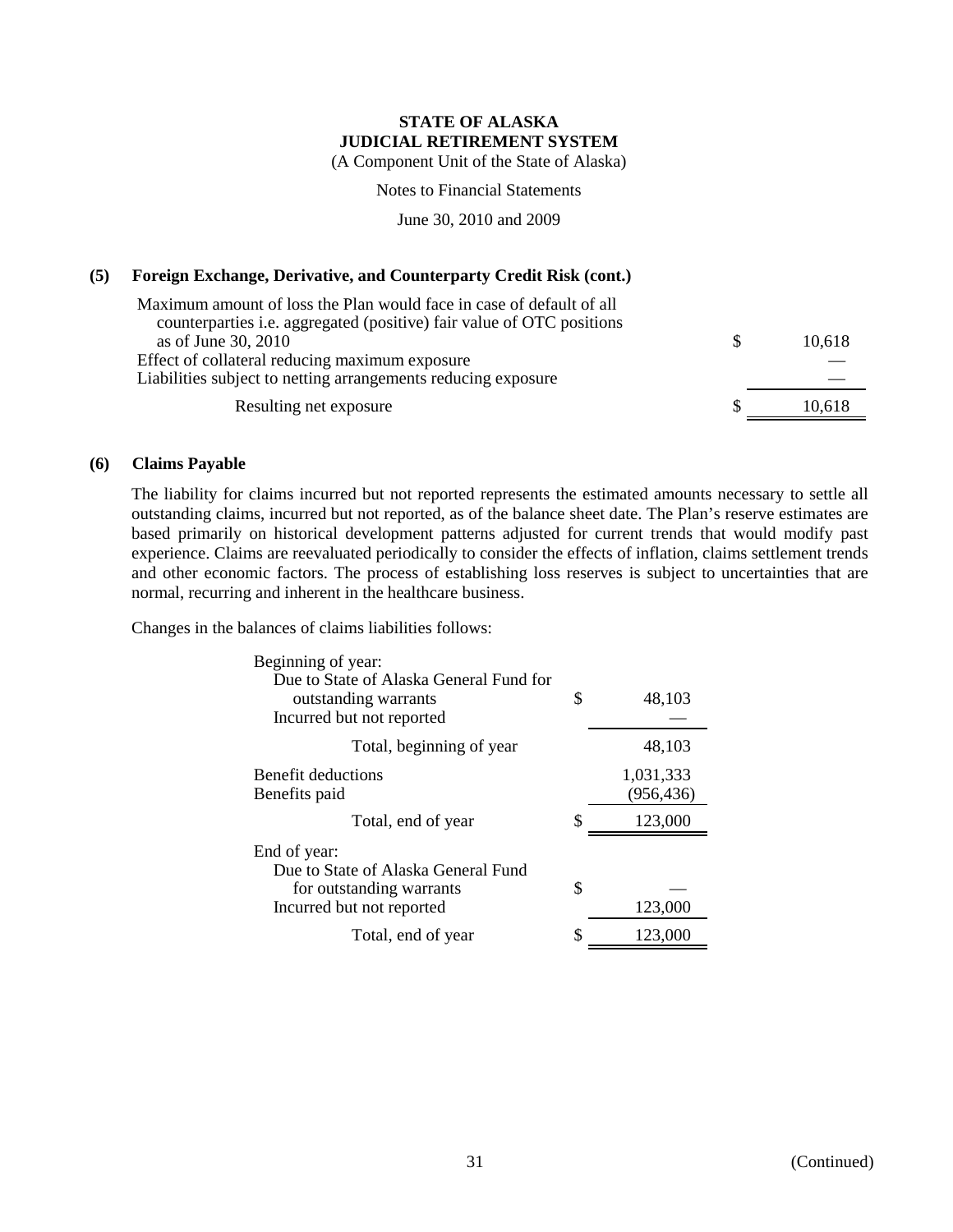**STATE OF ALASKA**
**JUDICIAL RETIREMENT SYSTEM**
(A Component Unit of the State of Alaska)

Notes to Financial Statements

June 30, 2010 and 2009

## (5) Foreign Exchange, Derivative, and Counterparty Credit Risk (cont.)

| | | |
|---|---|---|
| Maximum amount of loss the Plan would face in case of default of all counterparties i.e. aggregated (positive) fair value of OTC positions as of June 30, 2010 | $ | 10,618 |
| Effect of collateral reducing maximum exposure | | — |
| Liabilities subject to netting arrangements reducing exposure | | — |
| Resulting net exposure | $ | 10,618 |

## (6) Claims Payable

The liability for claims incurred but not reported represents the estimated amounts necessary to settle all outstanding claims, incurred but not reported, as of the balance sheet date. The Plan's reserve estimates are based primarily on historical development patterns adjusted for current trends that would modify past experience. Claims are reevaluated periodically to consider the effects of inflation, claims settlement trends and other economic factors. The process of establishing loss reserves is subject to uncertainties that are normal, recurring and inherent in the healthcare business.

Changes in the balances of claims liabilities follows:

| | | |
|---|---|---|
| Beginning of year: | | |
| Due to State of Alaska General Fund for outstanding warrants | $ | 48,103 |
| Incurred but not reported | | — |
| Total, beginning of year | | 48,103 |
| Benefit deductions | | 1,031,333 |
| Benefits paid | | (956,436) |
| Total, end of year | $ | 123,000 |
| End of year: | | |
| Due to State of Alaska General Fund for outstanding warrants | $ | — |
| Incurred but not reported | | 123,000 |
| Total, end of year | $ | 123,000 |

(Continued)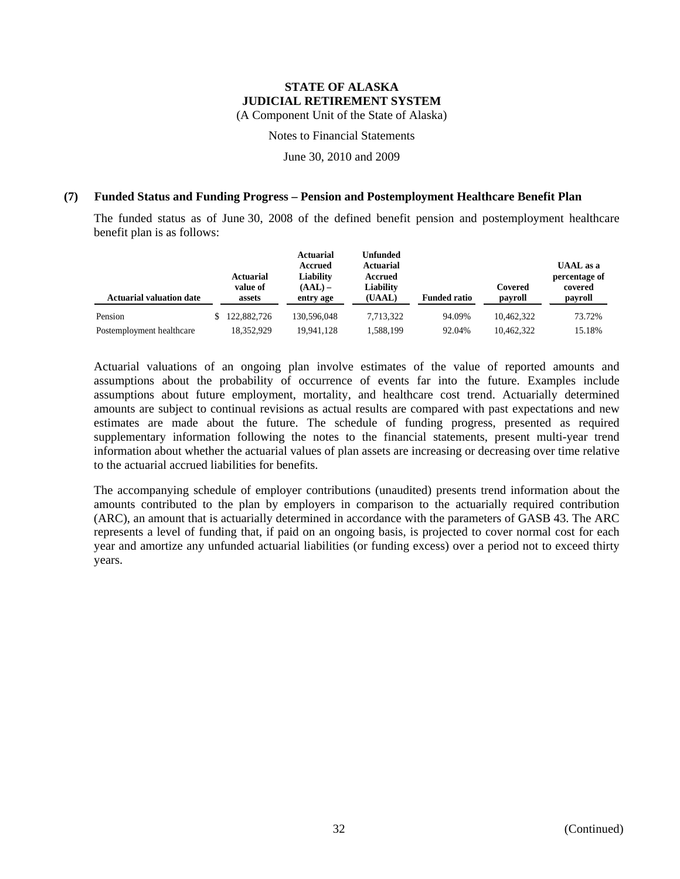**STATE OF ALASKA**
**JUDICIAL RETIREMENT SYSTEM**
(A Component Unit of the State of Alaska)

Notes to Financial Statements

June 30, 2010 and 2009

## (7) Funded Status and Funding Progress – Pension and Postemployment Healthcare Benefit Plan

The funded status as of June 30, 2008 of the defined benefit pension and postemployment healthcare benefit plan is as follows:

| Actuarial valuation date | Actuarial value of assets | Actuarial Accrued Liability (AAL) – entry age | Unfunded Actuarial Accrued Liability (UAAL) | Funded ratio | Covered payroll | UAAL as a percentage of covered payroll |
|---|---|---|---|---|---|---|
| Pension | $ 122,882,726 | 130,596,048 | 7,713,322 | 94.09% | 10,462,322 | 73.72% |
| Postemployment healthcare | 18,352,929 | 19,941,128 | 1,588,199 | 92.04% | 10,462,322 | 15.18% |

Actuarial valuations of an ongoing plan involve estimates of the value of reported amounts and assumptions about the probability of occurrence of events far into the future. Examples include assumptions about future employment, mortality, and healthcare cost trend. Actuarially determined amounts are subject to continual revisions as actual results are compared with past expectations and new estimates are made about the future. The schedule of funding progress, presented as required supplementary information following the notes to the financial statements, present multi-year trend information about whether the actuarial values of plan assets are increasing or decreasing over time relative to the actuarial accrued liabilities for benefits.

The accompanying schedule of employer contributions (unaudited) presents trend information about the amounts contributed to the plan by employers in comparison to the actuarially required contribution (ARC), an amount that is actuarially determined in accordance with the parameters of GASB 43. The ARC represents a level of funding that, if paid on an ongoing basis, is projected to cover normal cost for each year and amortize any unfunded actuarial liabilities (or funding excess) over a period not to exceed thirty years.

(Continued)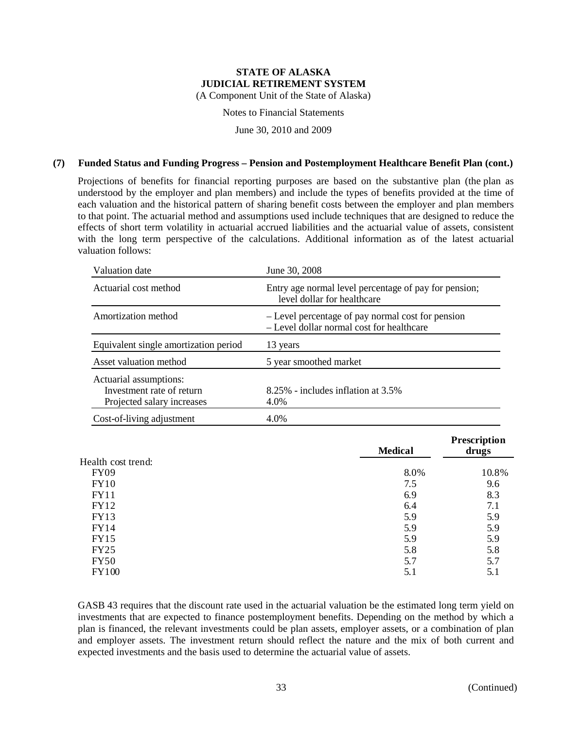**STATE OF ALASKA**
**JUDICIAL RETIREMENT SYSTEM**
(A Component Unit of the State of Alaska)

Notes to Financial Statements

June 30, 2010 and 2009

**(7) Funded Status and Funding Progress – Pension and Postemployment Healthcare Benefit Plan (cont.)**

Projections of benefits for financial reporting purposes are based on the substantive plan (the plan as understood by the employer and plan members) and include the types of benefits provided at the time of each valuation and the historical pattern of sharing benefit costs between the employer and plan members to that point. The actuarial method and assumptions used include techniques that are designed to reduce the effects of short term volatility in actuarial accrued liabilities and the actuarial value of assets, consistent with the long term perspective of the calculations. Additional information as of the latest actuarial valuation follows:

| | |
|---|---|
| Valuation date | June 30, 2008 |
| Actuarial cost method | Entry age normal level percentage of pay for pension; level dollar for healthcare |
| Amortization method | – Level percentage of pay normal cost for pension<br>– Level dollar normal cost for healthcare |
| Equivalent single amortization period | 13 years |
| Asset valuation method | 5 year smoothed market |
| Actuarial assumptions: | |
| Investment rate of return | 8.25% - includes inflation at 3.5% |
| Projected salary increases | 4.0% |
| Cost-of-living adjustment | 4.0% |

| | Medical | Prescription drugs |
|---|---|---|
| Health cost trend: | | |
| FY09 | 8.0% | 10.8% |
| FY10 | 7.5 | 9.6 |
| FY11 | 6.9 | 8.3 |
| FY12 | 6.4 | 7.1 |
| FY13 | 5.9 | 5.9 |
| FY14 | 5.9 | 5.9 |
| FY15 | 5.9 | 5.9 |
| FY25 | 5.8 | 5.8 |
| FY50 | 5.7 | 5.7 |
| FY100 | 5.1 | 5.1 |

GASB 43 requires that the discount rate used in the actuarial valuation be the estimated long term yield on investments that are expected to finance postemployment benefits. Depending on the method by which a plan is financed, the relevant investments could be plan assets, employer assets, or a combination of plan and employer assets. The investment return should reflect the nature and the mix of both current and expected investments and the basis used to determine the actuarial value of assets.

(Continued)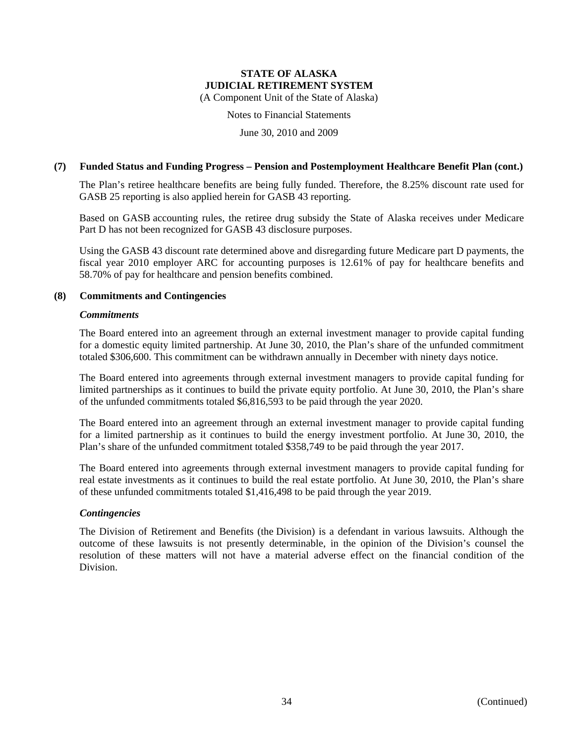### (7) Funded Status and Funding Progress – Pension and Postemployment Healthcare Benefit Plan (cont.)

The Plan's retiree healthcare benefits are being fully funded. Therefore, the 8.25% discount rate used for GASB 25 reporting is also applied herein for GASB 43 reporting.

Based on GASB accounting rules, the retiree drug subsidy the State of Alaska receives under Medicare Part D has not been recognized for GASB 43 disclosure purposes.

Using the GASB 43 discount rate determined above and disregarding future Medicare part D payments, the fiscal year 2010 employer ARC for accounting purposes is 12.61% of pay for healthcare benefits and 58.70% of pay for healthcare and pension benefits combined.

### (8) Commitments and Contingencies

***Commitments***

The Board entered into an agreement through an external investment manager to provide capital funding for a domestic equity limited partnership. At June 30, 2010, the Plan's share of the unfunded commitment totaled $306,600. This commitment can be withdrawn annually in December with ninety days notice.

The Board entered into agreements through external investment managers to provide capital funding for limited partnerships as it continues to build the private equity portfolio. At June 30, 2010, the Plan's share of the unfunded commitments totaled $6,816,593 to be paid through the year 2020.

The Board entered into an agreement through an external investment manager to provide capital funding for a limited partnership as it continues to build the energy investment portfolio. At June 30, 2010, the Plan's share of the unfunded commitment totaled $358,749 to be paid through the year 2017.

The Board entered into agreements through external investment managers to provide capital funding for real estate investments as it continues to build the real estate portfolio. At June 30, 2010, the Plan's share of these unfunded commitments totaled $1,416,498 to be paid through the year 2019.

***Contingencies***

The Division of Retirement and Benefits (the Division) is a defendant in various lawsuits. Although the outcome of these lawsuits is not presently determinable, in the opinion of the Division's counsel the resolution of these matters will not have a material adverse effect on the financial condition of the Division.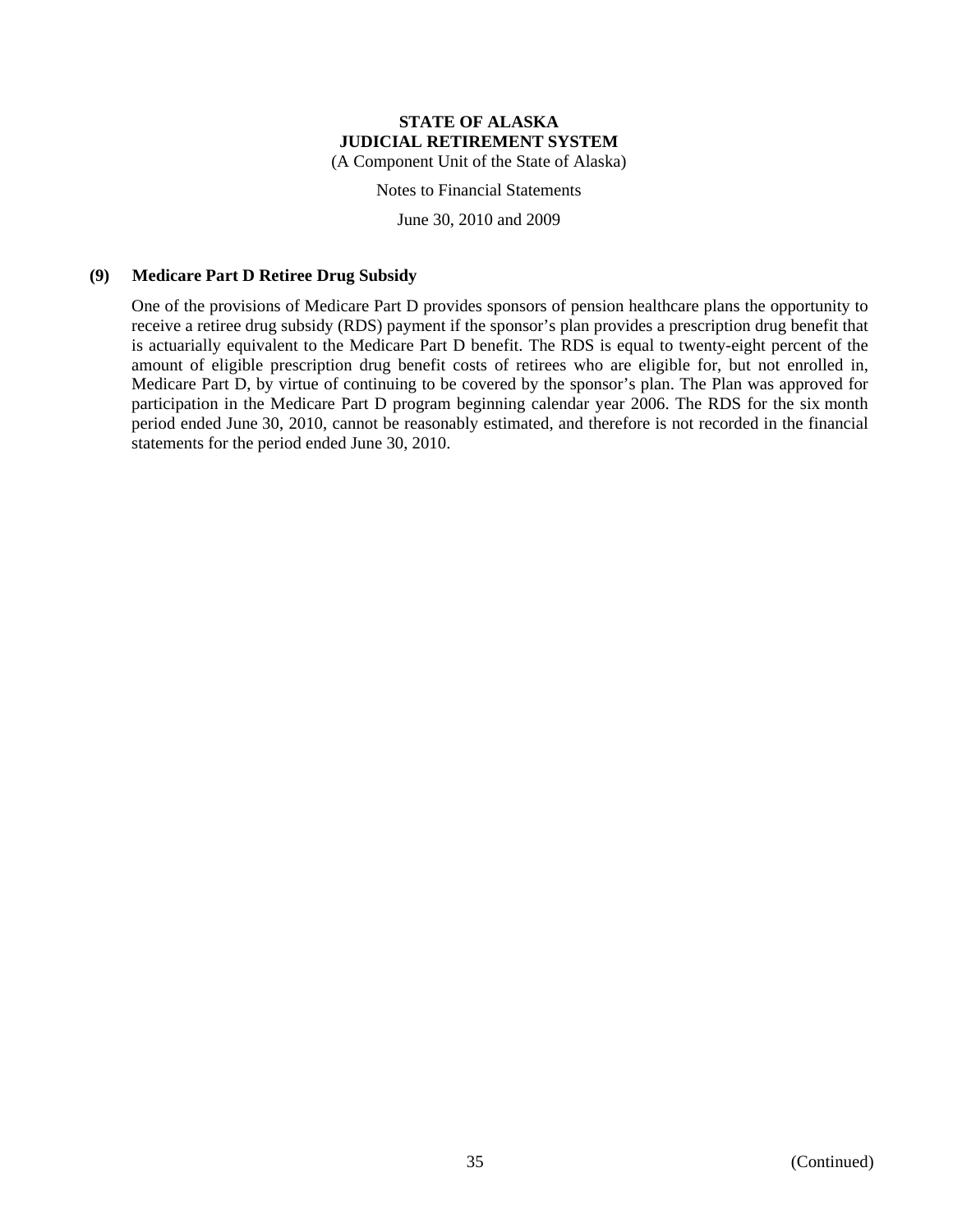**STATE OF ALASKA**
**JUDICIAL RETIREMENT SYSTEM**
(A Component Unit of the State of Alaska)

Notes to Financial Statements

June 30, 2010 and 2009

### (9) Medicare Part D Retiree Drug Subsidy

One of the provisions of Medicare Part D provides sponsors of pension healthcare plans the opportunity to receive a retiree drug subsidy (RDS) payment if the sponsor's plan provides a prescription drug benefit that is actuarially equivalent to the Medicare Part D benefit. The RDS is equal to twenty-eight percent of the amount of eligible prescription drug benefit costs of retirees who are eligible for, but not enrolled in, Medicare Part D, by virtue of continuing to be covered by the sponsor's plan. The Plan was approved for participation in the Medicare Part D program beginning calendar year 2006. The RDS for the six month period ended June 30, 2010, cannot be reasonably estimated, and therefore is not recorded in the financial statements for the period ended June 30, 2010.

(Continued)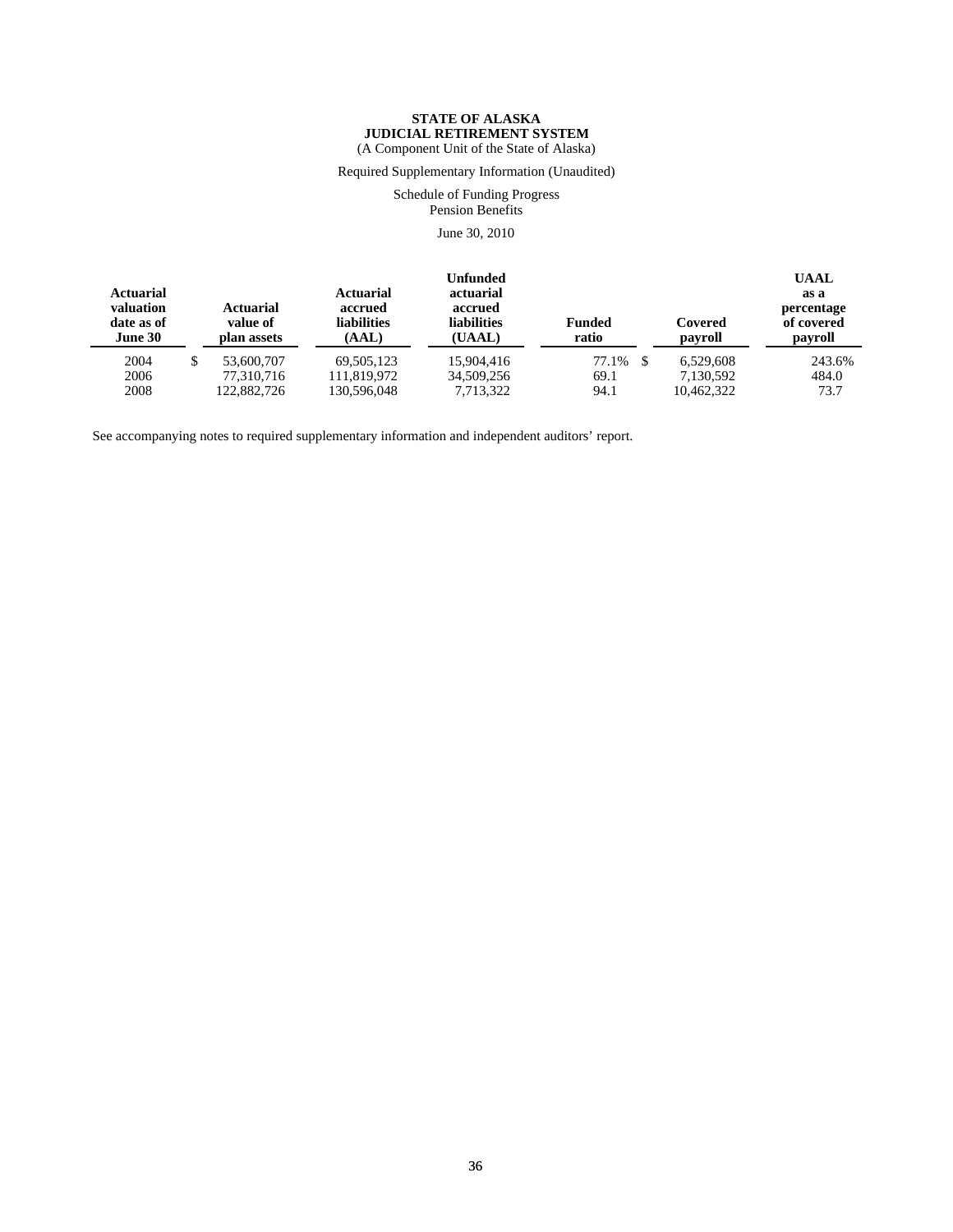**STATE OF ALASKA**
**JUDICIAL RETIREMENT SYSTEM**
(A Component Unit of the State of Alaska)

Required Supplementary Information (Unaudited)

Schedule of Funding Progress
Pension Benefits

June 30, 2010

| Actuarial valuation date as of June 30 | Actuarial value of plan assets | Actuarial accrued liabilities (AAL) | Unfunded actuarial accrued liabilities (UAAL) | Funded ratio | Covered payroll | UAAL as a percentage of covered payroll |
|---|---|---|---|---|---|---|
| 2004 | $ 53,600,707 | 69,505,123 | 15,904,416 | 77.1% | $ 6,529,608 | 243.6% |
| 2006 | 77,310,716 | 111,819,972 | 34,509,256 | 69.1 | 7,130,592 | 484.0 |
| 2008 | 122,882,726 | 130,596,048 | 7,713,322 | 94.1 | 10,462,322 | 73.7 |

See accompanying notes to required supplementary information and independent auditors' report.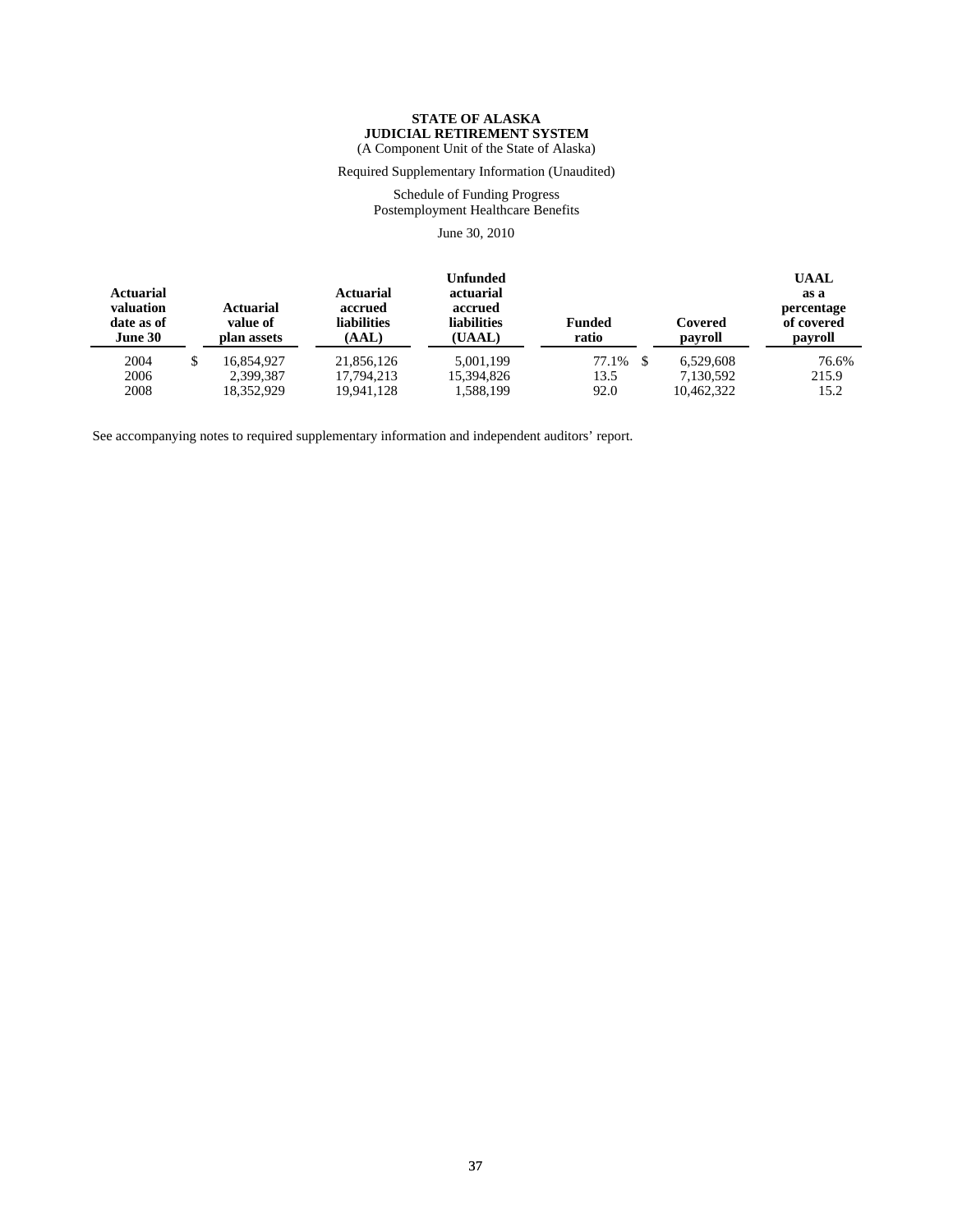**STATE OF ALASKA**
**JUDICIAL RETIREMENT SYSTEM**
(A Component Unit of the State of Alaska)

Required Supplementary Information (Unaudited)

Schedule of Funding Progress
Postemployment Healthcare Benefits

June 30, 2010

| Actuarial valuation date as of June 30 | Actuarial value of plan assets | Actuarial accrued liabilities (AAL) | Unfunded actuarial accrued liabilities (UAAL) | Funded ratio | Covered payroll | UAAL as a percentage of covered payroll |
|---|---|---|---|---|---|---|
| 2004 | $ 16,854,927 | 21,856,126 | 5,001,199 | 77.1% | $ 6,529,608 | 76.6% |
| 2006 | 2,399,387 | 17,794,213 | 15,394,826 | 13.5 | 7,130,592 | 215.9 |
| 2008 | 18,352,929 | 19,941,128 | 1,588,199 | 92.0 | 10,462,322 | 15.2 |

See accompanying notes to required supplementary information and independent auditors' report.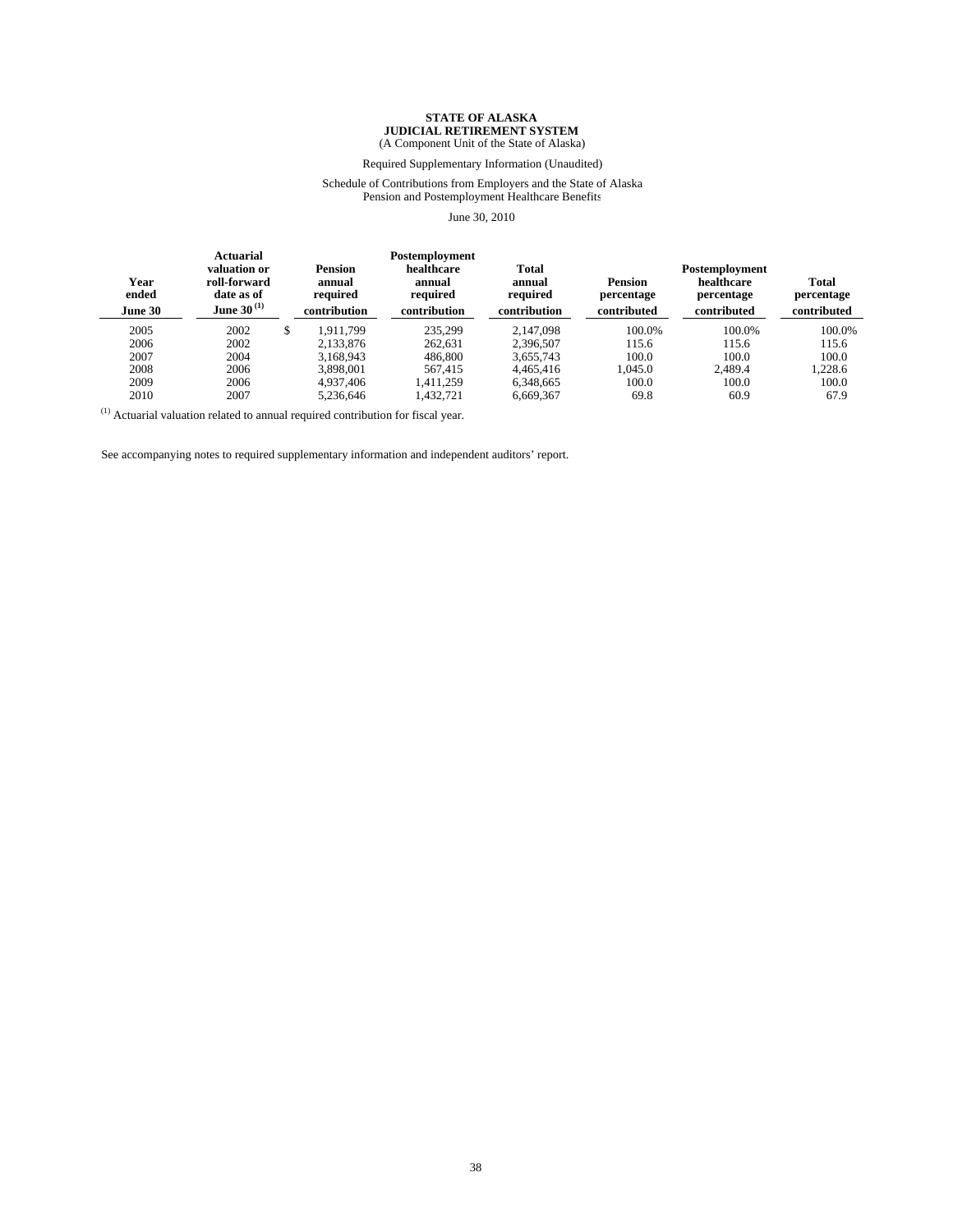# STATE OF ALASKA
## JUDICIAL RETIREMENT SYSTEM
(A Component Unit of the State of Alaska)

Required Supplementary Information (Unaudited)

Schedule of Contributions from Employers and the State of Alaska
Pension and Postemployment Healthcare Benefits

June 30, 2010

| Year ended June 30 | Actuarial valuation or roll-forward date as of June 30 (1) | Pension annual required contribution | Postemployment healthcare annual required contribution | Total annual required contribution | Pension percentage contributed | Postemployment healthcare percentage contributed | Total percentage contributed |
|---|---|---|---|---|---|---|---|
| 2005 | 2002 | $ 1,911,799 | 235,299 | 2,147,098 | 100.0% | 100.0% | 100.0% |
| 2006 | 2002 | 2,133,876 | 262,631 | 2,396,507 | 115.6 | 115.6 | 115.6 |
| 2007 | 2004 | 3,168,943 | 486,800 | 3,655,743 | 100.0 | 100.0 | 100.0 |
| 2008 | 2006 | 3,898,001 | 567,415 | 4,465,416 | 1,045.0 | 2,489.4 | 1,228.6 |
| 2009 | 2006 | 4,937,406 | 1,411,259 | 6,348,665 | 100.0 | 100.0 | 100.0 |
| 2010 | 2007 | 5,236,646 | 1,432,721 | 6,669,367 | 69.8 | 60.9 | 67.9 |

(1) Actuarial valuation related to annual required contribution for fiscal year.

See accompanying notes to required supplementary information and independent auditors' report.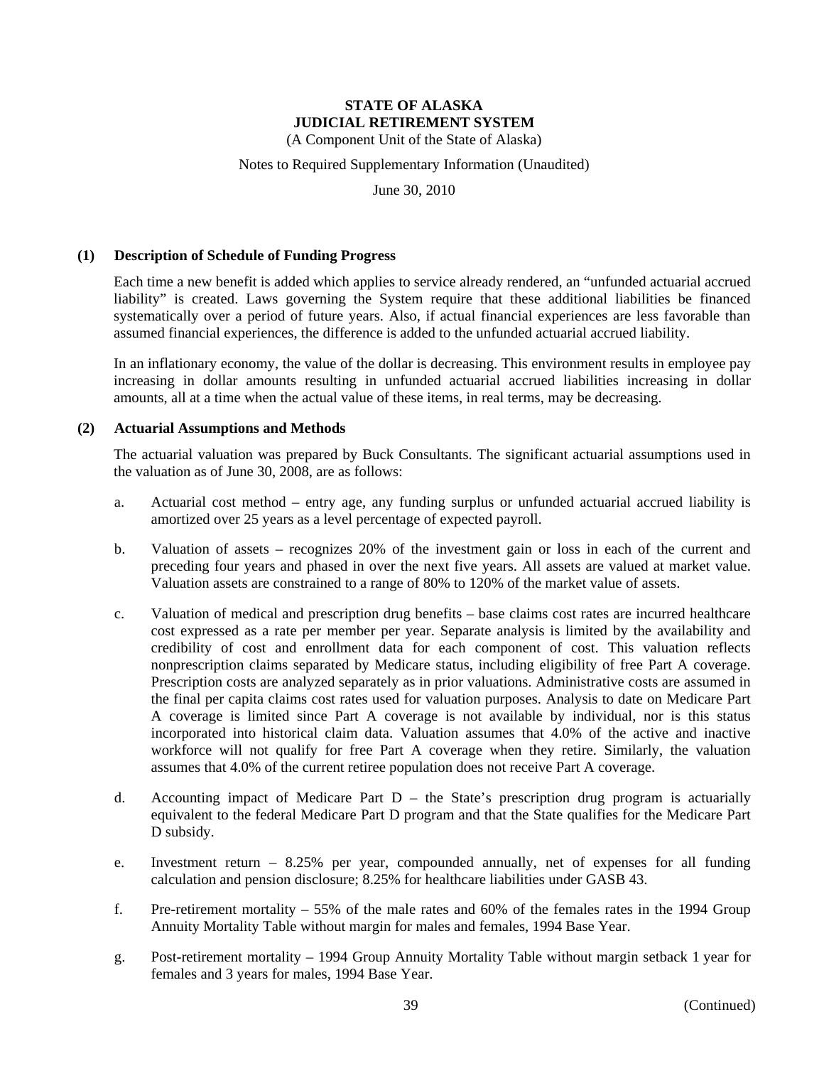**STATE OF ALASKA**
**JUDICIAL RETIREMENT SYSTEM**
(A Component Unit of the State of Alaska)

Notes to Required Supplementary Information (Unaudited)

June 30, 2010

## (1) Description of Schedule of Funding Progress

Each time a new benefit is added which applies to service already rendered, an "unfunded actuarial accrued liability" is created. Laws governing the System require that these additional liabilities be financed systematically over a period of future years. Also, if actual financial experiences are less favorable than assumed financial experiences, the difference is added to the unfunded actuarial accrued liability.

In an inflationary economy, the value of the dollar is decreasing. This environment results in employee pay increasing in dollar amounts resulting in unfunded actuarial accrued liabilities increasing in dollar amounts, all at a time when the actual value of these items, in real terms, may be decreasing.

## (2) Actuarial Assumptions and Methods

The actuarial valuation was prepared by Buck Consultants. The significant actuarial assumptions used in the valuation as of June 30, 2008, are as follows:

a. Actuarial cost method – entry age, any funding surplus or unfunded actuarial accrued liability is amortized over 25 years as a level percentage of expected payroll.

b. Valuation of assets – recognizes 20% of the investment gain or loss in each of the current and preceding four years and phased in over the next five years. All assets are valued at market value. Valuation assets are constrained to a range of 80% to 120% of the market value of assets.

c. Valuation of medical and prescription drug benefits – base claims cost rates are incurred healthcare cost expressed as a rate per member per year. Separate analysis is limited by the availability and credibility of cost and enrollment data for each component of cost. This valuation reflects nonprescription claims separated by Medicare status, including eligibility of free Part A coverage. Prescription costs are analyzed separately as in prior valuations. Administrative costs are assumed in the final per capita claims cost rates used for valuation purposes. Analysis to date on Medicare Part A coverage is limited since Part A coverage is not available by individual, nor is this status incorporated into historical claim data. Valuation assumes that 4.0% of the active and inactive workforce will not qualify for free Part A coverage when they retire. Similarly, the valuation assumes that 4.0% of the current retiree population does not receive Part A coverage.

d. Accounting impact of Medicare Part D – the State's prescription drug program is actuarially equivalent to the federal Medicare Part D program and that the State qualifies for the Medicare Part D subsidy.

e. Investment return – 8.25% per year, compounded annually, net of expenses for all funding calculation and pension disclosure; 8.25% for healthcare liabilities under GASB 43.

f. Pre-retirement mortality – 55% of the male rates and 60% of the females rates in the 1994 Group Annuity Mortality Table without margin for males and females, 1994 Base Year.

g. Post-retirement mortality – 1994 Group Annuity Mortality Table without margin setback 1 year for females and 3 years for males, 1994 Base Year.

(Continued)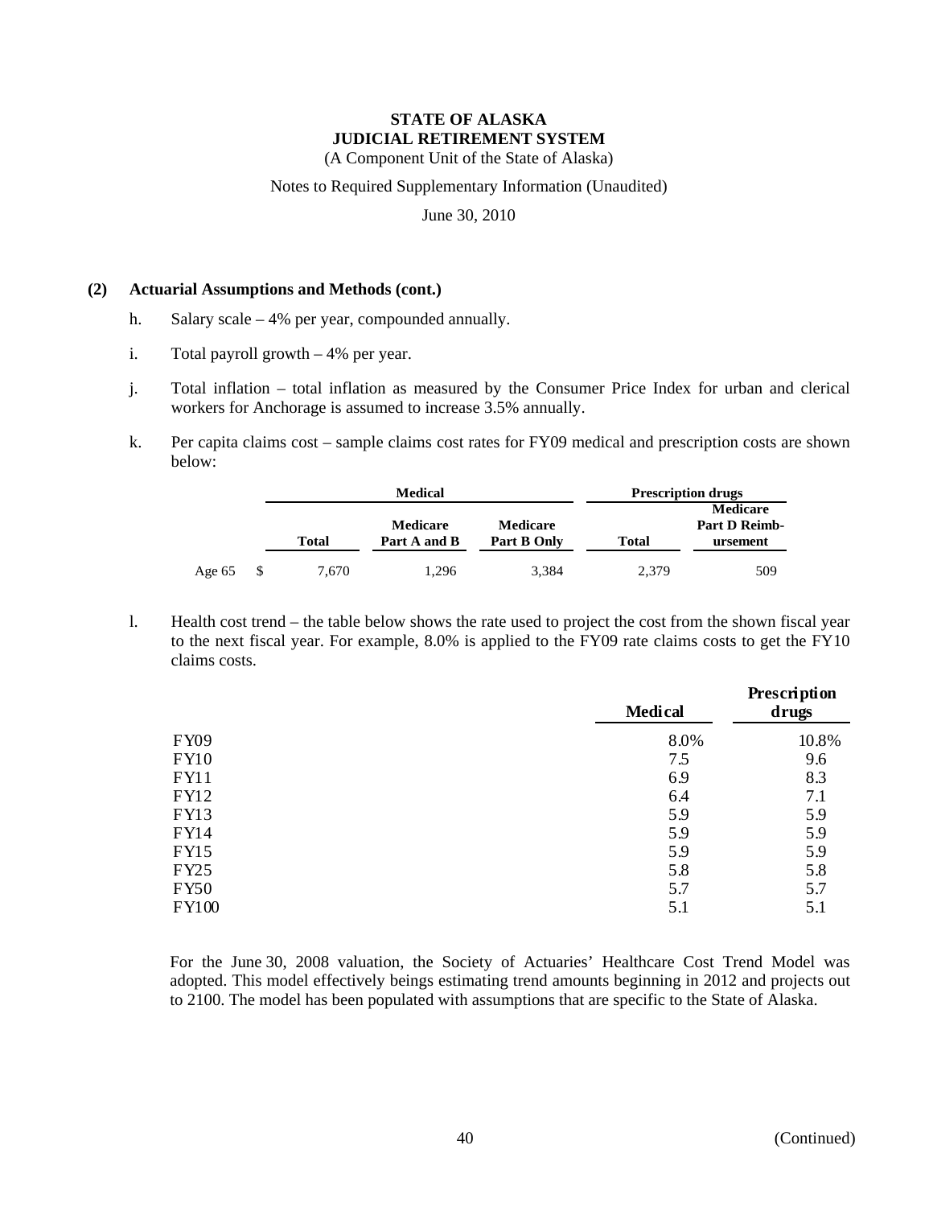**STATE OF ALASKA**
**JUDICIAL RETIREMENT SYSTEM**
(A Component Unit of the State of Alaska)

Notes to Required Supplementary Information (Unaudited)

June 30, 2010

**(2) Actuarial Assumptions and Methods (cont.)**

h. Salary scale – 4% per year, compounded annually.

i. Total payroll growth – 4% per year.

j. Total inflation – total inflation as measured by the Consumer Price Index for urban and clerical workers for Anchorage is assumed to increase 3.5% annually.

k. Per capita claims cost – sample claims cost rates for FY09 medical and prescription costs are shown below:

| | Medical | | | Prescription drugs | |
|---|---|---|---|---|---|
| | Total | Medicare Part A and B | Medicare Part B Only | Total | Medicare Part D Reimbursement |
| Age 65 | $ 7,670 | 1,296 | 3,384 | 2,379 | 509 |

l. Health cost trend – the table below shows the rate used to project the cost from the shown fiscal year to the next fiscal year. For example, 8.0% is applied to the FY09 rate claims costs to get the FY10 claims costs.

| | Medical | Prescription drugs |
|---|---|---|
| FY09 | 8.0% | 10.8% |
| FY10 | 7.5 | 9.6 |
| FY11 | 6.9 | 8.3 |
| FY12 | 6.4 | 7.1 |
| FY13 | 5.9 | 5.9 |
| FY14 | 5.9 | 5.9 |
| FY15 | 5.9 | 5.9 |
| FY25 | 5.8 | 5.8 |
| FY50 | 5.7 | 5.7 |
| FY100 | 5.1 | 5.1 |

For the June 30, 2008 valuation, the Society of Actuaries' Healthcare Cost Trend Model was adopted. This model effectively beings estimating trend amounts beginning in 2012 and projects out to 2100. The model has been populated with assumptions that are specific to the State of Alaska.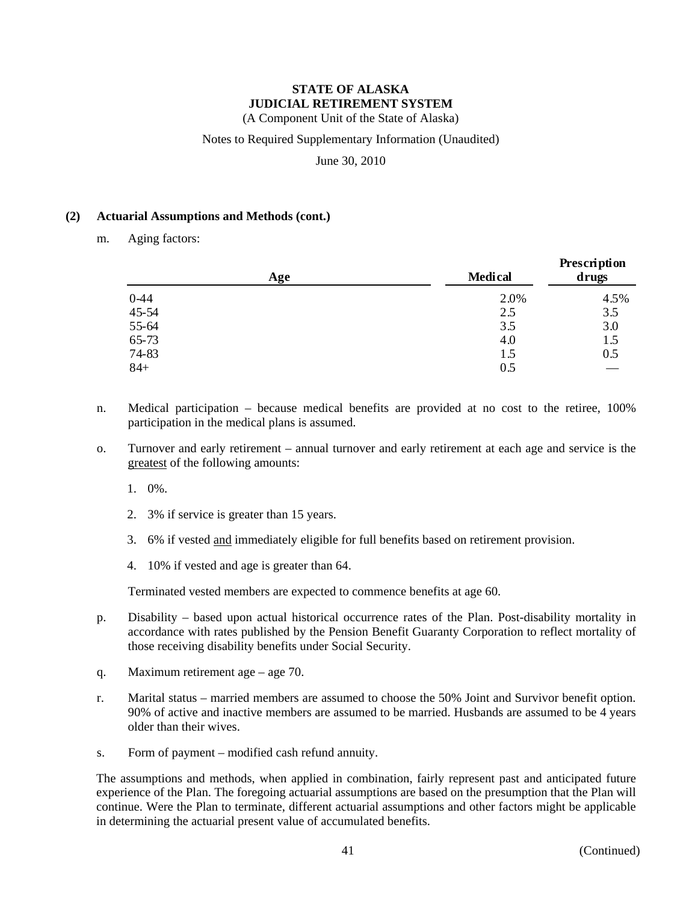**STATE OF ALASKA**
**JUDICIAL RETIREMENT SYSTEM**
(A Component Unit of the State of Alaska)

Notes to Required Supplementary Information (Unaudited)

June 30, 2010

**(2) Actuarial Assumptions and Methods (cont.)**

m. Aging factors:

| Age | Medical | Prescription drugs |
|---|---|---|
| 0-44 | 2.0% | 4.5% |
| 45-54 | 2.5 | 3.5 |
| 55-64 | 3.5 | 3.0 |
| 65-73 | 4.0 | 1.5 |
| 74-83 | 1.5 | 0.5 |
| 84+ | 0.5 | — |

n. Medical participation – because medical benefits are provided at no cost to the retiree, 100% participation in the medical plans is assumed.

o. Turnover and early retirement – annual turnover and early retirement at each age and service is the greatest of the following amounts:

1. 0%.
2. 3% if service is greater than 15 years.
3. 6% if vested and immediately eligible for full benefits based on retirement provision.
4. 10% if vested and age is greater than 64.

Terminated vested members are expected to commence benefits at age 60.

p. Disability – based upon actual historical occurrence rates of the Plan. Post-disability mortality in accordance with rates published by the Pension Benefit Guaranty Corporation to reflect mortality of those receiving disability benefits under Social Security.

q. Maximum retirement age – age 70.

r. Marital status – married members are assumed to choose the 50% Joint and Survivor benefit option. 90% of active and inactive members are assumed to be married. Husbands are assumed to be 4 years older than their wives.

s. Form of payment – modified cash refund annuity.

The assumptions and methods, when applied in combination, fairly represent past and anticipated future experience of the Plan. The foregoing actuarial assumptions are based on the presumption that the Plan will continue. Were the Plan to terminate, different actuarial assumptions and other factors might be applicable in determining the actuarial present value of accumulated benefits.

(Continued)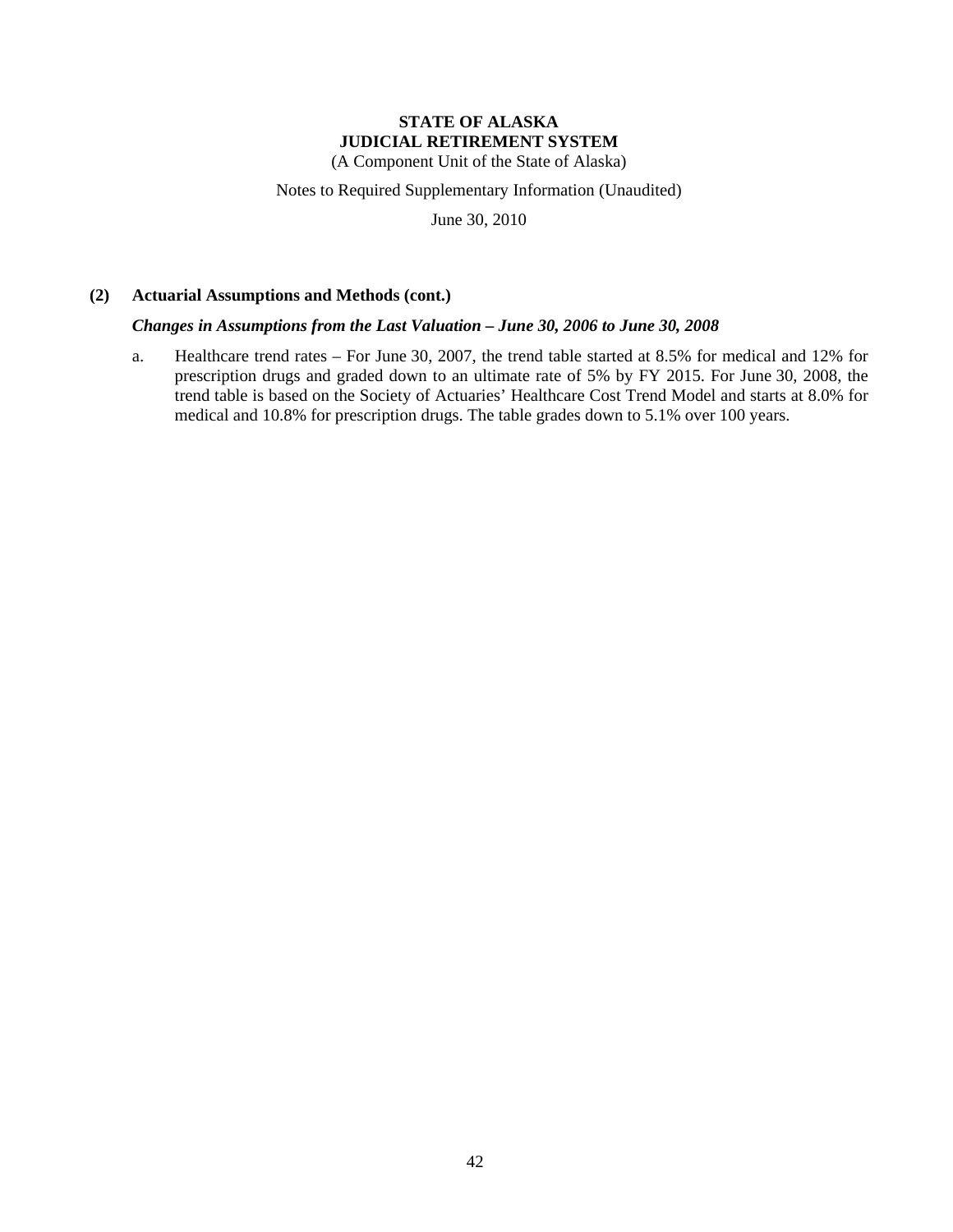**STATE OF ALASKA**
**JUDICIAL RETIREMENT SYSTEM**
(A Component Unit of the State of Alaska)

Notes to Required Supplementary Information (Unaudited)

June 30, 2010

**(2) Actuarial Assumptions and Methods (cont.)**

***Changes in Assumptions from the Last Valuation – June 30, 2006 to June 30, 2008***

a. Healthcare trend rates – For June 30, 2007, the trend table started at 8.5% for medical and 12% for prescription drugs and graded down to an ultimate rate of 5% by FY 2015. For June 30, 2008, the trend table is based on the Society of Actuaries' Healthcare Cost Trend Model and starts at 8.0% for medical and 10.8% for prescription drugs. The table grades down to 5.1% over 100 years.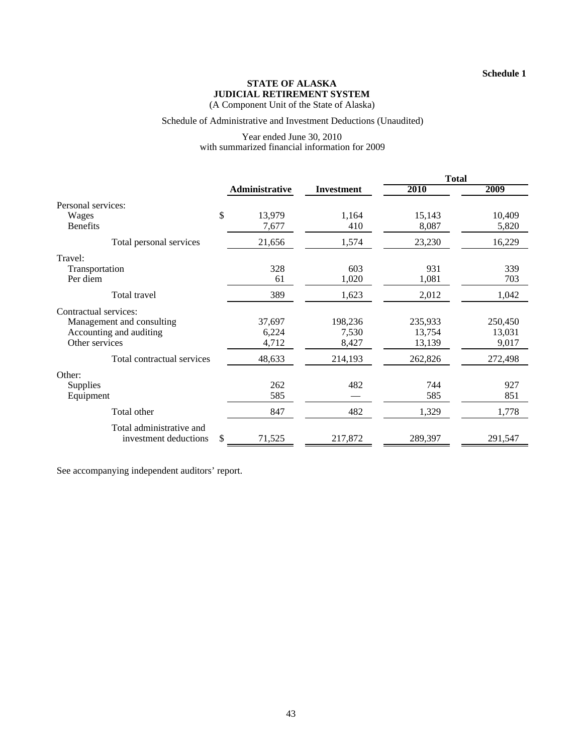Schedule 1

**STATE OF ALASKA**
**JUDICIAL RETIREMENT SYSTEM**
(A Component Unit of the State of Alaska)

Schedule of Administrative and Investment Deductions (Unaudited)

Year ended June 30, 2010
with summarized financial information for 2009

| | Administrative | Investment | Total 2010 | Total 2009 |
|---|---|---|---|---|
| Personal services: | | | | |
| Wages | $ 13,979 | 1,164 | 15,143 | 10,409 |
| Benefits | 7,677 | 410 | 8,087 | 5,820 |
| Total personal services | 21,656 | 1,574 | 23,230 | 16,229 |
| Travel: | | | | |
| Transportation | 328 | 603 | 931 | 339 |
| Per diem | 61 | 1,020 | 1,081 | 703 |
| Total travel | 389 | 1,623 | 2,012 | 1,042 |
| Contractual services: | | | | |
| Management and consulting | 37,697 | 198,236 | 235,933 | 250,450 |
| Accounting and auditing | 6,224 | 7,530 | 13,754 | 13,031 |
| Other services | 4,712 | 8,427 | 13,139 | 9,017 |
| Total contractual services | 48,633 | 214,193 | 262,826 | 272,498 |
| Other: | | | | |
| Supplies | 262 | 482 | 744 | 927 |
| Equipment | 585 | — | 585 | 851 |
| Total other | 847 | 482 | 1,329 | 1,778 |
| Total administrative and investment deductions | $ 71,525 | 217,872 | 289,397 | 291,547 |

See accompanying independent auditors' report.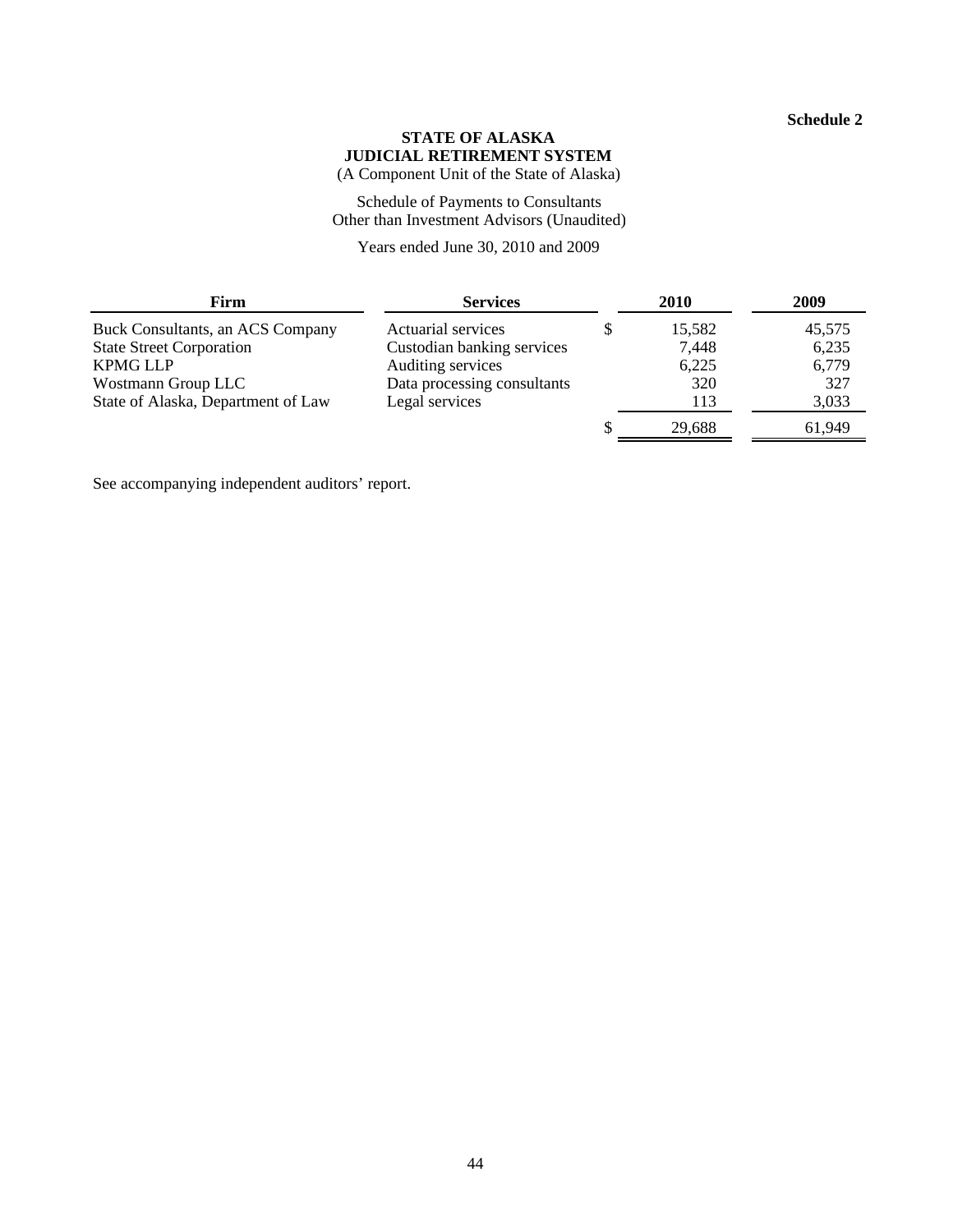Schedule 2

**STATE OF ALASKA**
**JUDICIAL RETIREMENT SYSTEM**
(A Component Unit of the State of Alaska)

Schedule of Payments to Consultants
Other than Investment Advisors (Unaudited)

Years ended June 30, 2010 and 2009

| Firm | Services | 2010 | 2009 |
|---|---|---|---|
| Buck Consultants, an ACS Company | Actuarial services | $ 15,582 | 45,575 |
| State Street Corporation | Custodian banking services | 7,448 | 6,235 |
| KPMG LLP | Auditing services | 6,225 | 6,779 |
| Wostmann Group LLC | Data processing consultants | 320 | 327 |
| State of Alaska, Department of Law | Legal services | 113 | 3,033 |
| | | $ 29,688 | 61,949 |

See accompanying independent auditors' report.